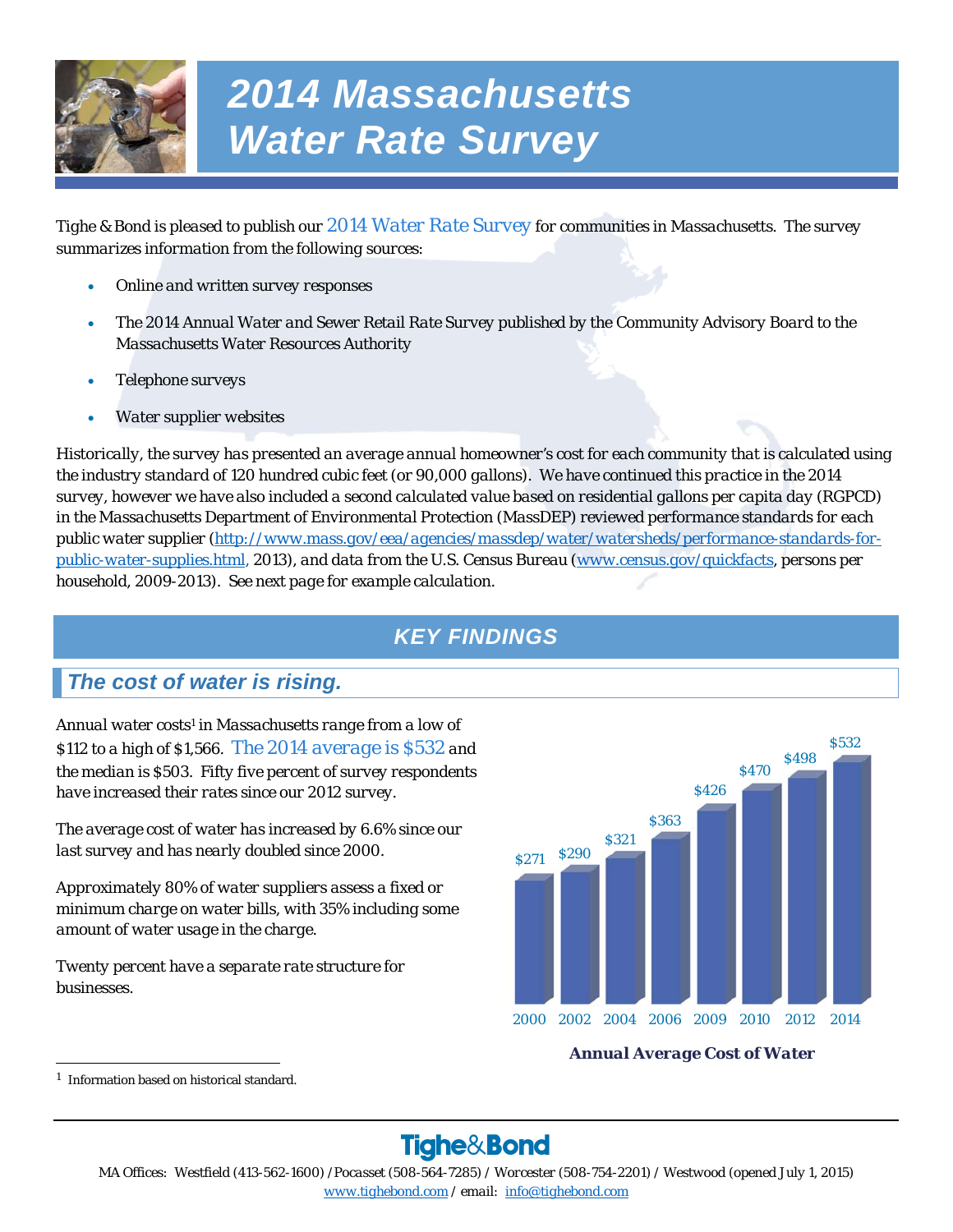# 2014 Massachusetts Water Rate Survey

Tighe & Bond is pleased to publish our 2014 Water Rate Survey for communities in Massachusetts. The survey summarizes information from the following sources:

- Online and written survey responses
- The 2014 Annual Water and Sewer Retail Rate Survey published by the Community Advisory Board to the Massachusetts Water Resources Authority
- Telephone surveys
- Water supplier websites

Historically, the survey has presented an average annual homeowner's cost for each community that is calculated using the industry standard of 120 hundred cubic feet (or 90,000 gallons). We have continued this practice in the 2014 survey, however we have also included a second calculated value based on residential gallons per capita day (RGPCD) in the Massachusetts Department of Environmental Protection (MassDEP) reviewed performance standards for each public water supplier (http://www.mass.gov/eea/agencies/massdep/water/watersheds/performance-standards-for-public-water-supplies.html, 2013), and data from the U.S. Census Bureau (www.census.gov/quickfacts, persons per household, 2009-2013). See next page for example calculation.

## KEY FINDINGS

### The cost of water is rising.

Annual water costs[1] in Massachusetts range from a low of $112 to a high of $1,566. The 2014 average is $532 and the median is $503. Fifty five percent of survey respondents have increased their rates since our 2012 survey.

The average cost of water has increased by 6.6% since our last survey and has nearly doubled since 2000.

Approximately 80% of water suppliers assess a fixed or minimum charge on water bills, with 35% including some amount of water usage in the charge.

Twenty percent have a separate rate structure for businesses.

| Year | Annual Average Cost of Water |
|---|---|
| 2000 | $271 |
| 2002 | $290 |
| 2004 | $321 |
| 2006 | $363 |
| 2009 | $426 |
| 2010 | $470 |
| 2012 | $498 |
| 2014 | $532 |

**Annual Average Cost of Water**

[1] Information based on historical standard.

Tighe&Bond

MA Offices: Westfield (413-562-1600) /Pocasset (508-564-7285) / Worcester (508-754-2201) / Westwood (opened July 1, 2015)
www.tighebond.com / email: info@tighebond.com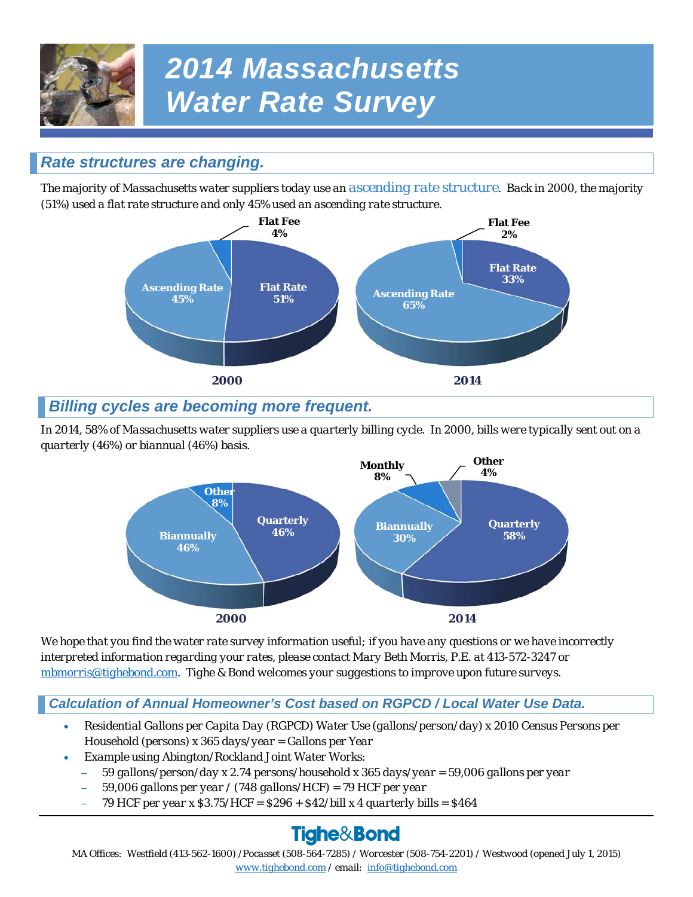# 2014 Massachusetts Water Rate Survey

## Rate structures are changing.

The majority of Massachusetts water suppliers today use an ascending rate structure. Back in 2000, the majority (51%) used a flat rate structure and only 45% used an ascending rate structure.

| Rate Structure | 2000 | 2014 |
| --- | --- | --- |
| Flat Rate | 51% | 33% |
| Ascending Rate | 45% | 65% |
| Flat Fee | 4% | 2% |

## Billing cycles are becoming more frequent.

In 2014, 58% of Massachusetts water suppliers use a quarterly billing cycle. In 2000, bills were typically sent out on a quarterly (46%) or biannual (46%) basis.

| Billing Cycle | 2000 | 2014 |
| --- | --- | --- |
| Quarterly | 46% | 58% |
| Biannually | 46% | 30% |
| Monthly | | 8% |
| Other | 8% | 4% |

We hope that you find the water rate survey information useful; if you have any questions or we have incorrectly interpreted information regarding your rates, please contact Mary Beth Morris, P.E. at 413-572-3247 or mbmorris@tighebond.com. Tighe & Bond welcomes your suggestions to improve upon future surveys.

## Calculation of Annual Homeowner's Cost based on RGPCD / Local Water Use Data.

- Residential Gallons per Capita Day (RGPCD) Water Use (gallons/person/day) x 2010 Census Persons per Household (persons) x 365 days/year = Gallons per Year
- Example using Abington/Rockland Joint Water Works:
  - 59 gallons/person/day x 2.74 persons/household x 365 days/year = 59,006 gallons per year
  - 59,006 gallons per year / (748 gallons/HCF) = 79 HCF per year
  - 79 HCF per year x $3.75/HCF = $296 + $42/bill x 4 quarterly bills = $464

**Tighe&Bond**

MA Offices: Westfield (413-562-1600) /Pocasset (508-564-7285) / Worcester (508-754-2201) / Westwood (opened July 1, 2015)
www.tighebond.com / email: info@tighebond.com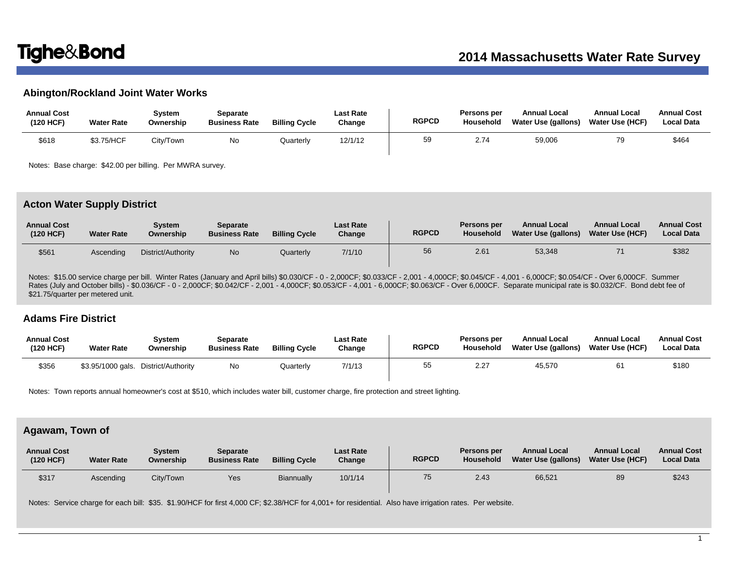# 2014 Massachusetts Water Rate Survey

## Abington/Rockland Joint Water Works

| Annual Cost (120 HCF) | Water Rate | System Ownership | Separate Business Rate | Billing Cycle | Last Rate Change | RGPCD | Persons per Household | Annual Local Water Use (gallons) | Annual Local Water Use (HCF) | Annual Cost Local Data |
|---|---|---|---|---|---|---|---|---|---|---|
| $618 | $3.75/HCF | City/Town | No | Quarterly | 12/1/12 | 59 | 2.74 | 59,006 | 79 | $464 |

Notes: Base charge: $42.00 per billing. Per MWRA survey.

## Acton Water Supply District

| Annual Cost (120 HCF) | Water Rate | System Ownership | Separate Business Rate | Billing Cycle | Last Rate Change | RGPCD | Persons per Household | Annual Local Water Use (gallons) | Annual Local Water Use (HCF) | Annual Cost Local Data |
|---|---|---|---|---|---|---|---|---|---|---|
| $561 | Ascending | District/Authority | No | Quarterly | 7/1/10 | 56 | 2.61 | 53,348 | 71 | $382 |

Notes: $15.00 service charge per bill. Winter Rates (January and April bills) $0.030/CF - 0 - 2,000CF; $0.033/CF - 2,001 - 4,000CF; $0.045/CF - 4,001 - 6,000CF; $0.054/CF - Over 6,000CF. Summer Rates (July and October bills) - $0.036/CF - 0 - 2,000CF; $0.042/CF - 2,001 - 4,000CF; $0.053/CF - 4,001 - 6,000CF; $0.063/CF - Over 6,000CF. Separate municipal rate is $0.032/CF. Bond debt fee of $21.75/quarter per metered unit.

## Adams Fire District

| Annual Cost (120 HCF) | Water Rate | System Ownership | Separate Business Rate | Billing Cycle | Last Rate Change | RGPCD | Persons per Household | Annual Local Water Use (gallons) | Annual Local Water Use (HCF) | Annual Cost Local Data |
|---|---|---|---|---|---|---|---|---|---|---|
| $356 | $3.95/1000 gals. | District/Authority | No | Quarterly | 7/1/13 | 55 | 2.27 | 45,570 | 61 | $180 |

Notes: Town reports annual homeowner's cost at $510, which includes water bill, customer charge, fire protection and street lighting.

## Agawam, Town of

| Annual Cost (120 HCF) | Water Rate | System Ownership | Separate Business Rate | Billing Cycle | Last Rate Change | RGPCD | Persons per Household | Annual Local Water Use (gallons) | Annual Local Water Use (HCF) | Annual Cost Local Data |
|---|---|---|---|---|---|---|---|---|---|---|
| $317 | Ascending | City/Town | Yes | Biannually | 10/1/14 | 75 | 2.43 | 66,521 | 89 | $243 |

Notes: Service charge for each bill: $35. $1.90/HCF for first 4,000 CF; $2.38/HCF for 4,001+ for residential. Also have irrigation rates. Per website.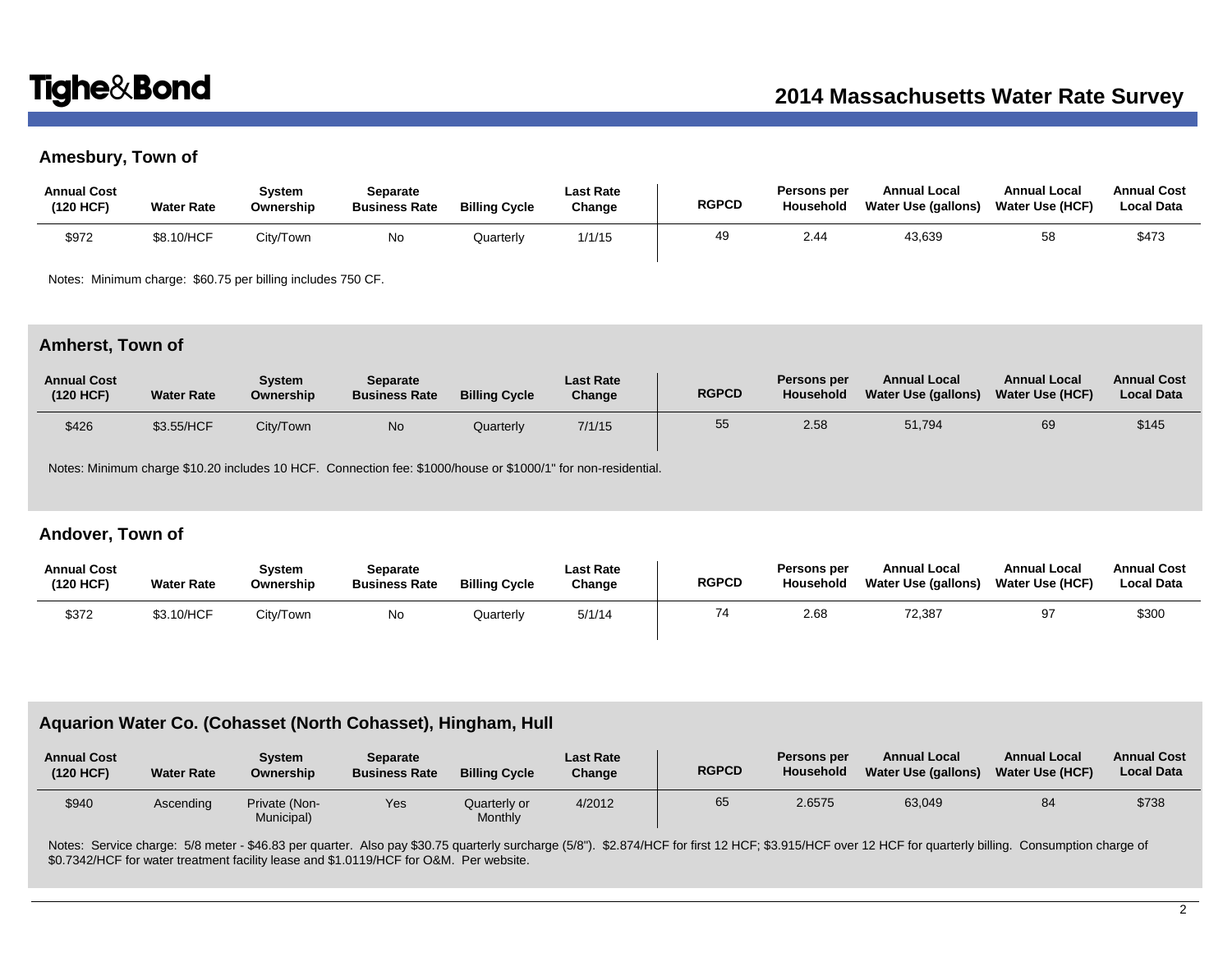## Amesbury, Town of

| Annual Cost (120 HCF) | Water Rate | System Ownership | Separate Business Rate | Billing Cycle | Last Rate Change | RGPCD | Persons per Household | Annual Local Water Use (gallons) | Annual Local Water Use (HCF) | Annual Cost Local Data |
|---|---|---|---|---|---|---|---|---|---|---|
| $972 | $8.10/HCF | City/Town | No | Quarterly | 1/1/15 | 49 | 2.44 | 43,639 | 58 | $473 |

Notes: Minimum charge: $60.75 per billing includes 750 CF.

## Amherst, Town of

| Annual Cost (120 HCF) | Water Rate | System Ownership | Separate Business Rate | Billing Cycle | Last Rate Change | RGPCD | Persons per Household | Annual Local Water Use (gallons) | Annual Local Water Use (HCF) | Annual Cost Local Data |
|---|---|---|---|---|---|---|---|---|---|---|
| $426 | $3.55/HCF | City/Town | No | Quarterly | 7/1/15 | 55 | 2.58 | 51,794 | 69 | $145 |

Notes: Minimum charge $10.20 includes 10 HCF. Connection fee: $1000/house or $1000/1" for non-residential.

## Andover, Town of

| Annual Cost (120 HCF) | Water Rate | System Ownership | Separate Business Rate | Billing Cycle | Last Rate Change | RGPCD | Persons per Household | Annual Local Water Use (gallons) | Annual Local Water Use (HCF) | Annual Cost Local Data |
|---|---|---|---|---|---|---|---|---|---|---|
| $372 | $3.10/HCF | City/Town | No | Quarterly | 5/1/14 | 74 | 2.68 | 72,387 | 97 | $300 |

## Aquarion Water Co. (Cohasset (North Cohasset), Hingham, Hull

| Annual Cost (120 HCF) | Water Rate | System Ownership | Separate Business Rate | Billing Cycle | Last Rate Change | RGPCD | Persons per Household | Annual Local Water Use (gallons) | Annual Local Water Use (HCF) | Annual Cost Local Data |
|---|---|---|---|---|---|---|---|---|---|---|
| $940 | Ascending | Private (Non-Municipal) | Yes | Quarterly or Monthly | 4/2012 | 65 | 2.6575 | 63,049 | 84 | $738 |

Notes: Service charge: 5/8 meter - $46.83 per quarter. Also pay $30.75 quarterly surcharge (5/8"). $2.874/HCF for first 12 HCF; $3.915/HCF over 12 HCF for quarterly billing. Consumption charge of $0.7342/HCF for water treatment facility lease and $1.0119/HCF for O&M. Per website.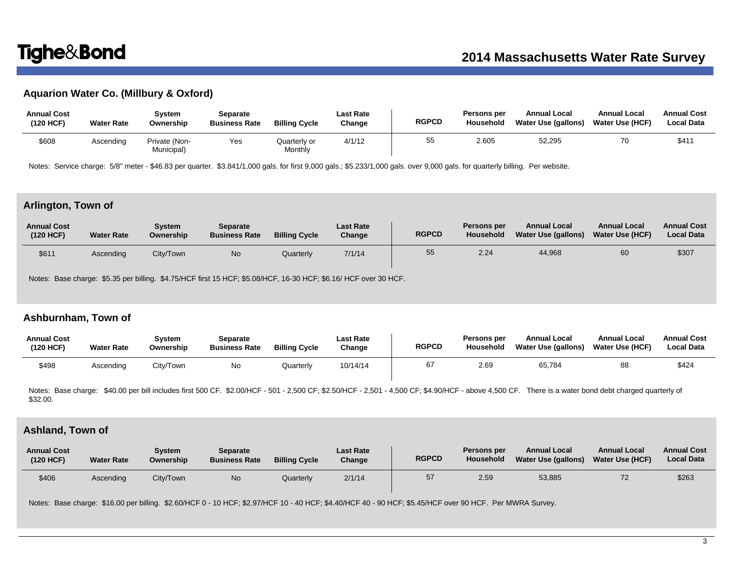### Aquarion Water Co. (Millbury & Oxford)

| Annual Cost (120 HCF) | Water Rate | System Ownership | Separate Business Rate | Billing Cycle | Last Rate Change | RGPCD | Persons per Household | Annual Local Water Use (gallons) | Annual Local Water Use (HCF) | Annual Cost Local Data |
|---|---|---|---|---|---|---|---|---|---|---|
| $608 | Ascending | Private (Non-Municipal) | Yes | Quarterly or Monthly | 4/1/12 | 55 | 2.605 | 52,295 | 70 | $411 |

Notes: Service charge: 5/8" meter - $46.83 per quarter. $3.841/1,000 gals. for first 9,000 gals.; $5.233/1,000 gals. over 9,000 gals. for quarterly billing. Per website.

### Arlington, Town of

| Annual Cost (120 HCF) | Water Rate | System Ownership | Separate Business Rate | Billing Cycle | Last Rate Change | RGPCD | Persons per Household | Annual Local Water Use (gallons) | Annual Local Water Use (HCF) | Annual Cost Local Data |
|---|---|---|---|---|---|---|---|---|---|---|
| $611 | Ascending | City/Town | No | Quarterly | 7/1/14 | 55 | 2.24 | 44,968 | 60 | $307 |

Notes: Base charge: $5.35 per billing. $4.75/HCF first 15 HCF; $5.08/HCF, 16-30 HCF; $6.16/ HCF over 30 HCF.

### Ashburnham, Town of

| Annual Cost (120 HCF) | Water Rate | System Ownership | Separate Business Rate | Billing Cycle | Last Rate Change | RGPCD | Persons per Household | Annual Local Water Use (gallons) | Annual Local Water Use (HCF) | Annual Cost Local Data |
|---|---|---|---|---|---|---|---|---|---|---|
| $498 | Ascending | City/Town | No | Quarterly | 10/14/14 | 67 | 2.69 | 65,784 | 88 | $424 |

Notes: Base charge: $40.00 per bill includes first 500 CF. $2.00/HCF - 501 - 2,500 CF; $2.50/HCF - 2,501 - 4,500 CF; $4.90/HCF - above 4,500 CF. There is a water bond debt charged quarterly of $32.00.

### Ashland, Town of

| Annual Cost (120 HCF) | Water Rate | System Ownership | Separate Business Rate | Billing Cycle | Last Rate Change | RGPCD | Persons per Household | Annual Local Water Use (gallons) | Annual Local Water Use (HCF) | Annual Cost Local Data |
|---|---|---|---|---|---|---|---|---|---|---|
| $406 | Ascending | City/Town | No | Quarterly | 2/1/14 | 57 | 2.59 | 53,885 | 72 | $263 |

Notes: Base charge: $16.00 per billing. $2.60/HCF 0 - 10 HCF; $2.97/HCF 10 - 40 HCF; $4.40/HCF 40 - 90 HCF; $5.45/HCF over 90 HCF. Per MWRA Survey.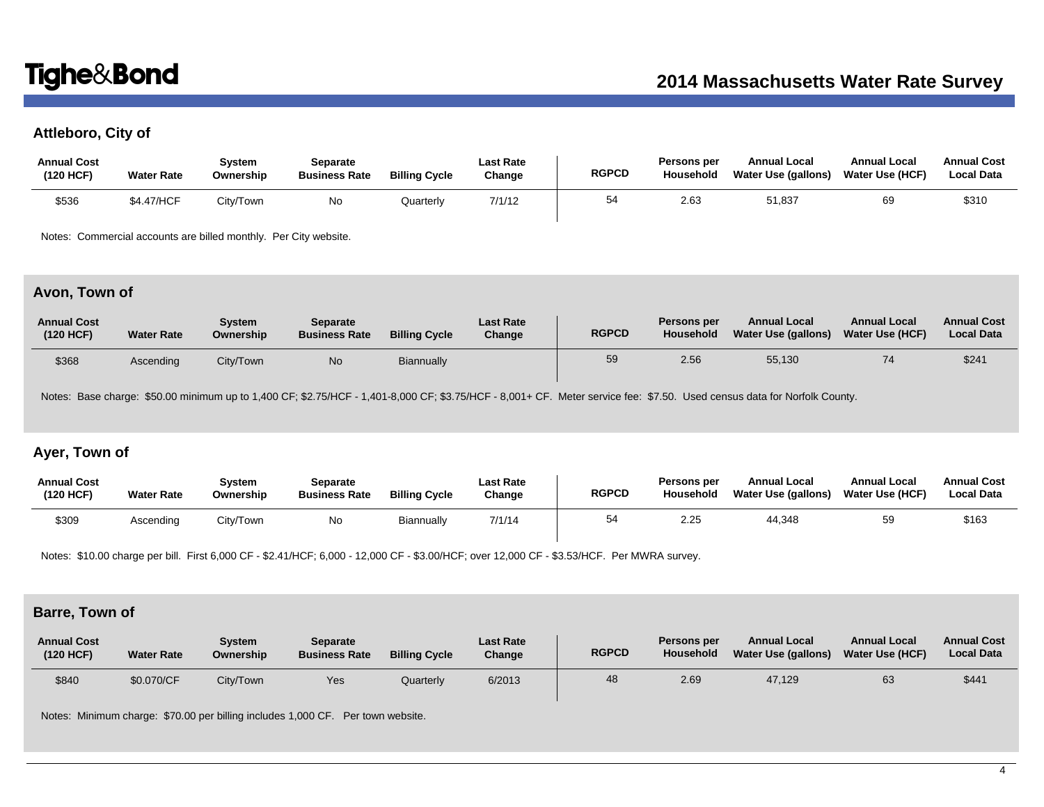## Attleboro, City of

| Annual Cost (120 HCF) | Water Rate | System Ownership | Separate Business Rate | Billing Cycle | Last Rate Change | RGPCD | Persons per Household | Annual Local Water Use (gallons) | Annual Local Water Use (HCF) | Annual Cost Local Data |
|---|---|---|---|---|---|---|---|---|---|---|
| $536 | $4.47/HCF | City/Town | No | Quarterly | 7/1/12 | 54 | 2.63 | 51,837 | 69 | $310 |

Notes: Commercial accounts are billed monthly. Per City website.

## Avon, Town of

| Annual Cost (120 HCF) | Water Rate | System Ownership | Separate Business Rate | Billing Cycle | Last Rate Change | RGPCD | Persons per Household | Annual Local Water Use (gallons) | Annual Local Water Use (HCF) | Annual Cost Local Data |
|---|---|---|---|---|---|---|---|---|---|---|
| $368 | Ascending | City/Town | No | Biannually | | 59 | 2.56 | 55,130 | 74 | $241 |

Notes: Base charge: $50.00 minimum up to 1,400 CF; $2.75/HCF - 1,401-8,000 CF; $3.75/HCF - 8,001+ CF. Meter service fee: $7.50. Used census data for Norfolk County.

## Ayer, Town of

| Annual Cost (120 HCF) | Water Rate | System Ownership | Separate Business Rate | Billing Cycle | Last Rate Change | RGPCD | Persons per Household | Annual Local Water Use (gallons) | Annual Local Water Use (HCF) | Annual Cost Local Data |
|---|---|---|---|---|---|---|---|---|---|---|
| $309 | Ascending | City/Town | No | Biannually | 7/1/14 | 54 | 2.25 | 44,348 | 59 | $163 |

Notes: $10.00 charge per bill. First 6,000 CF - $2.41/HCF; 6,000 - 12,000 CF - $3.00/HCF; over 12,000 CF - $3.53/HCF. Per MWRA survey.

## Barre, Town of

| Annual Cost (120 HCF) | Water Rate | System Ownership | Separate Business Rate | Billing Cycle | Last Rate Change | RGPCD | Persons per Household | Annual Local Water Use (gallons) | Annual Local Water Use (HCF) | Annual Cost Local Data |
|---|---|---|---|---|---|---|---|---|---|---|
| $840 | $0.070/CF | City/Town | Yes | Quarterly | 6/2013 | 48 | 2.69 | 47,129 | 63 | $441 |

Notes: Minimum charge: $70.00 per billing includes 1,000 CF. Per town website.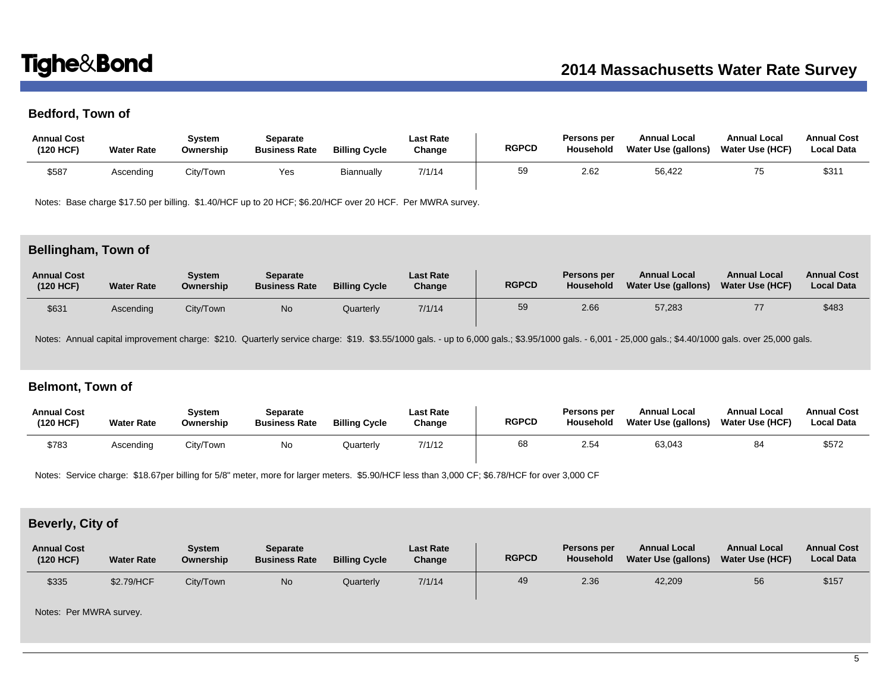### Bedford, Town of

| Annual Cost (120 HCF) | Water Rate | System Ownership | Separate Business Rate | Billing Cycle | Last Rate Change | RGPCD | Persons per Household | Annual Local Water Use (gallons) | Annual Local Water Use (HCF) | Annual Cost Local Data |
|---|---|---|---|---|---|---|---|---|---|---|
| $587 | Ascending | City/Town | Yes | Biannually | 7/1/14 | 59 | 2.62 | 56,422 | 75 | $311 |

Notes: Base charge $17.50 per billing. $1.40/HCF up to 20 HCF; $6.20/HCF over 20 HCF. Per MWRA survey.

### Bellingham, Town of

| Annual Cost (120 HCF) | Water Rate | System Ownership | Separate Business Rate | Billing Cycle | Last Rate Change | RGPCD | Persons per Household | Annual Local Water Use (gallons) | Annual Local Water Use (HCF) | Annual Cost Local Data |
|---|---|---|---|---|---|---|---|---|---|---|
| $631 | Ascending | City/Town | No | Quarterly | 7/1/14 | 59 | 2.66 | 57,283 | 77 | $483 |

Notes: Annual capital improvement charge: $210. Quarterly service charge: $19. $3.55/1000 gals. - up to 6,000 gals.; $3.95/1000 gals. - 6,001 - 25,000 gals.; $4.40/1000 gals. over 25,000 gals.

### Belmont, Town of

| Annual Cost (120 HCF) | Water Rate | System Ownership | Separate Business Rate | Billing Cycle | Last Rate Change | RGPCD | Persons per Household | Annual Local Water Use (gallons) | Annual Local Water Use (HCF) | Annual Cost Local Data |
|---|---|---|---|---|---|---|---|---|---|---|
| $783 | Ascending | City/Town | No | Quarterly | 7/1/12 | 68 | 2.54 | 63,043 | 84 | $572 |

Notes: Service charge: $18.67per billing for 5/8" meter, more for larger meters. $5.90/HCF less than 3,000 CF; $6.78/HCF for over 3,000 CF

### Beverly, City of

| Annual Cost (120 HCF) | Water Rate | System Ownership | Separate Business Rate | Billing Cycle | Last Rate Change | RGPCD | Persons per Household | Annual Local Water Use (gallons) | Annual Local Water Use (HCF) | Annual Cost Local Data |
|---|---|---|---|---|---|---|---|---|---|---|
| $335 | $2.79/HCF | City/Town | No | Quarterly | 7/1/14 | 49 | 2.36 | 42,209 | 56 | $157 |

Notes: Per MWRA survey.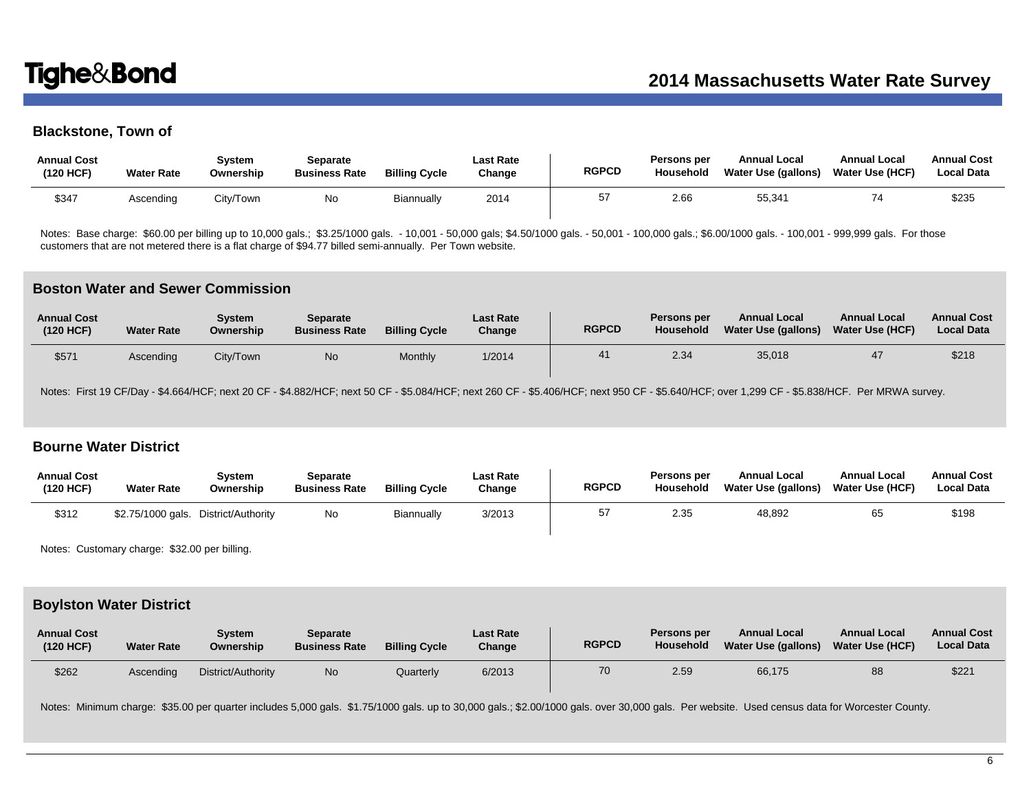## Blackstone, Town of

| Annual Cost (120 HCF) | Water Rate | System Ownership | Separate Business Rate | Billing Cycle | Last Rate Change | RGPCD | Persons per Household | Annual Local Water Use (gallons) | Annual Local Water Use (HCF) | Annual Cost Local Data |
|---|---|---|---|---|---|---|---|---|---|---|
| $347 | Ascending | City/Town | No | Biannually | 2014 | 57 | 2.66 | 55,341 | 74 | $235 |

Notes: Base charge: $60.00 per billing up to 10,000 gals.; $3.25/1000 gals. - 10,001 - 50,000 gals; $4.50/1000 gals. - 50,001 - 100,000 gals.; $6.00/1000 gals. - 100,001 - 999,999 gals. For those customers that are not metered there is a flat charge of $94.77 billed semi-annually. Per Town website.

## Boston Water and Sewer Commission

| Annual Cost (120 HCF) | Water Rate | System Ownership | Separate Business Rate | Billing Cycle | Last Rate Change | RGPCD | Persons per Household | Annual Local Water Use (gallons) | Annual Local Water Use (HCF) | Annual Cost Local Data |
|---|---|---|---|---|---|---|---|---|---|---|
| $571 | Ascending | City/Town | No | Monthly | 1/2014 | 41 | 2.34 | 35,018 | 47 | $218 |

Notes: First 19 CF/Day - $4.664/HCF; next 20 CF - $4.882/HCF; next 50 CF - $5.084/HCF; next 260 CF - $5.406/HCF; next 950 CF - $5.640/HCF; over 1,299 CF - $5.838/HCF. Per MRWA survey.

## Bourne Water District

| Annual Cost (120 HCF) | Water Rate | System Ownership | Separate Business Rate | Billing Cycle | Last Rate Change | RGPCD | Persons per Household | Annual Local Water Use (gallons) | Annual Local Water Use (HCF) | Annual Cost Local Data |
|---|---|---|---|---|---|---|---|---|---|---|
| $312 | $2.75/1000 gals. | District/Authority | No | Biannually | 3/2013 | 57 | 2.35 | 48,892 | 65 | $198 |

Notes: Customary charge: $32.00 per billing.

## Boylston Water District

| Annual Cost (120 HCF) | Water Rate | System Ownership | Separate Business Rate | Billing Cycle | Last Rate Change | RGPCD | Persons per Household | Annual Local Water Use (gallons) | Annual Local Water Use (HCF) | Annual Cost Local Data |
|---|---|---|---|---|---|---|---|---|---|---|
| $262 | Ascending | District/Authority | No | Quarterly | 6/2013 | 70 | 2.59 | 66,175 | 88 | $221 |

Notes: Minimum charge: $35.00 per quarter includes 5,000 gals. $1.75/1000 gals. up to 30,000 gals.; $2.00/1000 gals. over 30,000 gals. Per website. Used census data for Worcester County.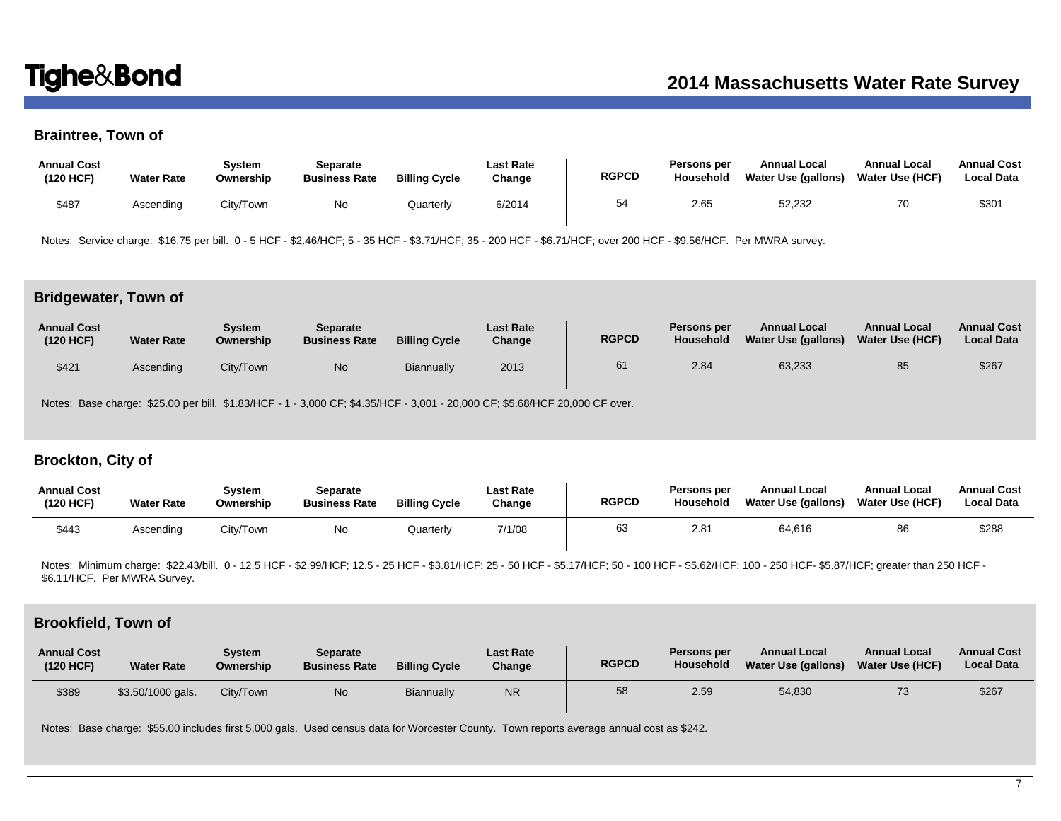## Braintree, Town of

| Annual Cost (120 HCF) | Water Rate | System Ownership | Separate Business Rate | Billing Cycle | Last Rate Change | RGPCD | Persons per Household | Annual Local Water Use (gallons) | Annual Local Water Use (HCF) | Annual Cost Local Data |
|---|---|---|---|---|---|---|---|---|---|---|
| $487 | Ascending | City/Town | No | Quarterly | 6/2014 | 54 | 2.65 | 52,232 | 70 | $301 |

Notes: Service charge: $16.75 per bill. 0 - 5 HCF - $2.46/HCF; 5 - 35 HCF - $3.71/HCF; 35 - 200 HCF - $6.71/HCF; over 200 HCF - $9.56/HCF. Per MWRA survey.

## Bridgewater, Town of

| Annual Cost (120 HCF) | Water Rate | System Ownership | Separate Business Rate | Billing Cycle | Last Rate Change | RGPCD | Persons per Household | Annual Local Water Use (gallons) | Annual Local Water Use (HCF) | Annual Cost Local Data |
|---|---|---|---|---|---|---|---|---|---|---|
| $421 | Ascending | City/Town | No | Biannually | 2013 | 61 | 2.84 | 63,233 | 85 | $267 |

Notes: Base charge: $25.00 per bill. $1.83/HCF - 1 - 3,000 CF; $4.35/HCF - 3,001 - 20,000 CF; $5.68/HCF 20,000 CF over.

## Brockton, City of

| Annual Cost (120 HCF) | Water Rate | System Ownership | Separate Business Rate | Billing Cycle | Last Rate Change | RGPCD | Persons per Household | Annual Local Water Use (gallons) | Annual Local Water Use (HCF) | Annual Cost Local Data |
|---|---|---|---|---|---|---|---|---|---|---|
| $443 | Ascending | City/Town | No | Quarterly | 7/1/08 | 63 | 2.81 | 64,616 | 86 | $288 |

Notes: Minimum charge: $22.43/bill. 0 - 12.5 HCF - $2.99/HCF; 12.5 - 25 HCF - $3.81/HCF; 25 - 50 HCF - $5.17/HCF; 50 - 100 HCF - $5.62/HCF; 100 - 250 HCF- $5.87/HCF; greater than 250 HCF - $6.11/HCF. Per MWRA Survey.

## Brookfield, Town of

| Annual Cost (120 HCF) | Water Rate | System Ownership | Separate Business Rate | Billing Cycle | Last Rate Change | RGPCD | Persons per Household | Annual Local Water Use (gallons) | Annual Local Water Use (HCF) | Annual Cost Local Data |
|---|---|---|---|---|---|---|---|---|---|---|
| $389 | $3.50/1000 gals. | City/Town | No | Biannually | NR | 58 | 2.59 | 54,830 | 73 | $267 |

Notes: Base charge: $55.00 includes first 5,000 gals. Used census data for Worcester County. Town reports average annual cost as $242.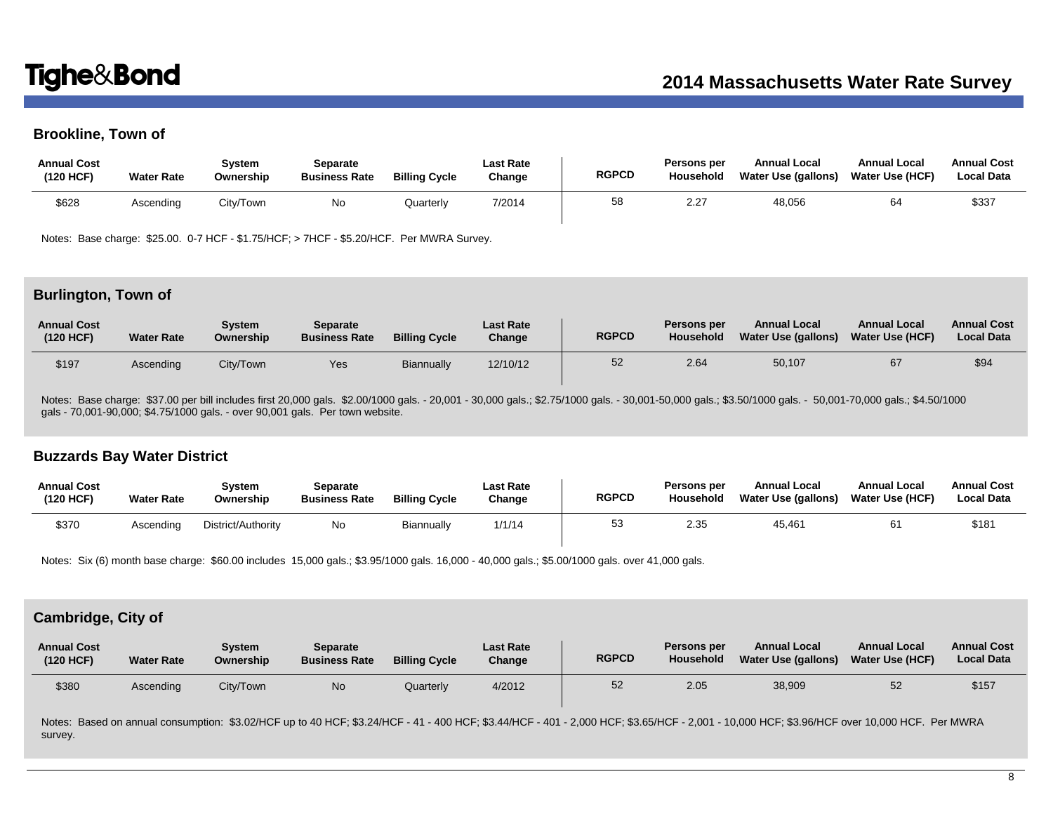## Brookline, Town of

| Annual Cost (120 HCF) | Water Rate | System Ownership | Separate Business Rate | Billing Cycle | Last Rate Change | RGPCD | Persons per Household | Annual Local Water Use (gallons) | Annual Local Water Use (HCF) | Annual Cost Local Data |
|---|---|---|---|---|---|---|---|---|---|---|
| $628 | Ascending | City/Town | No | Quarterly | 7/2014 | 58 | 2.27 | 48,056 | 64 | $337 |

Notes: Base charge: $25.00. 0-7 HCF - $1.75/HCF; > 7HCF - $5.20/HCF. Per MWRA Survey.

## Burlington, Town of

| Annual Cost (120 HCF) | Water Rate | System Ownership | Separate Business Rate | Billing Cycle | Last Rate Change | RGPCD | Persons per Household | Annual Local Water Use (gallons) | Annual Local Water Use (HCF) | Annual Cost Local Data |
|---|---|---|---|---|---|---|---|---|---|---|
| $197 | Ascending | City/Town | Yes | Biannually | 12/10/12 | 52 | 2.64 | 50,107 | 67 | $94 |

Notes: Base charge: $37.00 per bill includes first 20,000 gals. $2.00/1000 gals. - 20,001 - 30,000 gals.; $2.75/1000 gals. - 30,001-50,000 gals.; $3.50/1000 gals. - 50,001-70,000 gals.; $4.50/1000 gals - 70,001-90,000; $4.75/1000 gals. - over 90,001 gals. Per town website.

## Buzzards Bay Water District

| Annual Cost (120 HCF) | Water Rate | System Ownership | Separate Business Rate | Billing Cycle | Last Rate Change | RGPCD | Persons per Household | Annual Local Water Use (gallons) | Annual Local Water Use (HCF) | Annual Cost Local Data |
|---|---|---|---|---|---|---|---|---|---|---|
| $370 | Ascending | District/Authority | No | Biannually | 1/1/14 | 53 | 2.35 | 45,461 | 61 | $181 |

Notes: Six (6) month base charge: $60.00 includes 15,000 gals.; $3.95/1000 gals. 16,000 - 40,000 gals.; $5.00/1000 gals. over 41,000 gals.

## Cambridge, City of

| Annual Cost (120 HCF) | Water Rate | System Ownership | Separate Business Rate | Billing Cycle | Last Rate Change | RGPCD | Persons per Household | Annual Local Water Use (gallons) | Annual Local Water Use (HCF) | Annual Cost Local Data |
|---|---|---|---|---|---|---|---|---|---|---|
| $380 | Ascending | City/Town | No | Quarterly | 4/2012 | 52 | 2.05 | 38,909 | 52 | $157 |

Notes: Based on annual consumption: $3.02/HCF up to 40 HCF; $3.24/HCF - 41 - 400 HCF; $3.44/HCF - 401 - 2,000 HCF; $3.65/HCF - 2,001 - 10,000 HCF; $3.96/HCF over 10,000 HCF. Per MWRA survey.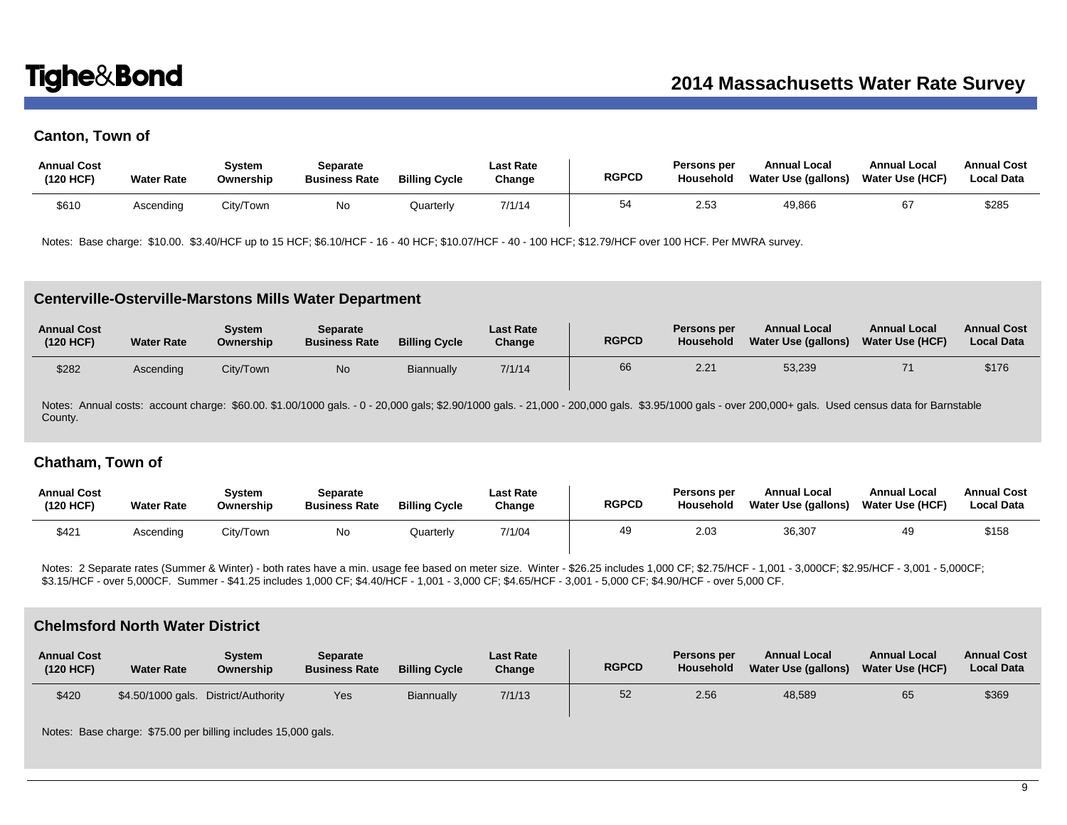## Canton, Town of

| Annual Cost (120 HCF) | Water Rate | System Ownership | Separate Business Rate | Billing Cycle | Last Rate Change | RGPCD | Persons per Household | Annual Local Water Use (gallons) | Annual Local Water Use (HCF) | Annual Cost Local Data |
|---|---|---|---|---|---|---|---|---|---|---|
| $610 | Ascending | City/Town | No | Quarterly | 7/1/14 | 54 | 2.53 | 49,866 | 67 | $285 |

Notes: Base charge: $10.00. $3.40/HCF up to 15 HCF; $6.10/HCF - 16 - 40 HCF; $10.07/HCF - 40 - 100 HCF; $12.79/HCF over 100 HCF. Per MWRA survey.

## Centerville-Osterville-Marstons Mills Water Department

| Annual Cost (120 HCF) | Water Rate | System Ownership | Separate Business Rate | Billing Cycle | Last Rate Change | RGPCD | Persons per Household | Annual Local Water Use (gallons) | Annual Local Water Use (HCF) | Annual Cost Local Data |
|---|---|---|---|---|---|---|---|---|---|---|
| $282 | Ascending | City/Town | No | Biannually | 7/1/14 | 66 | 2.21 | 53,239 | 71 | $176 |

Notes: Annual costs: account charge: $60.00. $1.00/1000 gals. - 0 - 20,000 gals; $2.90/1000 gals. - 21,000 - 200,000 gals. $3.95/1000 gals - over 200,000+ gals. Used census data for Barnstable County.

## Chatham, Town of

| Annual Cost (120 HCF) | Water Rate | System Ownership | Separate Business Rate | Billing Cycle | Last Rate Change | RGPCD | Persons per Household | Annual Local Water Use (gallons) | Annual Local Water Use (HCF) | Annual Cost Local Data |
|---|---|---|---|---|---|---|---|---|---|---|
| $421 | Ascending | City/Town | No | Quarterly | 7/1/04 | 49 | 2.03 | 36,307 | 49 | $158 |

Notes: 2 Separate rates (Summer & Winter) - both rates have a min. usage fee based on meter size. Winter - $26.25 includes 1,000 CF; $2.75/HCF - 1,001 - 3,000CF; $2.95/HCF - 3,001 - 5,000CF; $3.15/HCF - over 5,000CF. Summer - $41.25 includes 1,000 CF; $4.40/HCF - 1,001 - 3,000 CF; $4.65/HCF - 3,001 - 5,000 CF; $4.90/HCF - over 5,000 CF.

## Chelmsford North Water District

| Annual Cost (120 HCF) | Water Rate | System Ownership | Separate Business Rate | Billing Cycle | Last Rate Change | RGPCD | Persons per Household | Annual Local Water Use (gallons) | Annual Local Water Use (HCF) | Annual Cost Local Data |
|---|---|---|---|---|---|---|---|---|---|---|
| $420 | $4.50/1000 gals. | District/Authority | Yes | Biannually | 7/1/13 | 52 | 2.56 | 48,589 | 65 | $369 |

Notes: Base charge: $75.00 per billing includes 15,000 gals.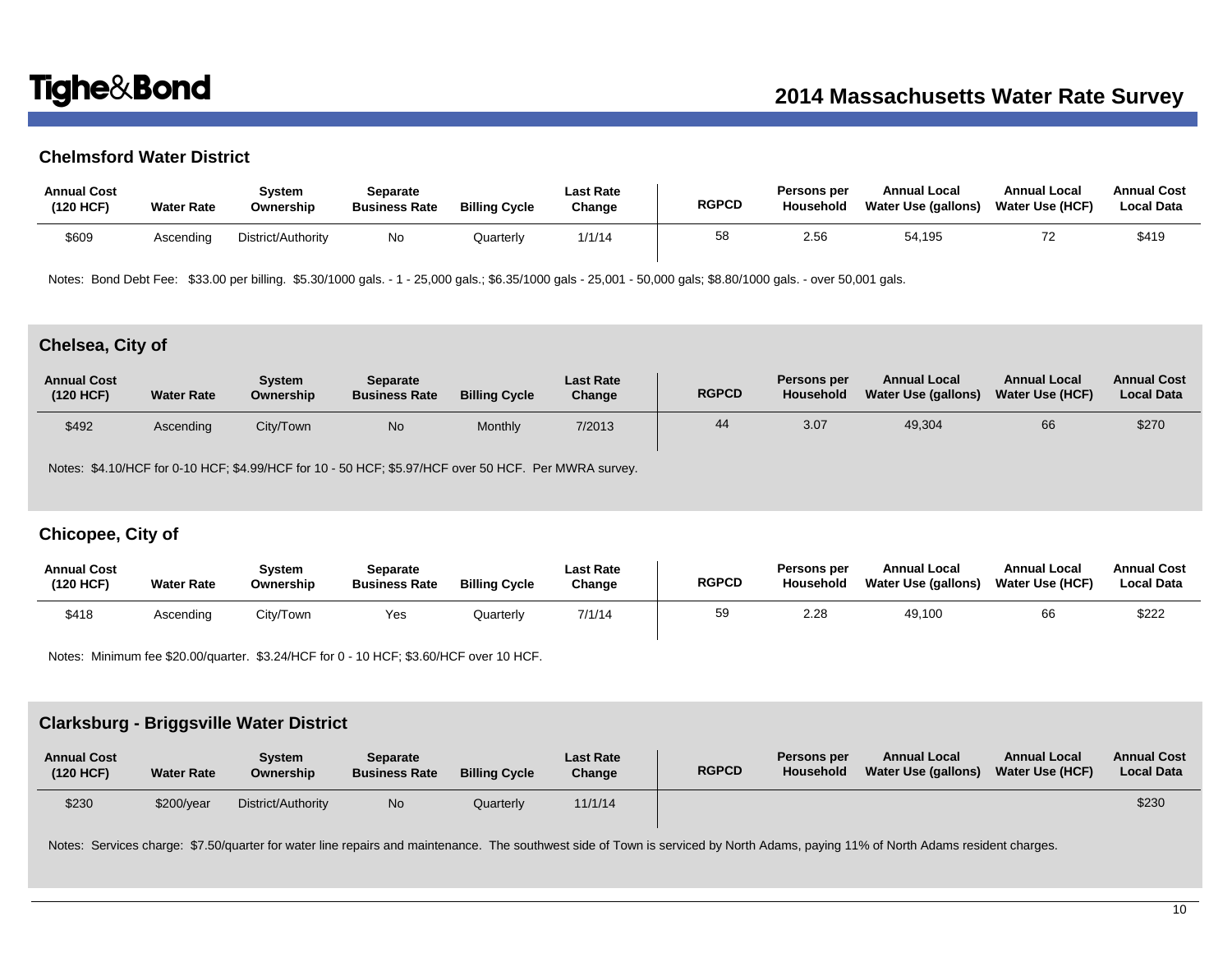## Chelmsford Water District

| Annual Cost (120 HCF) | Water Rate | System Ownership | Separate Business Rate | Billing Cycle | Last Rate Change | RGPCD | Persons per Household | Annual Local Water Use (gallons) | Annual Local Water Use (HCF) | Annual Cost Local Data |
|---|---|---|---|---|---|---|---|---|---|---|
| $609 | Ascending | District/Authority | No | Quarterly | 1/1/14 | 58 | 2.56 | 54,195 | 72 | $419 |

Notes: Bond Debt Fee: $33.00 per billing. $5.30/1000 gals. - 1 - 25,000 gals.; $6.35/1000 gals - 25,001 - 50,000 gals; $8.80/1000 gals. - over 50,001 gals.

## Chelsea, City of

| Annual Cost (120 HCF) | Water Rate | System Ownership | Separate Business Rate | Billing Cycle | Last Rate Change | RGPCD | Persons per Household | Annual Local Water Use (gallons) | Annual Local Water Use (HCF) | Annual Cost Local Data |
|---|---|---|---|---|---|---|---|---|---|---|
| $492 | Ascending | City/Town | No | Monthly | 7/2013 | 44 | 3.07 | 49,304 | 66 | $270 |

Notes: $4.10/HCF for 0-10 HCF; $4.99/HCF for 10 - 50 HCF; $5.97/HCF over 50 HCF. Per MWRA survey.

## Chicopee, City of

| Annual Cost (120 HCF) | Water Rate | System Ownership | Separate Business Rate | Billing Cycle | Last Rate Change | RGPCD | Persons per Household | Annual Local Water Use (gallons) | Annual Local Water Use (HCF) | Annual Cost Local Data |
|---|---|---|---|---|---|---|---|---|---|---|
| $418 | Ascending | City/Town | Yes | Quarterly | 7/1/14 | 59 | 2.28 | 49,100 | 66 | $222 |

Notes: Minimum fee $20.00/quarter. $3.24/HCF for 0 - 10 HCF; $3.60/HCF over 10 HCF.

## Clarksburg - Briggsville Water District

| Annual Cost (120 HCF) | Water Rate | System Ownership | Separate Business Rate | Billing Cycle | Last Rate Change | RGPCD | Persons per Household | Annual Local Water Use (gallons) | Annual Local Water Use (HCF) | Annual Cost Local Data |
|---|---|---|---|---|---|---|---|---|---|---|
| $230 | $200/year | District/Authority | No | Quarterly | 11/1/14 | | | | | $230 |

Notes: Services charge: $7.50/quarter for water line repairs and maintenance. The southwest side of Town is serviced by North Adams, paying 11% of North Adams resident charges.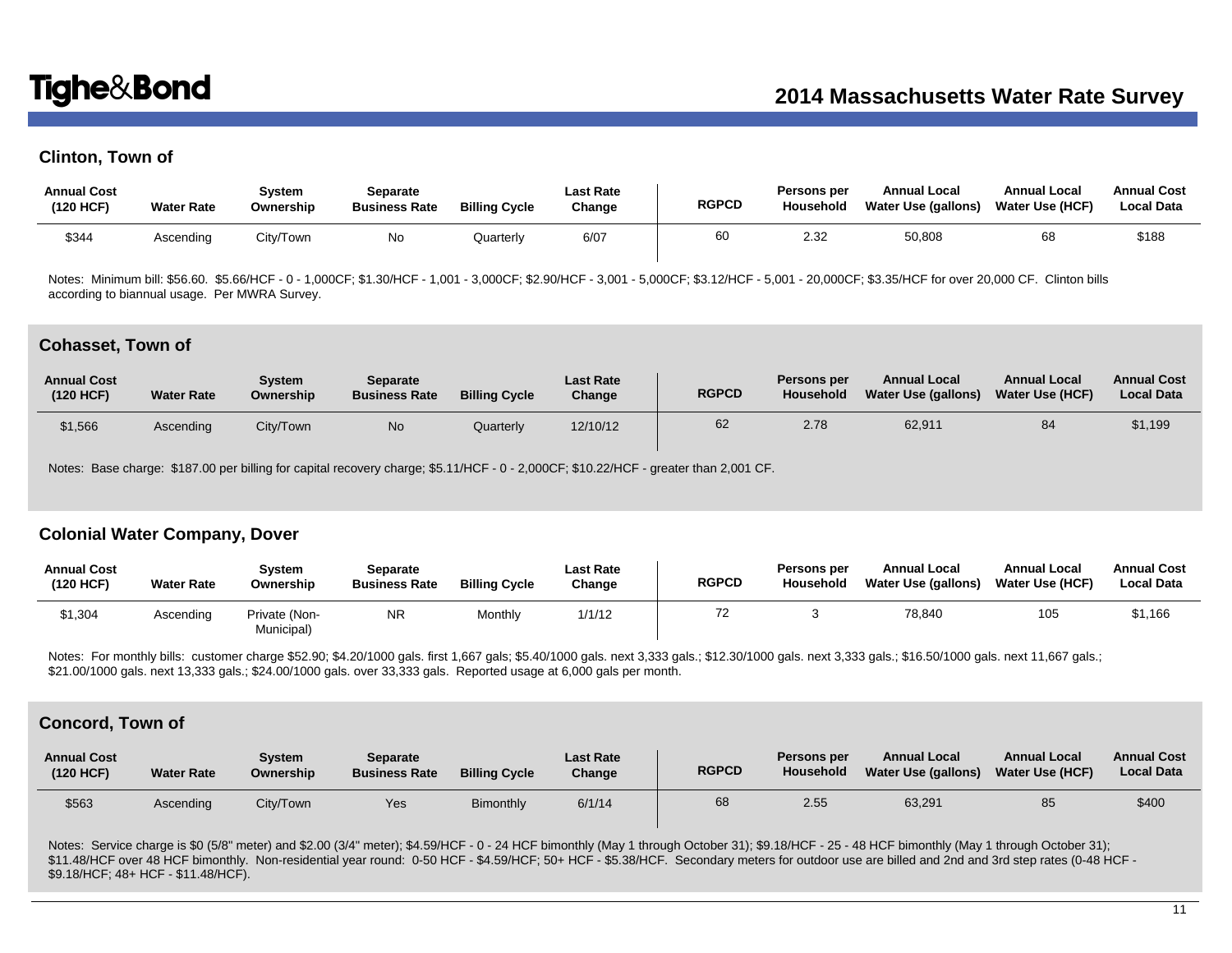## Clinton, Town of

| Annual Cost (120 HCF) | Water Rate | System Ownership | Separate Business Rate | Billing Cycle | Last Rate Change | RGPCD | Persons per Household | Annual Local Water Use (gallons) | Annual Local Water Use (HCF) | Annual Cost Local Data |
|---|---|---|---|---|---|---|---|---|---|---|
| $344 | Ascending | City/Town | No | Quarterly | 6/07 | 60 | 2.32 | 50,808 | 68 | $188 |

Notes: Minimum bill: $56.60. $5.66/HCF - 0 - 1,000CF; $1.30/HCF - 1,001 - 3,000CF; $2.90/HCF - 3,001 - 5,000CF; $3.12/HCF - 5,001 - 20,000CF; $3.35/HCF for over 20,000 CF. Clinton bills according to biannual usage. Per MWRA Survey.

## Cohasset, Town of

| Annual Cost (120 HCF) | Water Rate | System Ownership | Separate Business Rate | Billing Cycle | Last Rate Change | RGPCD | Persons per Household | Annual Local Water Use (gallons) | Annual Local Water Use (HCF) | Annual Cost Local Data |
|---|---|---|---|---|---|---|---|---|---|---|
| $1,566 | Ascending | City/Town | No | Quarterly | 12/10/12 | 62 | 2.78 | 62,911 | 84 | $1,199 |

Notes: Base charge: $187.00 per billing for capital recovery charge; $5.11/HCF - 0 - 2,000CF; $10.22/HCF - greater than 2,001 CF.

## Colonial Water Company, Dover

| Annual Cost (120 HCF) | Water Rate | System Ownership | Separate Business Rate | Billing Cycle | Last Rate Change | RGPCD | Persons per Household | Annual Local Water Use (gallons) | Annual Local Water Use (HCF) | Annual Cost Local Data |
|---|---|---|---|---|---|---|---|---|---|---|
| $1,304 | Ascending | Private (Non-Municipal) | NR | Monthly | 1/1/12 | 72 | 3 | 78,840 | 105 | $1,166 |

Notes: For monthly bills: customer charge $52.90; $4.20/1000 gals. first 1,667 gals; $5.40/1000 gals. next 3,333 gals.; $12.30/1000 gals. next 3,333 gals.; $16.50/1000 gals. next 11,667 gals.; $21.00/1000 gals. next 13,333 gals.; $24.00/1000 gals. over 33,333 gals. Reported usage at 6,000 gals per month.

## Concord, Town of

| Annual Cost (120 HCF) | Water Rate | System Ownership | Separate Business Rate | Billing Cycle | Last Rate Change | RGPCD | Persons per Household | Annual Local Water Use (gallons) | Annual Local Water Use (HCF) | Annual Cost Local Data |
|---|---|---|---|---|---|---|---|---|---|---|
| $563 | Ascending | City/Town | Yes | Bimonthly | 6/1/14 | 68 | 2.55 | 63,291 | 85 | $400 |

Notes: Service charge is $0 (5/8" meter) and $2.00 (3/4" meter); $4.59/HCF - 0 - 24 HCF bimonthly (May 1 through October 31); $9.18/HCF - 25 - 48 HCF bimonthly (May 1 through October 31); $11.48/HCF over 48 HCF bimonthly. Non-residential year round: 0-50 HCF - $4.59/HCF; 50+ HCF - $5.38/HCF. Secondary meters for outdoor use are billed and 2nd and 3rd step rates (0-48 HCF - $9.18/HCF; 48+ HCF - $11.48/HCF).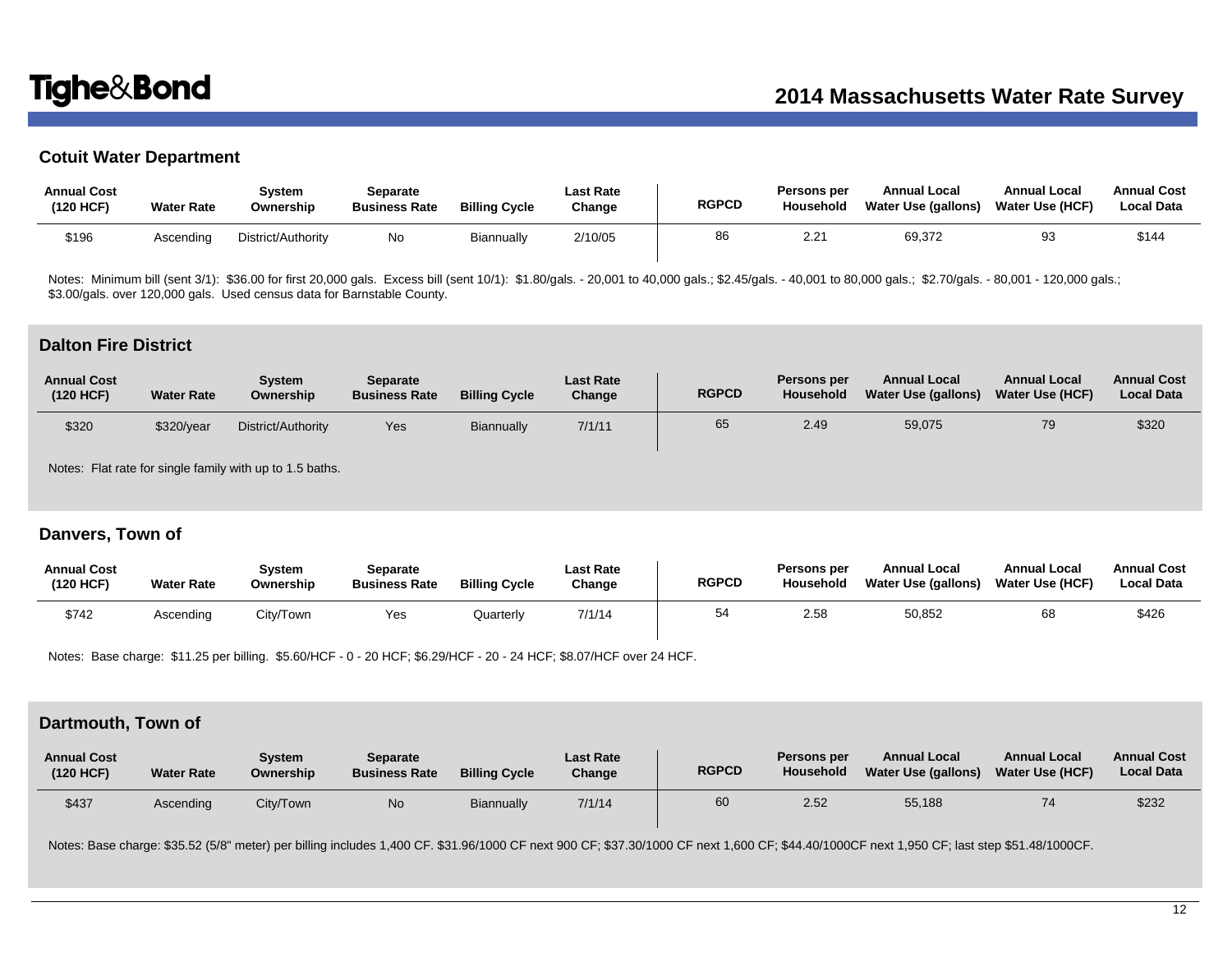## Cotuit Water Department

| Annual Cost (120 HCF) | Water Rate | System Ownership | Separate Business Rate | Billing Cycle | Last Rate Change | RGPCD | Persons per Household | Annual Local Water Use (gallons) | Annual Local Water Use (HCF) | Annual Cost Local Data |
|---|---|---|---|---|---|---|---|---|---|---|
| $196 | Ascending | District/Authority | No | Biannually | 2/10/05 | 86 | 2.21 | 69,372 | 93 | $144 |

Notes: Minimum bill (sent 3/1): $36.00 for first 20,000 gals. Excess bill (sent 10/1): $1.80/gals. - 20,001 to 40,000 gals.; $2.45/gals. - 40,001 to 80,000 gals.; $2.70/gals. - 80,001 - 120,000 gals.; $3.00/gals. over 120,000 gals. Used census data for Barnstable County.

## Dalton Fire District

| Annual Cost (120 HCF) | Water Rate | System Ownership | Separate Business Rate | Billing Cycle | Last Rate Change | RGPCD | Persons per Household | Annual Local Water Use (gallons) | Annual Local Water Use (HCF) | Annual Cost Local Data |
|---|---|---|---|---|---|---|---|---|---|---|
| $320 | $320/year | District/Authority | Yes | Biannually | 7/1/11 | 65 | 2.49 | 59,075 | 79 | $320 |

Notes: Flat rate for single family with up to 1.5 baths.

## Danvers, Town of

| Annual Cost (120 HCF) | Water Rate | System Ownership | Separate Business Rate | Billing Cycle | Last Rate Change | RGPCD | Persons per Household | Annual Local Water Use (gallons) | Annual Local Water Use (HCF) | Annual Cost Local Data |
|---|---|---|---|---|---|---|---|---|---|---|
| $742 | Ascending | City/Town | Yes | Quarterly | 7/1/14 | 54 | 2.58 | 50,852 | 68 | $426 |

Notes: Base charge: $11.25 per billing. $5.60/HCF - 0 - 20 HCF; $6.29/HCF - 20 - 24 HCF; $8.07/HCF over 24 HCF.

## Dartmouth, Town of

| Annual Cost (120 HCF) | Water Rate | System Ownership | Separate Business Rate | Billing Cycle | Last Rate Change | RGPCD | Persons per Household | Annual Local Water Use (gallons) | Annual Local Water Use (HCF) | Annual Cost Local Data |
|---|---|---|---|---|---|---|---|---|---|---|
| $437 | Ascending | City/Town | No | Biannually | 7/1/14 | 60 | 2.52 | 55,188 | 74 | $232 |

Notes: Base charge: $35.52 (5/8" meter) per billing includes 1,400 CF. $31.96/1000 CF next 900 CF; $37.30/1000 CF next 1,600 CF; $44.40/1000CF next 1,950 CF; last step $51.48/1000CF.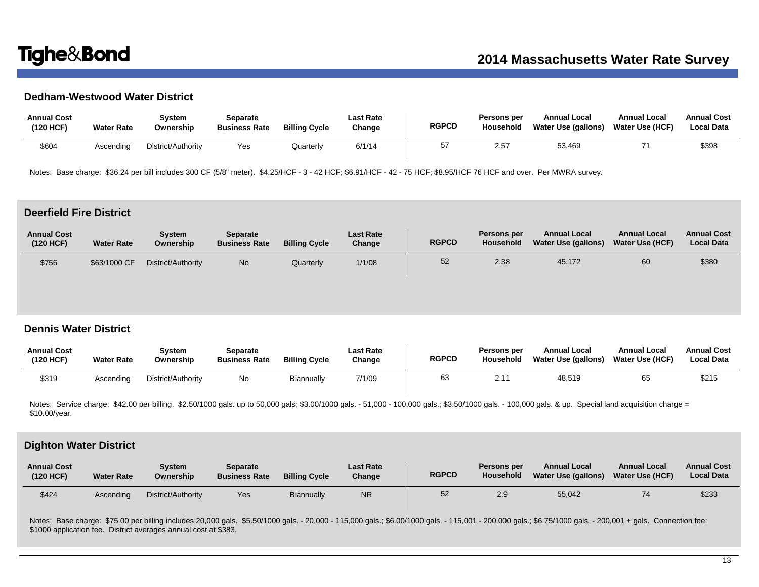## Dedham-Westwood Water District

| Annual Cost (120 HCF) | Water Rate | System Ownership | Separate Business Rate | Billing Cycle | Last Rate Change | RGPCD | Persons per Household | Annual Local Water Use (gallons) | Annual Local Water Use (HCF) | Annual Cost Local Data |
|---|---|---|---|---|---|---|---|---|---|---|
| $604 | Ascending | District/Authority | Yes | Quarterly | 6/1/14 | 57 | 2.57 | 53,469 | 71 | $398 |

Notes: Base charge: $36.24 per bill includes 300 CF (5/8" meter). $4.25/HCF - 3 - 42 HCF; $6.91/HCF - 42 - 75 HCF; $8.95/HCF 76 HCF and over. Per MWRA survey.

## Deerfield Fire District

| Annual Cost (120 HCF) | Water Rate | System Ownership | Separate Business Rate | Billing Cycle | Last Rate Change | RGPCD | Persons per Household | Annual Local Water Use (gallons) | Annual Local Water Use (HCF) | Annual Cost Local Data |
|---|---|---|---|---|---|---|---|---|---|---|
| $756 | $63/1000 CF | District/Authority | No | Quarterly | 1/1/08 | 52 | 2.38 | 45,172 | 60 | $380 |

## Dennis Water District

| Annual Cost (120 HCF) | Water Rate | System Ownership | Separate Business Rate | Billing Cycle | Last Rate Change | RGPCD | Persons per Household | Annual Local Water Use (gallons) | Annual Local Water Use (HCF) | Annual Cost Local Data |
|---|---|---|---|---|---|---|---|---|---|---|
| $319 | Ascending | District/Authority | No | Biannually | 7/1/09 | 63 | 2.11 | 48,519 | 65 | $215 |

Notes: Service charge: $42.00 per billing. $2.50/1000 gals. up to 50,000 gals; $3.00/1000 gals. - 51,000 - 100,000 gals.; $3.50/1000 gals. - 100,000 gals. & up. Special land acquisition charge = $10.00/year.

## Dighton Water District

| Annual Cost (120 HCF) | Water Rate | System Ownership | Separate Business Rate | Billing Cycle | Last Rate Change | RGPCD | Persons per Household | Annual Local Water Use (gallons) | Annual Local Water Use (HCF) | Annual Cost Local Data |
|---|---|---|---|---|---|---|---|---|---|---|
| $424 | Ascending | District/Authority | Yes | Biannually | NR | 52 | 2.9 | 55,042 | 74 | $233 |

Notes: Base charge: $75.00 per billing includes 20,000 gals. $5.50/1000 gals. - 20,000 - 115,000 gals.; $6.00/1000 gals. - 115,001 - 200,000 gals.; $6.75/1000 gals. - 200,001 + gals. Connection fee: $1000 application fee. District averages annual cost at $383.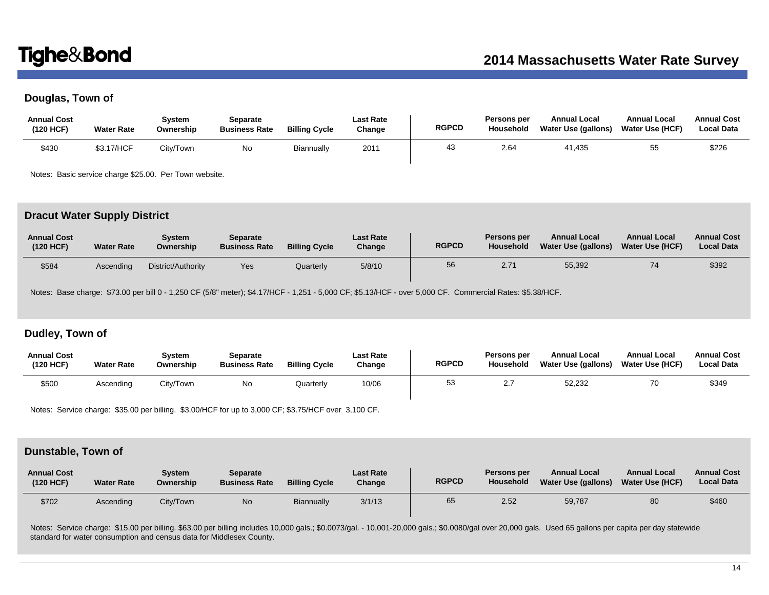## Douglas, Town of

| Annual Cost (120 HCF) | Water Rate | System Ownership | Separate Business Rate | Billing Cycle | Last Rate Change | RGPCD | Persons per Household | Annual Local Water Use (gallons) | Annual Local Water Use (HCF) | Annual Cost Local Data |
|---|---|---|---|---|---|---|---|---|---|---|
| $430 | $3.17/HCF | City/Town | No | Biannually | 2011 | 43 | 2.64 | 41,435 | 55 | $226 |

Notes: Basic service charge $25.00. Per Town website.

## Dracut Water Supply District

| Annual Cost (120 HCF) | Water Rate | System Ownership | Separate Business Rate | Billing Cycle | Last Rate Change | RGPCD | Persons per Household | Annual Local Water Use (gallons) | Annual Local Water Use (HCF) | Annual Cost Local Data |
|---|---|---|---|---|---|---|---|---|---|---|
| $584 | Ascending | District/Authority | Yes | Quarterly | 5/8/10 | 56 | 2.71 | 55,392 | 74 | $392 |

Notes: Base charge: $73.00 per bill 0 - 1,250 CF (5/8" meter); $4.17/HCF - 1,251 - 5,000 CF; $5.13/HCF - over 5,000 CF. Commercial Rates: $5.38/HCF.

## Dudley, Town of

| Annual Cost (120 HCF) | Water Rate | System Ownership | Separate Business Rate | Billing Cycle | Last Rate Change | RGPCD | Persons per Household | Annual Local Water Use (gallons) | Annual Local Water Use (HCF) | Annual Cost Local Data |
|---|---|---|---|---|---|---|---|---|---|---|
| $500 | Ascending | City/Town | No | Quarterly | 10/06 | 53 | 2.7 | 52,232 | 70 | $349 |

Notes: Service charge: $35.00 per billing. $3.00/HCF for up to 3,000 CF; $3.75/HCF over 3,100 CF.

## Dunstable, Town of

| Annual Cost (120 HCF) | Water Rate | System Ownership | Separate Business Rate | Billing Cycle | Last Rate Change | RGPCD | Persons per Household | Annual Local Water Use (gallons) | Annual Local Water Use (HCF) | Annual Cost Local Data |
|---|---|---|---|---|---|---|---|---|---|---|
| $702 | Ascending | City/Town | No | Biannually | 3/1/13 | 65 | 2.52 | 59,787 | 80 | $460 |

Notes: Service charge: $15.00 per billing. $63.00 per billing includes 10,000 gals.; $0.0073/gal. - 10,001-20,000 gals.; $0.0080/gal over 20,000 gals. Used 65 gallons per capita per day statewide standard for water consumption and census data for Middlesex County.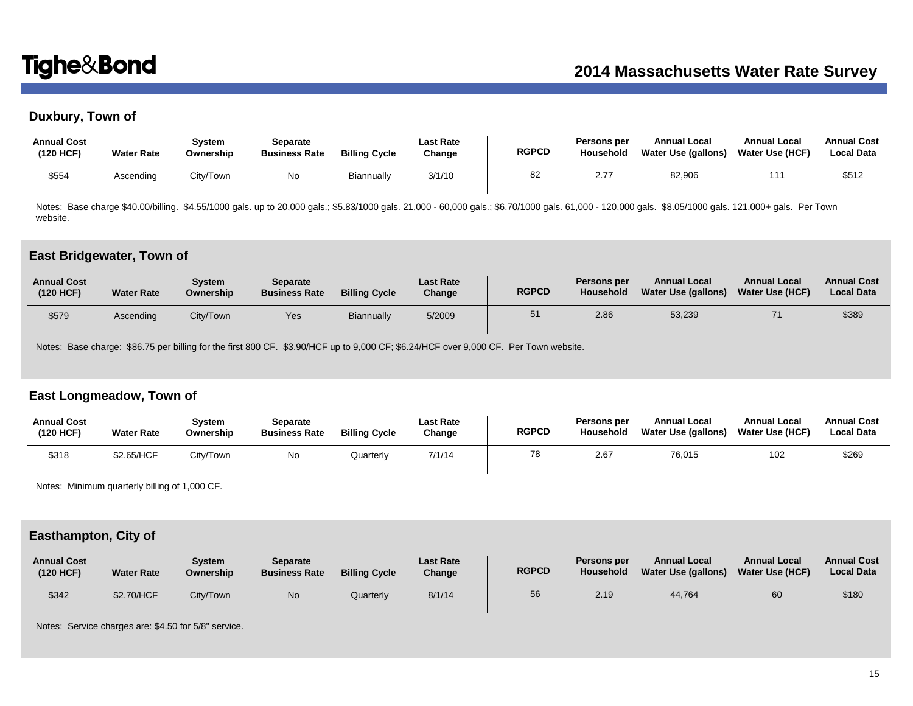## Duxbury, Town of

| Annual Cost (120 HCF) | Water Rate | System Ownership | Separate Business Rate | Billing Cycle | Last Rate Change | RGPCD | Persons per Household | Annual Local Water Use (gallons) | Annual Local Water Use (HCF) | Annual Cost Local Data |
|---|---|---|---|---|---|---|---|---|---|---|
| $554 | Ascending | City/Town | No | Biannually | 3/1/10 | 82 | 2.77 | 82,906 | 111 | $512 |

Notes: Base charge $40.00/billing. $4.55/1000 gals. up to 20,000 gals.; $5.83/1000 gals. 21,000 - 60,000 gals.; $6.70/1000 gals. 61,000 - 120,000 gals. $8.05/1000 gals. 121,000+ gals. Per Town website.

## East Bridgewater, Town of

| Annual Cost (120 HCF) | Water Rate | System Ownership | Separate Business Rate | Billing Cycle | Last Rate Change | RGPCD | Persons per Household | Annual Local Water Use (gallons) | Annual Local Water Use (HCF) | Annual Cost Local Data |
|---|---|---|---|---|---|---|---|---|---|---|
| $579 | Ascending | City/Town | Yes | Biannually | 5/2009 | 51 | 2.86 | 53,239 | 71 | $389 |

Notes: Base charge: $86.75 per billing for the first 800 CF. $3.90/HCF up to 9,000 CF; $6.24/HCF over 9,000 CF. Per Town website.

## East Longmeadow, Town of

| Annual Cost (120 HCF) | Water Rate | System Ownership | Separate Business Rate | Billing Cycle | Last Rate Change | RGPCD | Persons per Household | Annual Local Water Use (gallons) | Annual Local Water Use (HCF) | Annual Cost Local Data |
|---|---|---|---|---|---|---|---|---|---|---|
| $318 | $2.65/HCF | City/Town | No | Quarterly | 7/1/14 | 78 | 2.67 | 76,015 | 102 | $269 |

Notes: Minimum quarterly billing of 1,000 CF.

## Easthampton, City of

| Annual Cost (120 HCF) | Water Rate | System Ownership | Separate Business Rate | Billing Cycle | Last Rate Change | RGPCD | Persons per Household | Annual Local Water Use (gallons) | Annual Local Water Use (HCF) | Annual Cost Local Data |
|---|---|---|---|---|---|---|---|---|---|---|
| $342 | $2.70/HCF | City/Town | No | Quarterly | 8/1/14 | 56 | 2.19 | 44,764 | 60 | $180 |

Notes: Service charges are: $4.50 for 5/8" service.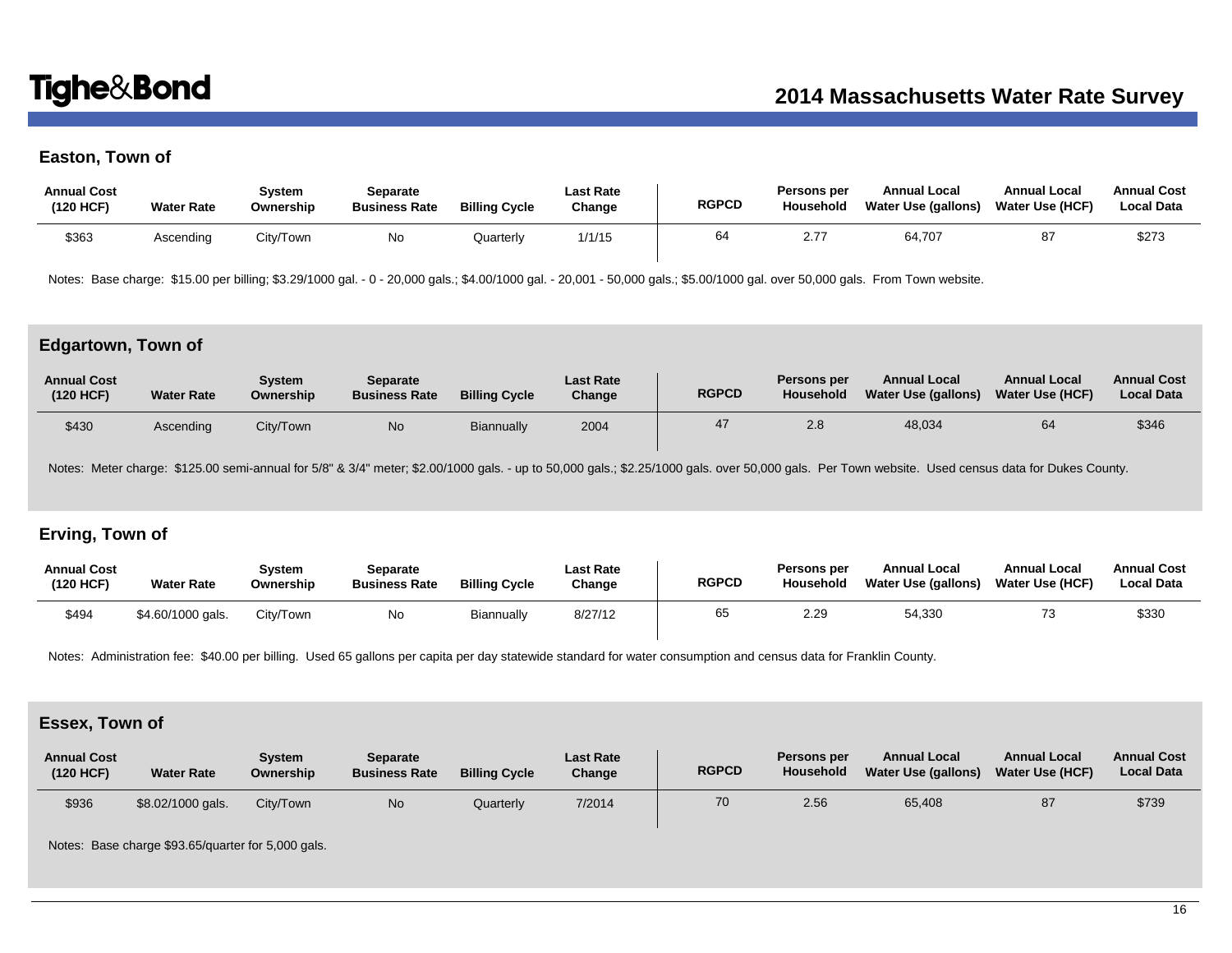## Easton, Town of

| Annual Cost (120 HCF) | Water Rate | System Ownership | Separate Business Rate | Billing Cycle | Last Rate Change | RGPCD | Persons per Household | Annual Local Water Use (gallons) | Annual Local Water Use (HCF) | Annual Cost Local Data |
|---|---|---|---|---|---|---|---|---|---|---|
| $363 | Ascending | City/Town | No | Quarterly | 1/1/15 | 64 | 2.77 | 64,707 | 87 | $273 |

Notes: Base charge: $15.00 per billing; $3.29/1000 gal. - 0 - 20,000 gals.; $4.00/1000 gal. - 20,001 - 50,000 gals.; $5.00/1000 gal. over 50,000 gals. From Town website.

## Edgartown, Town of

| Annual Cost (120 HCF) | Water Rate | System Ownership | Separate Business Rate | Billing Cycle | Last Rate Change | RGPCD | Persons per Household | Annual Local Water Use (gallons) | Annual Local Water Use (HCF) | Annual Cost Local Data |
|---|---|---|---|---|---|---|---|---|---|---|
| $430 | Ascending | City/Town | No | Biannually | 2004 | 47 | 2.8 | 48,034 | 64 | $346 |

Notes: Meter charge: $125.00 semi-annual for 5/8" & 3/4" meter; $2.00/1000 gals. - up to 50,000 gals.; $2.25/1000 gals. over 50,000 gals. Per Town website. Used census data for Dukes County.

## Erving, Town of

| Annual Cost (120 HCF) | Water Rate | System Ownership | Separate Business Rate | Billing Cycle | Last Rate Change | RGPCD | Persons per Household | Annual Local Water Use (gallons) | Annual Local Water Use (HCF) | Annual Cost Local Data |
|---|---|---|---|---|---|---|---|---|---|---|
| $494 | $4.60/1000 gals. | City/Town | No | Biannually | 8/27/12 | 65 | 2.29 | 54,330 | 73 | $330 |

Notes: Administration fee: $40.00 per billing. Used 65 gallons per capita per day statewide standard for water consumption and census data for Franklin County.

## Essex, Town of

| Annual Cost (120 HCF) | Water Rate | System Ownership | Separate Business Rate | Billing Cycle | Last Rate Change | RGPCD | Persons per Household | Annual Local Water Use (gallons) | Annual Local Water Use (HCF) | Annual Cost Local Data |
|---|---|---|---|---|---|---|---|---|---|---|
| $936 | $8.02/1000 gals. | City/Town | No | Quarterly | 7/2014 | 70 | 2.56 | 65,408 | 87 | $739 |

Notes: Base charge $93.65/quarter for 5,000 gals.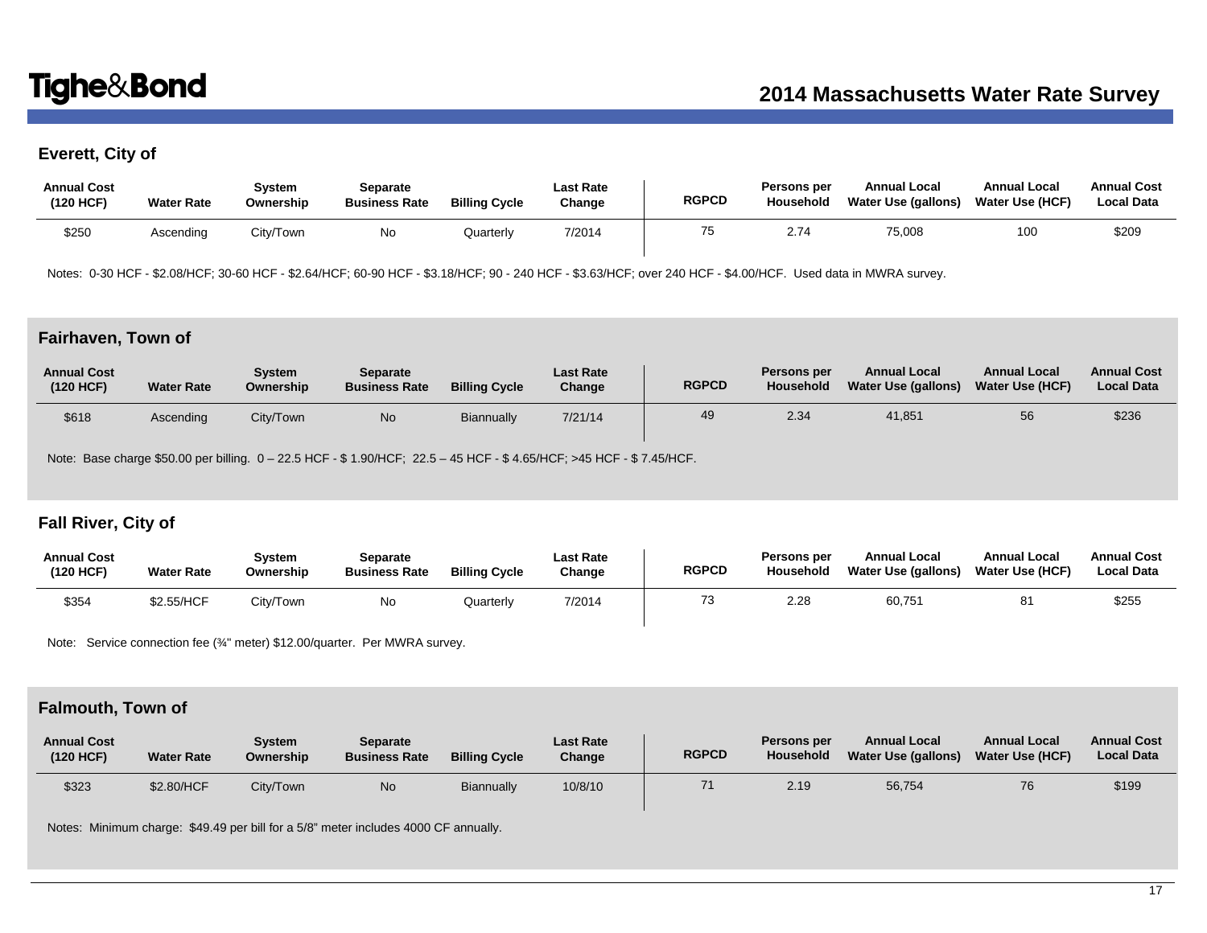## Everett, City of

| Annual Cost (120 HCF) | Water Rate | System Ownership | Separate Business Rate | Billing Cycle | Last Rate Change | RGPCD | Persons per Household | Annual Local Water Use (gallons) | Annual Local Water Use (HCF) | Annual Cost Local Data |
|---|---|---|---|---|---|---|---|---|---|---|
| $250 | Ascending | City/Town | No | Quarterly | 7/2014 | 75 | 2.74 | 75,008 | 100 | $209 |

Notes: 0-30 HCF - $2.08/HCF; 30-60 HCF - $2.64/HCF; 60-90 HCF - $3.18/HCF; 90 - 240 HCF - $3.63/HCF; over 240 HCF - $4.00/HCF. Used data in MWRA survey.

## Fairhaven, Town of

| Annual Cost (120 HCF) | Water Rate | System Ownership | Separate Business Rate | Billing Cycle | Last Rate Change | RGPCD | Persons per Household | Annual Local Water Use (gallons) | Annual Local Water Use (HCF) | Annual Cost Local Data |
|---|---|---|---|---|---|---|---|---|---|---|
| $618 | Ascending | City/Town | No | Biannually | 7/21/14 | 49 | 2.34 | 41,851 | 56 | $236 |

Note: Base charge $50.00 per billing. 0 – 22.5 HCF - $ 1.90/HCF; 22.5 – 45 HCF - $ 4.65/HCF; >45 HCF - $ 7.45/HCF.

## Fall River, City of

| Annual Cost (120 HCF) | Water Rate | System Ownership | Separate Business Rate | Billing Cycle | Last Rate Change | RGPCD | Persons per Household | Annual Local Water Use (gallons) | Annual Local Water Use (HCF) | Annual Cost Local Data |
|---|---|---|---|---|---|---|---|---|---|---|
| $354 | $2.55/HCF | City/Town | No | Quarterly | 7/2014 | 73 | 2.28 | 60,751 | 81 | $255 |

Note: Service connection fee (¾" meter) $12.00/quarter. Per MWRA survey.

## Falmouth, Town of

| Annual Cost (120 HCF) | Water Rate | System Ownership | Separate Business Rate | Billing Cycle | Last Rate Change | RGPCD | Persons per Household | Annual Local Water Use (gallons) | Annual Local Water Use (HCF) | Annual Cost Local Data |
|---|---|---|---|---|---|---|---|---|---|---|
| $323 | $2.80/HCF | City/Town | No | Biannually | 10/8/10 | 71 | 2.19 | 56,754 | 76 | $199 |

Notes: Minimum charge: $49.49 per bill for a 5/8" meter includes 4000 CF annually.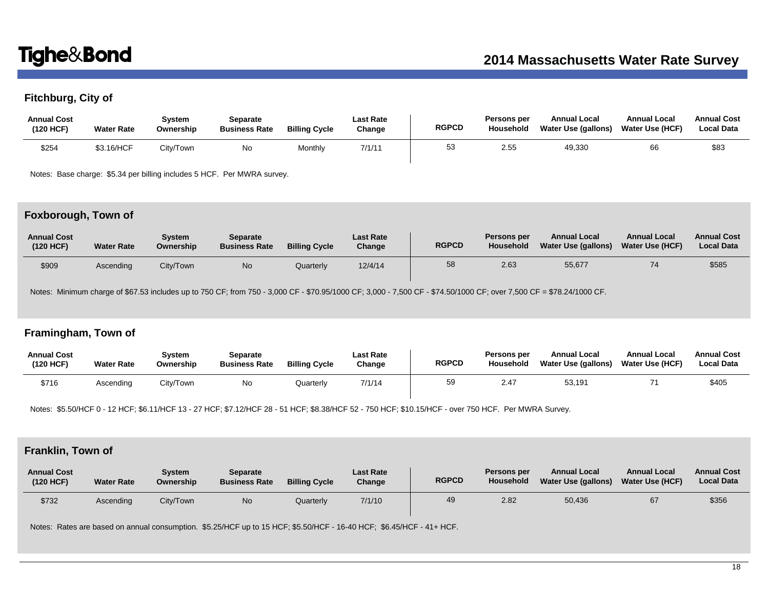## Fitchburg, City of

| Annual Cost (120 HCF) | Water Rate | System Ownership | Separate Business Rate | Billing Cycle | Last Rate Change | RGPCD | Persons per Household | Annual Local Water Use (gallons) | Annual Local Water Use (HCF) | Annual Cost Local Data |
|---|---|---|---|---|---|---|---|---|---|---|
| $254 | $3.16/HCF | City/Town | No | Monthly | 7/1/11 | 53 | 2.55 | 49,330 | 66 | $83 |

Notes: Base charge: $5.34 per billing includes 5 HCF. Per MWRA survey.

## Foxborough, Town of

| Annual Cost (120 HCF) | Water Rate | System Ownership | Separate Business Rate | Billing Cycle | Last Rate Change | RGPCD | Persons per Household | Annual Local Water Use (gallons) | Annual Local Water Use (HCF) | Annual Cost Local Data |
|---|---|---|---|---|---|---|---|---|---|---|
| $909 | Ascending | City/Town | No | Quarterly | 12/4/14 | 58 | 2.63 | 55,677 | 74 | $585 |

Notes: Minimum charge of $67.53 includes up to 750 CF; from 750 - 3,000 CF - $70.95/1000 CF; 3,000 - 7,500 CF - $74.50/1000 CF; over 7,500 CF = $78.24/1000 CF.

## Framingham, Town of

| Annual Cost (120 HCF) | Water Rate | System Ownership | Separate Business Rate | Billing Cycle | Last Rate Change | RGPCD | Persons per Household | Annual Local Water Use (gallons) | Annual Local Water Use (HCF) | Annual Cost Local Data |
|---|---|---|---|---|---|---|---|---|---|---|
| $716 | Ascending | City/Town | No | Quarterly | 7/1/14 | 59 | 2.47 | 53,191 | 71 | $405 |

Notes: $5.50/HCF 0 - 12 HCF; $6.11/HCF 13 - 27 HCF; $7.12/HCF 28 - 51 HCF; $8.38/HCF 52 - 750 HCF; $10.15/HCF - over 750 HCF. Per MWRA Survey.

## Franklin, Town of

| Annual Cost (120 HCF) | Water Rate | System Ownership | Separate Business Rate | Billing Cycle | Last Rate Change | RGPCD | Persons per Household | Annual Local Water Use (gallons) | Annual Local Water Use (HCF) | Annual Cost Local Data |
|---|---|---|---|---|---|---|---|---|---|---|
| $732 | Ascending | City/Town | No | Quarterly | 7/1/10 | 49 | 2.82 | 50,436 | 67 | $356 |

Notes: Rates are based on annual consumption. $5.25/HCF up to 15 HCF; $5.50/HCF - 16-40 HCF; $6.45/HCF - 41+ HCF.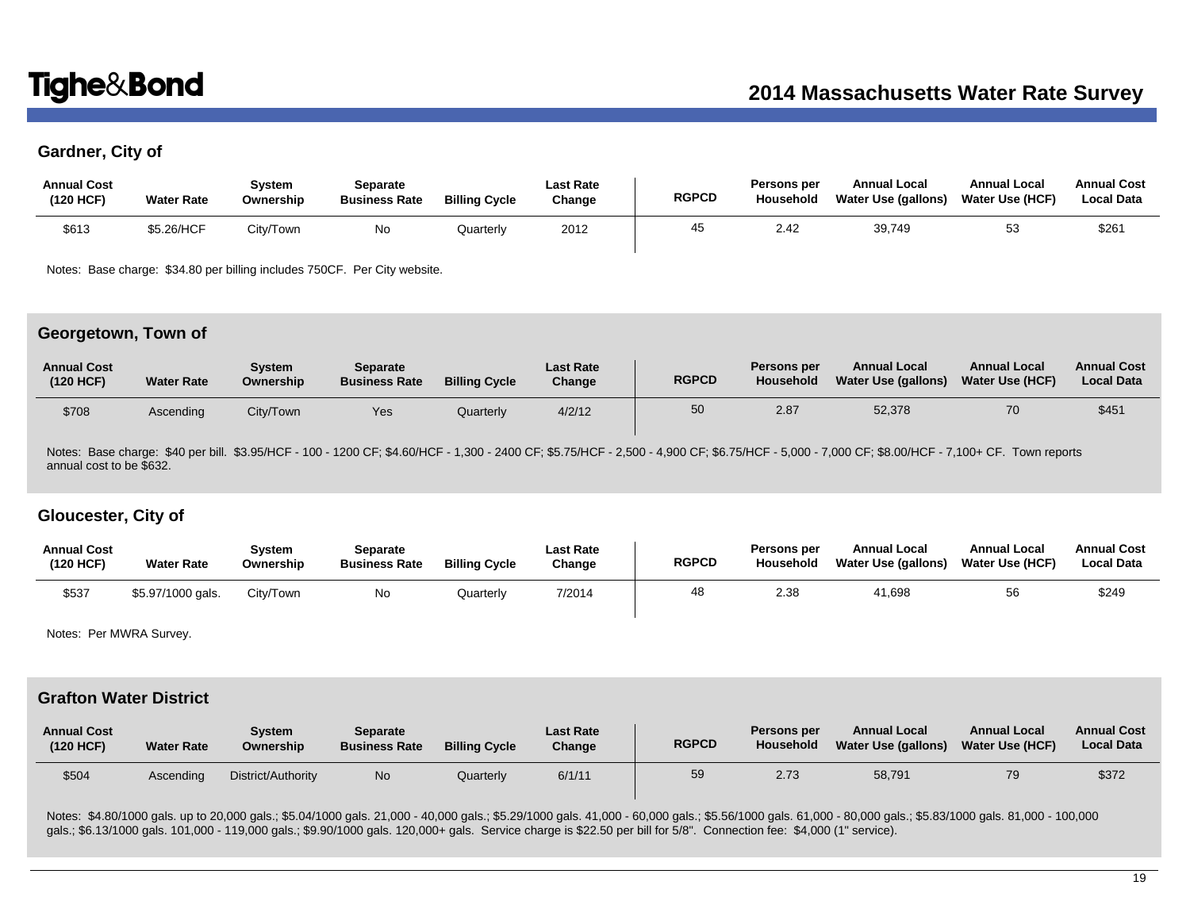## Gardner, City of

| Annual Cost (120 HCF) | Water Rate | System Ownership | Separate Business Rate | Billing Cycle | Last Rate Change | RGPCD | Persons per Household | Annual Local Water Use (gallons) | Annual Local Water Use (HCF) | Annual Cost Local Data |
|---|---|---|---|---|---|---|---|---|---|---|
| $613 | $5.26/HCF | City/Town | No | Quarterly | 2012 | 45 | 2.42 | 39,749 | 53 | $261 |

Notes: Base charge: $34.80 per billing includes 750CF. Per City website.

## Georgetown, Town of

| Annual Cost (120 HCF) | Water Rate | System Ownership | Separate Business Rate | Billing Cycle | Last Rate Change | RGPCD | Persons per Household | Annual Local Water Use (gallons) | Annual Local Water Use (HCF) | Annual Cost Local Data |
|---|---|---|---|---|---|---|---|---|---|---|
| $708 | Ascending | City/Town | Yes | Quarterly | 4/2/12 | 50 | 2.87 | 52,378 | 70 | $451 |

Notes: Base charge: $40 per bill. $3.95/HCF - 100 - 1200 CF; $4.60/HCF - 1,300 - 2400 CF; $5.75/HCF - 2,500 - 4,900 CF; $6.75/HCF - 5,000 - 7,000 CF; $8.00/HCF - 7,100+ CF. Town reports annual cost to be $632.

## Gloucester, City of

| Annual Cost (120 HCF) | Water Rate | System Ownership | Separate Business Rate | Billing Cycle | Last Rate Change | RGPCD | Persons per Household | Annual Local Water Use (gallons) | Annual Local Water Use (HCF) | Annual Cost Local Data |
|---|---|---|---|---|---|---|---|---|---|---|
| $537 | $5.97/1000 gals. | City/Town | No | Quarterly | 7/2014 | 48 | 2.38 | 41,698 | 56 | $249 |

Notes: Per MWRA Survey.

## Grafton Water District

| Annual Cost (120 HCF) | Water Rate | System Ownership | Separate Business Rate | Billing Cycle | Last Rate Change | RGPCD | Persons per Household | Annual Local Water Use (gallons) | Annual Local Water Use (HCF) | Annual Cost Local Data |
|---|---|---|---|---|---|---|---|---|---|---|
| $504 | Ascending | District/Authority | No | Quarterly | 6/1/11 | 59 | 2.73 | 58,791 | 79 | $372 |

Notes: $4.80/1000 gals. up to 20,000 gals.; $5.04/1000 gals. 21,000 - 40,000 gals.; $5.29/1000 gals. 41,000 - 60,000 gals.; $5.56/1000 gals. 61,000 - 80,000 gals.; $5.83/1000 gals. 81,000 - 100,000 gals.; $6.13/1000 gals. 101,000 - 119,000 gals.; $9.90/1000 gals. 120,000+ gals. Service charge is $22.50 per bill for 5/8". Connection fee: $4,000 (1" service).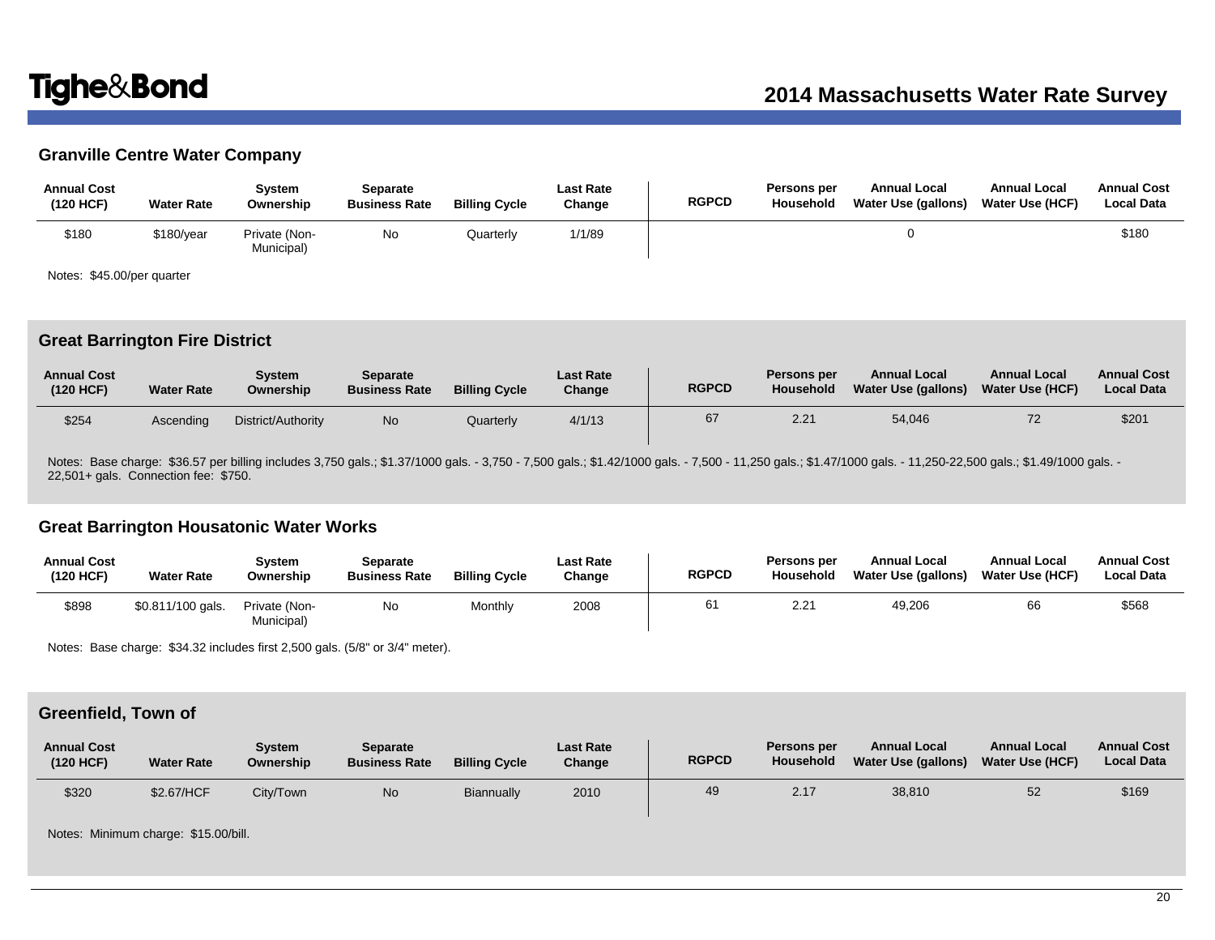## Granville Centre Water Company

| Annual Cost (120 HCF) | Water Rate | System Ownership | Separate Business Rate | Billing Cycle | Last Rate Change | RGPCD | Persons per Household | Annual Local Water Use (gallons) | Annual Local Water Use (HCF) | Annual Cost Local Data |
|---|---|---|---|---|---|---|---|---|---|---|
| $180 | $180/year | Private (Non-Municipal) | No | Quarterly | 1/1/89 | | | 0 | | $180 |

Notes: $45.00/per quarter

## Great Barrington Fire District

| Annual Cost (120 HCF) | Water Rate | System Ownership | Separate Business Rate | Billing Cycle | Last Rate Change | RGPCD | Persons per Household | Annual Local Water Use (gallons) | Annual Local Water Use (HCF) | Annual Cost Local Data |
|---|---|---|---|---|---|---|---|---|---|---|
| $254 | Ascending | District/Authority | No | Quarterly | 4/1/13 | 67 | 2.21 | 54,046 | 72 | $201 |

Notes: Base charge: $36.57 per billing includes 3,750 gals.; $1.37/1000 gals. - 3,750 - 7,500 gals.; $1.42/1000 gals. - 7,500 - 11,250 gals.; $1.47/1000 gals. - 11,250-22,500 gals.; $1.49/1000 gals. - 22,501+ gals. Connection fee: $750.

## Great Barrington Housatonic Water Works

| Annual Cost (120 HCF) | Water Rate | System Ownership | Separate Business Rate | Billing Cycle | Last Rate Change | RGPCD | Persons per Household | Annual Local Water Use (gallons) | Annual Local Water Use (HCF) | Annual Cost Local Data |
|---|---|---|---|---|---|---|---|---|---|---|
| $898 | $0.811/100 gals. | Private (Non-Municipal) | No | Monthly | 2008 | 61 | 2.21 | 49,206 | 66 | $568 |

Notes: Base charge: $34.32 includes first 2,500 gals. (5/8" or 3/4" meter).

## Greenfield, Town of

| Annual Cost (120 HCF) | Water Rate | System Ownership | Separate Business Rate | Billing Cycle | Last Rate Change | RGPCD | Persons per Household | Annual Local Water Use (gallons) | Annual Local Water Use (HCF) | Annual Cost Local Data |
|---|---|---|---|---|---|---|---|---|---|---|
| $320 | $2.67/HCF | City/Town | No | Biannually | 2010 | 49 | 2.17 | 38,810 | 52 | $169 |

Notes: Minimum charge: $15.00/bill.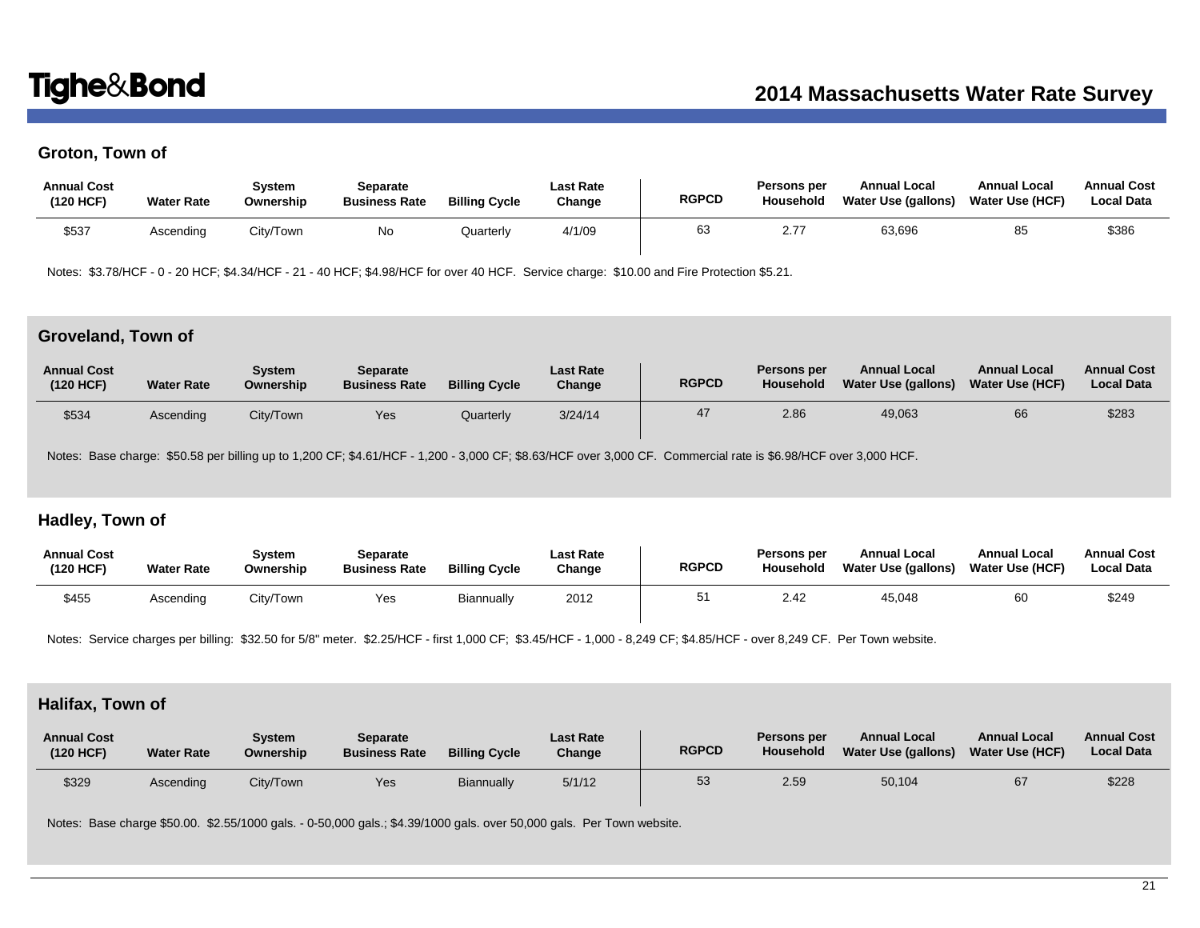## Groton, Town of

| Annual Cost (120 HCF) | Water Rate | System Ownership | Separate Business Rate | Billing Cycle | Last Rate Change | RGPCD | Persons per Household | Annual Local Water Use (gallons) | Annual Local Water Use (HCF) | Annual Cost Local Data |
|---|---|---|---|---|---|---|---|---|---|---|
| $537 | Ascending | City/Town | No | Quarterly | 4/1/09 | 63 | 2.77 | 63,696 | 85 | $386 |

Notes: $3.78/HCF - 0 - 20 HCF; $4.34/HCF - 21 - 40 HCF; $4.98/HCF for over 40 HCF. Service charge: $10.00 and Fire Protection $5.21.

## Groveland, Town of

| Annual Cost (120 HCF) | Water Rate | System Ownership | Separate Business Rate | Billing Cycle | Last Rate Change | RGPCD | Persons per Household | Annual Local Water Use (gallons) | Annual Local Water Use (HCF) | Annual Cost Local Data |
|---|---|---|---|---|---|---|---|---|---|---|
| $534 | Ascending | City/Town | Yes | Quarterly | 3/24/14 | 47 | 2.86 | 49,063 | 66 | $283 |

Notes: Base charge: $50.58 per billing up to 1,200 CF; $4.61/HCF - 1,200 - 3,000 CF; $8.63/HCF over 3,000 CF. Commercial rate is $6.98/HCF over 3,000 HCF.

## Hadley, Town of

| Annual Cost (120 HCF) | Water Rate | System Ownership | Separate Business Rate | Billing Cycle | Last Rate Change | RGPCD | Persons per Household | Annual Local Water Use (gallons) | Annual Local Water Use (HCF) | Annual Cost Local Data |
|---|---|---|---|---|---|---|---|---|---|---|
| $455 | Ascending | City/Town | Yes | Biannually | 2012 | 51 | 2.42 | 45,048 | 60 | $249 |

Notes: Service charges per billing: $32.50 for 5/8" meter. $2.25/HCF - first 1,000 CF; $3.45/HCF - 1,000 - 8,249 CF; $4.85/HCF - over 8,249 CF. Per Town website.

## Halifax, Town of

| Annual Cost (120 HCF) | Water Rate | System Ownership | Separate Business Rate | Billing Cycle | Last Rate Change | RGPCD | Persons per Household | Annual Local Water Use (gallons) | Annual Local Water Use (HCF) | Annual Cost Local Data |
|---|---|---|---|---|---|---|---|---|---|---|
| $329 | Ascending | City/Town | Yes | Biannually | 5/1/12 | 53 | 2.59 | 50,104 | 67 | $228 |

Notes: Base charge $50.00. $2.55/1000 gals. - 0-50,000 gals.; $4.39/1000 gals. over 50,000 gals. Per Town website.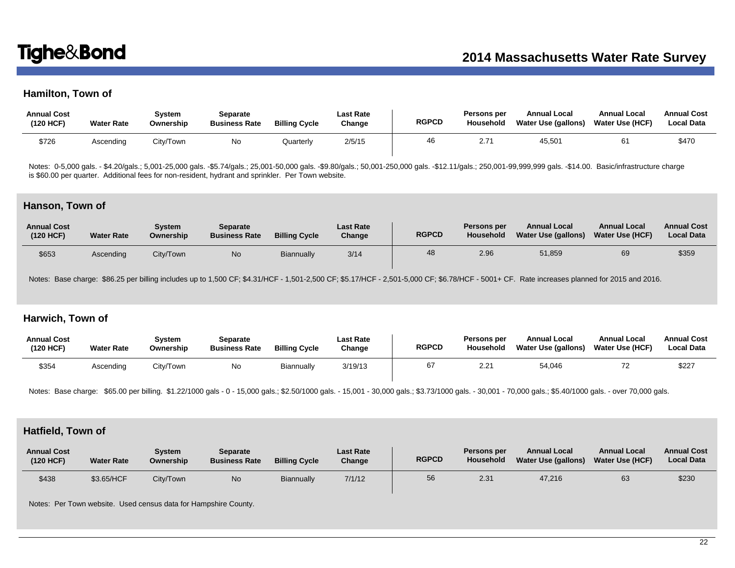## Hamilton, Town of

| Annual Cost (120 HCF) | Water Rate | System Ownership | Separate Business Rate | Billing Cycle | Last Rate Change | RGPCD | Persons per Household | Annual Local Water Use (gallons) | Annual Local Water Use (HCF) | Annual Cost Local Data |
|---|---|---|---|---|---|---|---|---|---|---|
| $726 | Ascending | City/Town | No | Quarterly | 2/5/15 | 46 | 2.71 | 45,501 | 61 | $470 |

Notes: 0-5,000 gals. - $4.20/gals.; 5,001-25,000 gals. -$5.74/gals.; 25,001-50,000 gals. -$9.80/gals.; 50,001-250,000 gals. -$12.11/gals.; 250,001-99,999,999 gals. -$14.00. Basic/infrastructure charge is $60.00 per quarter. Additional fees for non-resident, hydrant and sprinkler. Per Town website.

## Hanson, Town of

| Annual Cost (120 HCF) | Water Rate | System Ownership | Separate Business Rate | Billing Cycle | Last Rate Change | RGPCD | Persons per Household | Annual Local Water Use (gallons) | Annual Local Water Use (HCF) | Annual Cost Local Data |
|---|---|---|---|---|---|---|---|---|---|---|
| $653 | Ascending | City/Town | No | Biannually | 3/14 | 48 | 2.96 | 51,859 | 69 | $359 |

Notes: Base charge: $86.25 per billing includes up to 1,500 CF; $4.31/HCF - 1,501-2,500 CF; $5.17/HCF - 2,501-5,000 CF; $6.78/HCF - 5001+ CF. Rate increases planned for 2015 and 2016.

## Harwich, Town of

| Annual Cost (120 HCF) | Water Rate | System Ownership | Separate Business Rate | Billing Cycle | Last Rate Change | RGPCD | Persons per Household | Annual Local Water Use (gallons) | Annual Local Water Use (HCF) | Annual Cost Local Data |
|---|---|---|---|---|---|---|---|---|---|---|
| $354 | Ascending | City/Town | No | Biannually | 3/19/13 | 67 | 2.21 | 54,046 | 72 | $227 |

Notes: Base charge: $65.00 per billing. $1.22/1000 gals - 0 - 15,000 gals.; $2.50/1000 gals. - 15,001 - 30,000 gals.; $3.73/1000 gals. - 30,001 - 70,000 gals.; $5.40/1000 gals. - over 70,000 gals.

## Hatfield, Town of

| Annual Cost (120 HCF) | Water Rate | System Ownership | Separate Business Rate | Billing Cycle | Last Rate Change | RGPCD | Persons per Household | Annual Local Water Use (gallons) | Annual Local Water Use (HCF) | Annual Cost Local Data |
|---|---|---|---|---|---|---|---|---|---|---|
| $438 | $3.65/HCF | City/Town | No | Biannually | 7/1/12 | 56 | 2.31 | 47,216 | 63 | $230 |

Notes: Per Town website. Used census data for Hampshire County.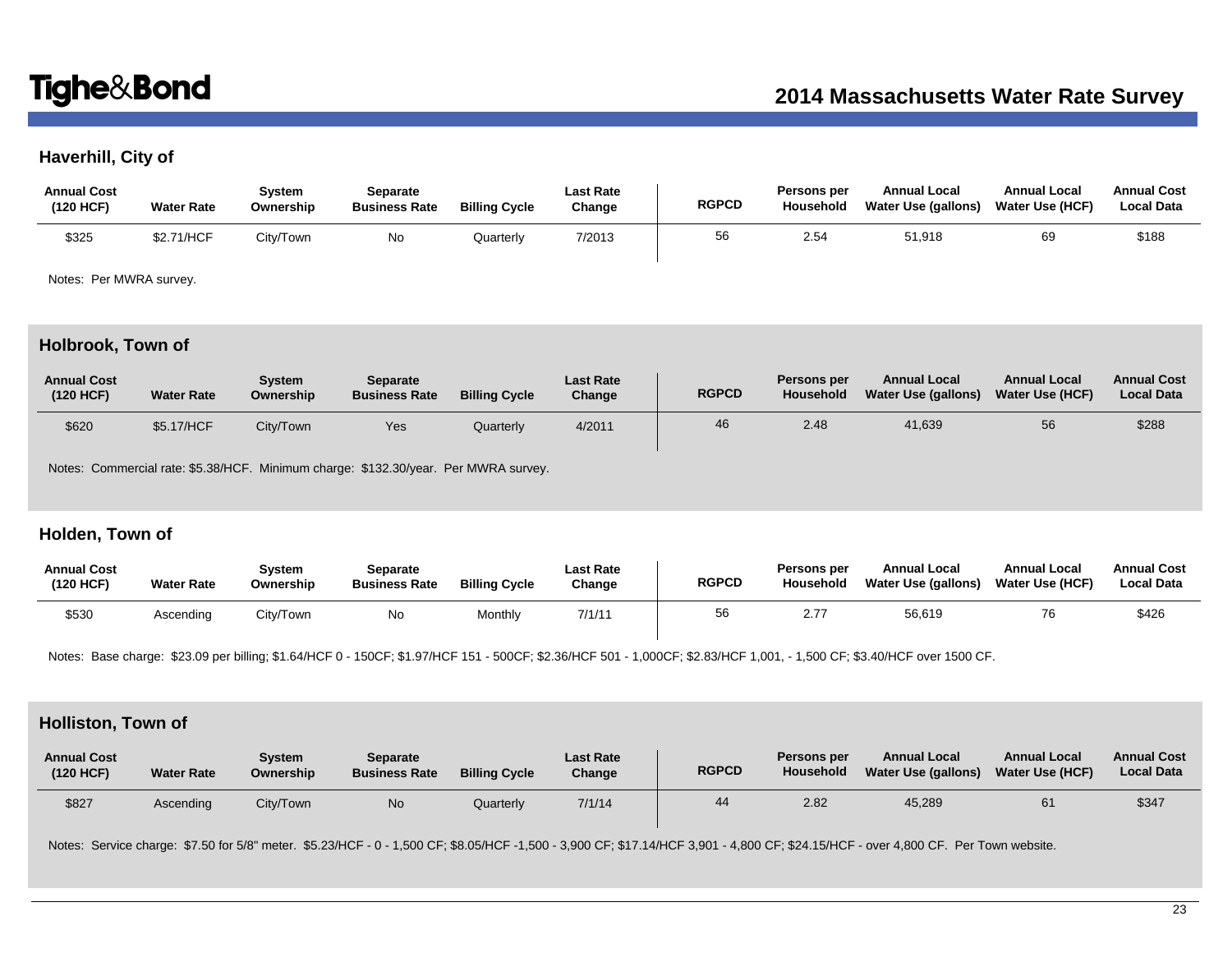### Haverhill, City of

| Annual Cost (120 HCF) | Water Rate | System Ownership | Separate Business Rate | Billing Cycle | Last Rate Change | RGPCD | Persons per Household | Annual Local Water Use (gallons) | Annual Local Water Use (HCF) | Annual Cost Local Data |
|---|---|---|---|---|---|---|---|---|---|---|
| $325 | $2.71/HCF | City/Town | No | Quarterly | 7/2013 | 56 | 2.54 | 51,918 | 69 | $188 |

Notes: Per MWRA survey.

### Holbrook, Town of

| Annual Cost (120 HCF) | Water Rate | System Ownership | Separate Business Rate | Billing Cycle | Last Rate Change | RGPCD | Persons per Household | Annual Local Water Use (gallons) | Annual Local Water Use (HCF) | Annual Cost Local Data |
|---|---|---|---|---|---|---|---|---|---|---|
| $620 | $5.17/HCF | City/Town | Yes | Quarterly | 4/2011 | 46 | 2.48 | 41,639 | 56 | $288 |

Notes: Commercial rate: $5.38/HCF. Minimum charge: $132.30/year. Per MWRA survey.

### Holden, Town of

| Annual Cost (120 HCF) | Water Rate | System Ownership | Separate Business Rate | Billing Cycle | Last Rate Change | RGPCD | Persons per Household | Annual Local Water Use (gallons) | Annual Local Water Use (HCF) | Annual Cost Local Data |
|---|---|---|---|---|---|---|---|---|---|---|
| $530 | Ascending | City/Town | No | Monthly | 7/1/11 | 56 | 2.77 | 56,619 | 76 | $426 |

Notes: Base charge: $23.09 per billing; $1.64/HCF 0 - 150CF; $1.97/HCF 151 - 500CF; $2.36/HCF 501 - 1,000CF; $2.83/HCF 1,001, - 1,500 CF; $3.40/HCF over 1500 CF.

### Holliston, Town of

| Annual Cost (120 HCF) | Water Rate | System Ownership | Separate Business Rate | Billing Cycle | Last Rate Change | RGPCD | Persons per Household | Annual Local Water Use (gallons) | Annual Local Water Use (HCF) | Annual Cost Local Data |
|---|---|---|---|---|---|---|---|---|---|---|
| $827 | Ascending | City/Town | No | Quarterly | 7/1/14 | 44 | 2.82 | 45,289 | 61 | $347 |

Notes: Service charge: $7.50 for 5/8" meter. $5.23/HCF - 0 - 1,500 CF; $8.05/HCF -1,500 - 3,900 CF; $17.14/HCF 3,901 - 4,800 CF; $24.15/HCF - over 4,800 CF. Per Town website.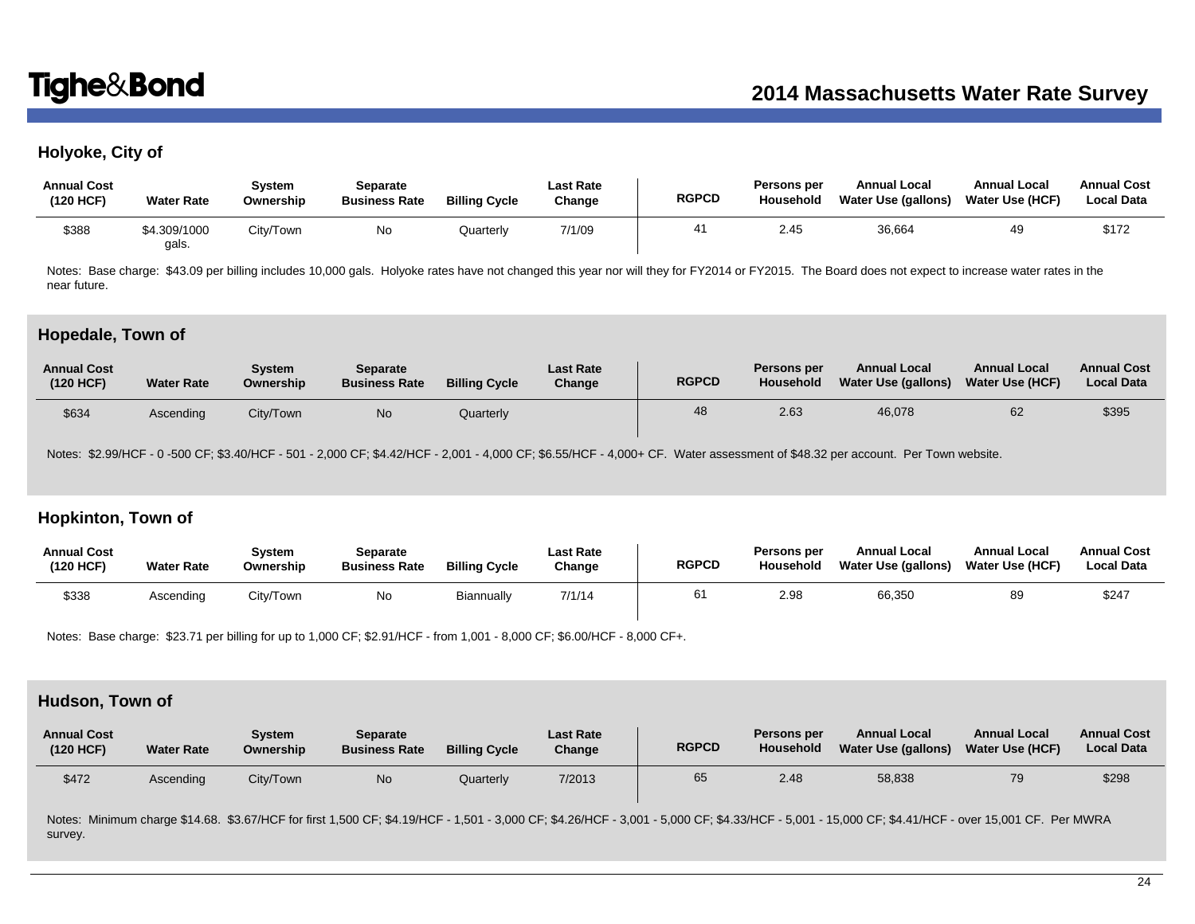## Holyoke, City of

| Annual Cost (120 HCF) | Water Rate | System Ownership | Separate Business Rate | Billing Cycle | Last Rate Change | RGPCD | Persons per Household | Annual Local Water Use (gallons) | Annual Local Water Use (HCF) | Annual Cost Local Data |
|---|---|---|---|---|---|---|---|---|---|---|
| $388 | $4.309/1000 gals. | City/Town | No | Quarterly | 7/1/09 | 41 | 2.45 | 36,664 | 49 | $172 |

Notes: Base charge: $43.09 per billing includes 10,000 gals. Holyoke rates have not changed this year nor will they for FY2014 or FY2015. The Board does not expect to increase water rates in the near future.

## Hopedale, Town of

| Annual Cost (120 HCF) | Water Rate | System Ownership | Separate Business Rate | Billing Cycle | Last Rate Change | RGPCD | Persons per Household | Annual Local Water Use (gallons) | Annual Local Water Use (HCF) | Annual Cost Local Data |
|---|---|---|---|---|---|---|---|---|---|---|
| $634 | Ascending | City/Town | No | Quarterly | | 48 | 2.63 | 46,078 | 62 | $395 |

Notes: $2.99/HCF - 0 -500 CF; $3.40/HCF - 501 - 2,000 CF; $4.42/HCF - 2,001 - 4,000 CF; $6.55/HCF - 4,000+ CF. Water assessment of $48.32 per account. Per Town website.

## Hopkinton, Town of

| Annual Cost (120 HCF) | Water Rate | System Ownership | Separate Business Rate | Billing Cycle | Last Rate Change | RGPCD | Persons per Household | Annual Local Water Use (gallons) | Annual Local Water Use (HCF) | Annual Cost Local Data |
|---|---|---|---|---|---|---|---|---|---|---|
| $338 | Ascending | City/Town | No | Biannually | 7/1/14 | 61 | 2.98 | 66,350 | 89 | $247 |

Notes: Base charge: $23.71 per billing for up to 1,000 CF; $2.91/HCF - from 1,001 - 8,000 CF; $6.00/HCF - 8,000 CF+.

## Hudson, Town of

| Annual Cost (120 HCF) | Water Rate | System Ownership | Separate Business Rate | Billing Cycle | Last Rate Change | RGPCD | Persons per Household | Annual Local Water Use (gallons) | Annual Local Water Use (HCF) | Annual Cost Local Data |
|---|---|---|---|---|---|---|---|---|---|---|
| $472 | Ascending | City/Town | No | Quarterly | 7/2013 | 65 | 2.48 | 58,838 | 79 | $298 |

Notes: Minimum charge $14.68. $3.67/HCF for first 1,500 CF; $4.19/HCF - 1,501 - 3,000 CF; $4.26/HCF - 3,001 - 5,000 CF; $4.33/HCF - 5,001 - 15,000 CF; $4.41/HCF - over 15,001 CF. Per MWRA survey.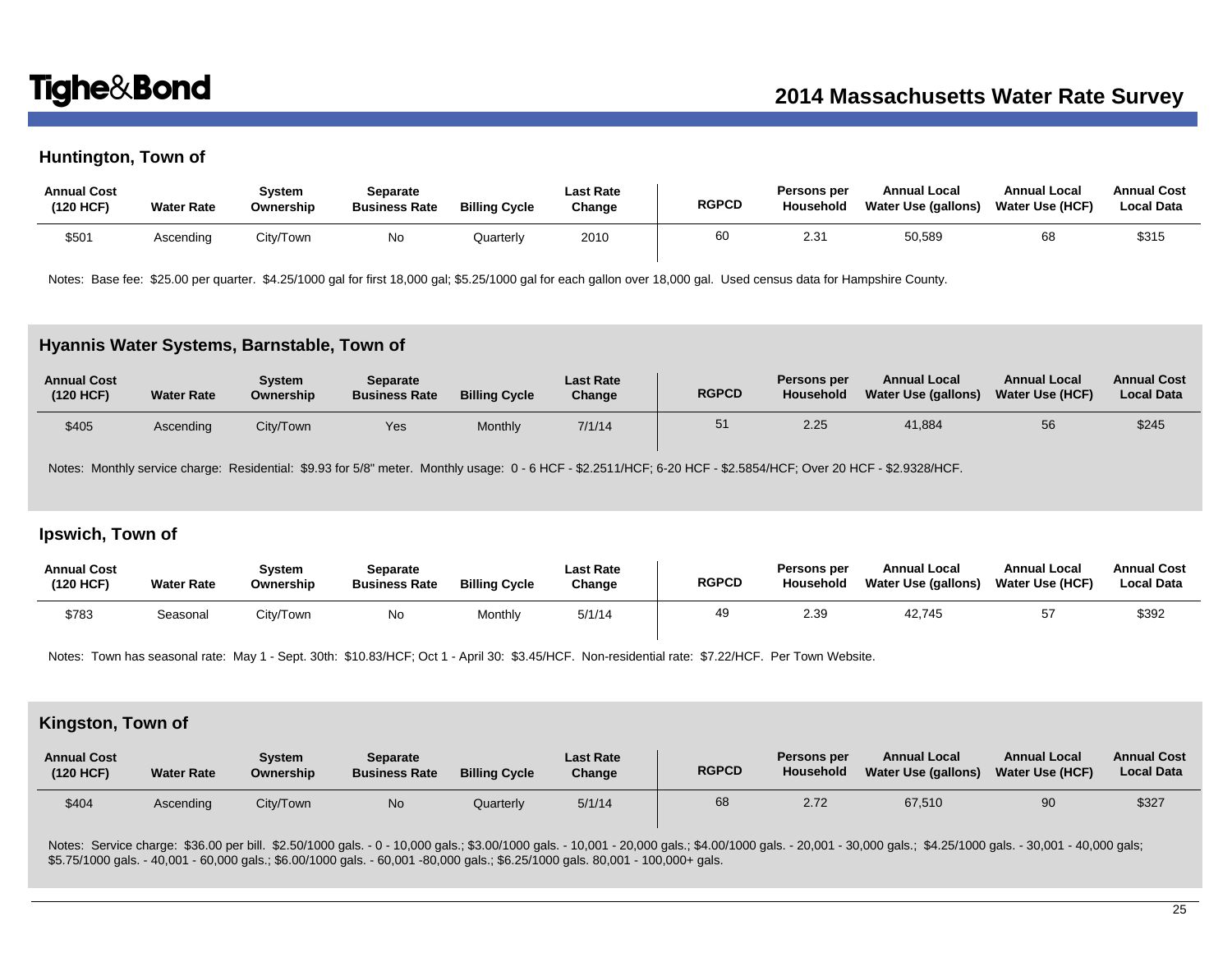## Huntington, Town of

| Annual Cost (120 HCF) | Water Rate | System Ownership | Separate Business Rate | Billing Cycle | Last Rate Change | RGPCD | Persons per Household | Annual Local Water Use (gallons) | Annual Local Water Use (HCF) | Annual Cost Local Data |
|---|---|---|---|---|---|---|---|---|---|---|
| $501 | Ascending | City/Town | No | Quarterly | 2010 | 60 | 2.31 | 50,589 | 68 | $315 |

Notes: Base fee: $25.00 per quarter. $4.25/1000 gal for first 18,000 gal; $5.25/1000 gal for each gallon over 18,000 gal. Used census data for Hampshire County.

## Hyannis Water Systems, Barnstable, Town of

| Annual Cost (120 HCF) | Water Rate | System Ownership | Separate Business Rate | Billing Cycle | Last Rate Change | RGPCD | Persons per Household | Annual Local Water Use (gallons) | Annual Local Water Use (HCF) | Annual Cost Local Data |
|---|---|---|---|---|---|---|---|---|---|---|
| $405 | Ascending | City/Town | Yes | Monthly | 7/1/14 | 51 | 2.25 | 41,884 | 56 | $245 |

Notes: Monthly service charge: Residential: $9.93 for 5/8" meter. Monthly usage: 0 - 6 HCF - $2.2511/HCF; 6-20 HCF - $2.5854/HCF; Over 20 HCF - $2.9328/HCF.

## Ipswich, Town of

| Annual Cost (120 HCF) | Water Rate | System Ownership | Separate Business Rate | Billing Cycle | Last Rate Change | RGPCD | Persons per Household | Annual Local Water Use (gallons) | Annual Local Water Use (HCF) | Annual Cost Local Data |
|---|---|---|---|---|---|---|---|---|---|---|
| $783 | Seasonal | City/Town | No | Monthly | 5/1/14 | 49 | 2.39 | 42,745 | 57 | $392 |

Notes: Town has seasonal rate: May 1 - Sept. 30th: $10.83/HCF; Oct 1 - April 30: $3.45/HCF. Non-residential rate: $7.22/HCF. Per Town Website.

## Kingston, Town of

| Annual Cost (120 HCF) | Water Rate | System Ownership | Separate Business Rate | Billing Cycle | Last Rate Change | RGPCD | Persons per Household | Annual Local Water Use (gallons) | Annual Local Water Use (HCF) | Annual Cost Local Data |
|---|---|---|---|---|---|---|---|---|---|---|
| $404 | Ascending | City/Town | No | Quarterly | 5/1/14 | 68 | 2.72 | 67,510 | 90 | $327 |

Notes: Service charge: $36.00 per bill. $2.50/1000 gals. - 0 - 10,000 gals.; $3.00/1000 gals. - 10,001 - 20,000 gals.; $4.00/1000 gals. - 20,001 - 30,000 gals.; $4.25/1000 gals. - 30,001 - 40,000 gals; $5.75/1000 gals. - 40,001 - 60,000 gals.; $6.00/1000 gals. - 60,001 -80,000 gals.; $6.25/1000 gals. 80,001 - 100,000+ gals.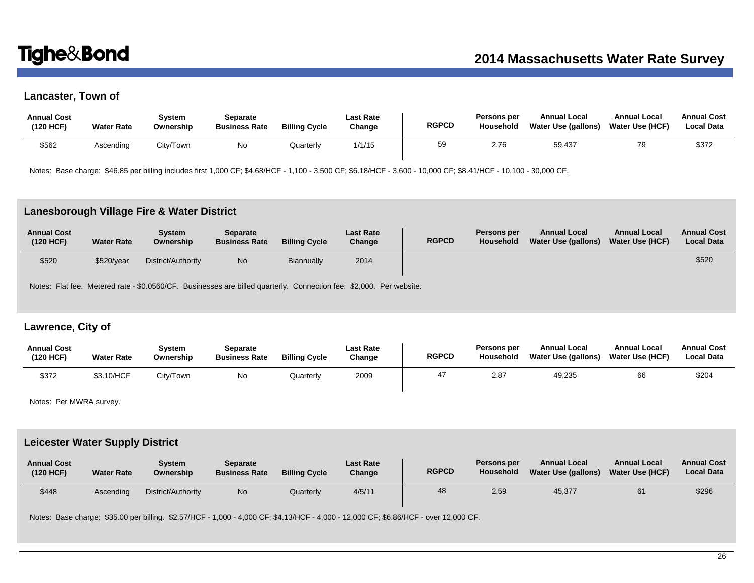## Lancaster, Town of

| Annual Cost (120 HCF) | Water Rate | System Ownership | Separate Business Rate | Billing Cycle | Last Rate Change | RGPCD | Persons per Household | Annual Local Water Use (gallons) | Annual Local Water Use (HCF) | Annual Cost Local Data |
|---|---|---|---|---|---|---|---|---|---|---|
| $562 | Ascending | City/Town | No | Quarterly | 1/1/15 | 59 | 2.76 | 59,437 | 79 | $372 |

Notes: Base charge: $46.85 per billing includes first 1,000 CF; $4.68/HCF - 1,100 - 3,500 CF; $6.18/HCF - 3,600 - 10,000 CF; $8.41/HCF - 10,100 - 30,000 CF.

## Lanesborough Village Fire & Water District

| Annual Cost (120 HCF) | Water Rate | System Ownership | Separate Business Rate | Billing Cycle | Last Rate Change | RGPCD | Persons per Household | Annual Local Water Use (gallons) | Annual Local Water Use (HCF) | Annual Cost Local Data |
|---|---|---|---|---|---|---|---|---|---|---|
| $520 | $520/year | District/Authority | No | Biannually | 2014 | | | | | $520 |

Notes: Flat fee. Metered rate - $0.0560/CF. Businesses are billed quarterly. Connection fee: $2,000. Per website.

## Lawrence, City of

| Annual Cost (120 HCF) | Water Rate | System Ownership | Separate Business Rate | Billing Cycle | Last Rate Change | RGPCD | Persons per Household | Annual Local Water Use (gallons) | Annual Local Water Use (HCF) | Annual Cost Local Data |
|---|---|---|---|---|---|---|---|---|---|---|
| $372 | $3.10/HCF | City/Town | No | Quarterly | 2009 | 47 | 2.87 | 49,235 | 66 | $204 |

Notes: Per MWRA survey.

## Leicester Water Supply District

| Annual Cost (120 HCF) | Water Rate | System Ownership | Separate Business Rate | Billing Cycle | Last Rate Change | RGPCD | Persons per Household | Annual Local Water Use (gallons) | Annual Local Water Use (HCF) | Annual Cost Local Data |
|---|---|---|---|---|---|---|---|---|---|---|
| $448 | Ascending | District/Authority | No | Quarterly | 4/5/11 | 48 | 2.59 | 45,377 | 61 | $296 |

Notes: Base charge: $35.00 per billing. $2.57/HCF - 1,000 - 4,000 CF; $4.13/HCF - 4,000 - 12,000 CF; $6.86/HCF - over 12,000 CF.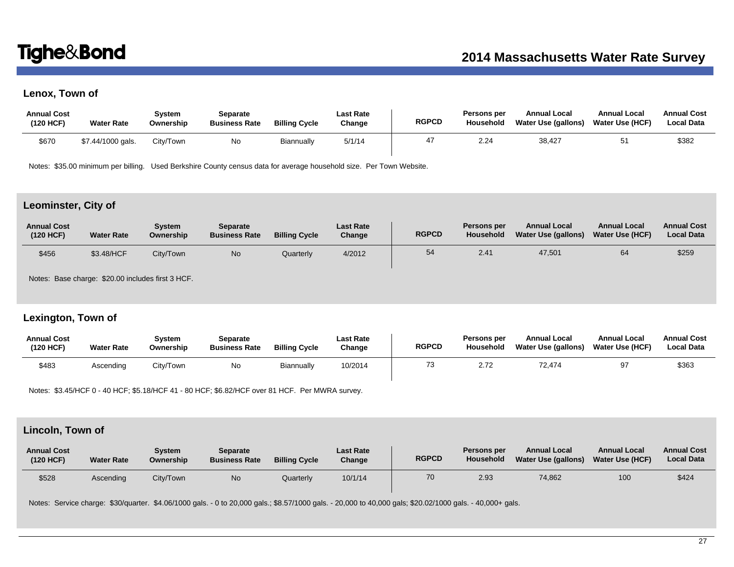## Lenox, Town of

| Annual Cost (120 HCF) | Water Rate | System Ownership | Separate Business Rate | Billing Cycle | Last Rate Change | RGPCD | Persons per Household | Annual Local Water Use (gallons) | Annual Local Water Use (HCF) | Annual Cost Local Data |
|---|---|---|---|---|---|---|---|---|---|---|
| $670 | $7.44/1000 gals. | City/Town | No | Biannually | 5/1/14 | 47 | 2.24 | 38,427 | 51 | $382 |

Notes: $35.00 minimum per billing. Used Berkshire County census data for average household size. Per Town Website.

## Leominster, City of

| Annual Cost (120 HCF) | Water Rate | System Ownership | Separate Business Rate | Billing Cycle | Last Rate Change | RGPCD | Persons per Household | Annual Local Water Use (gallons) | Annual Local Water Use (HCF) | Annual Cost Local Data |
|---|---|---|---|---|---|---|---|---|---|---|
| $456 | $3.48/HCF | City/Town | No | Quarterly | 4/2012 | 54 | 2.41 | 47,501 | 64 | $259 |

Notes: Base charge: $20.00 includes first 3 HCF.

## Lexington, Town of

| Annual Cost (120 HCF) | Water Rate | System Ownership | Separate Business Rate | Billing Cycle | Last Rate Change | RGPCD | Persons per Household | Annual Local Water Use (gallons) | Annual Local Water Use (HCF) | Annual Cost Local Data |
|---|---|---|---|---|---|---|---|---|---|---|
| $483 | Ascending | City/Town | No | Biannually | 10/2014 | 73 | 2.72 | 72,474 | 97 | $363 |

Notes: $3.45/HCF 0 - 40 HCF; $5.18/HCF 41 - 80 HCF; $6.82/HCF over 81 HCF. Per MWRA survey.

## Lincoln, Town of

| Annual Cost (120 HCF) | Water Rate | System Ownership | Separate Business Rate | Billing Cycle | Last Rate Change | RGPCD | Persons per Household | Annual Local Water Use (gallons) | Annual Local Water Use (HCF) | Annual Cost Local Data |
|---|---|---|---|---|---|---|---|---|---|---|
| $528 | Ascending | City/Town | No | Quarterly | 10/1/14 | 70 | 2.93 | 74,862 | 100 | $424 |

Notes: Service charge: $30/quarter. $4.06/1000 gals. - 0 to 20,000 gals.; $8.57/1000 gals. - 20,000 to 40,000 gals; $20.02/1000 gals. - 40,000+ gals.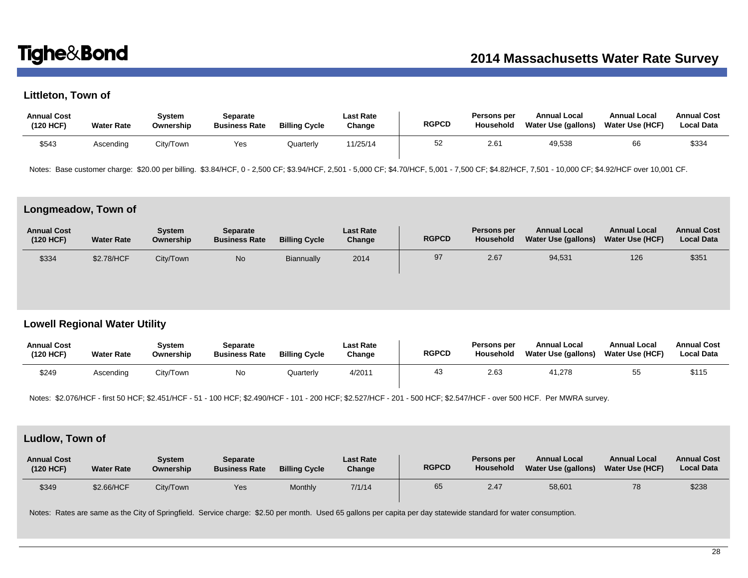## Littleton, Town of

| Annual Cost (120 HCF) | Water Rate | System Ownership | Separate Business Rate | Billing Cycle | Last Rate Change | RGPCD | Persons per Household | Annual Local Water Use (gallons) | Annual Local Water Use (HCF) | Annual Cost Local Data |
|---|---|---|---|---|---|---|---|---|---|---|
| $543 | Ascending | City/Town | Yes | Quarterly | 11/25/14 | 52 | 2.61 | 49,538 | 66 | $334 |

Notes: Base customer charge: $20.00 per billing. $3.84/HCF, 0 - 2,500 CF; $3.94/HCF, 2,501 - 5,000 CF; $4.70/HCF, 5,001 - 7,500 CF; $4.82/HCF, 7,501 - 10,000 CF; $4.92/HCF over 10,001 CF.

## Longmeadow, Town of

| Annual Cost (120 HCF) | Water Rate | System Ownership | Separate Business Rate | Billing Cycle | Last Rate Change | RGPCD | Persons per Household | Annual Local Water Use (gallons) | Annual Local Water Use (HCF) | Annual Cost Local Data |
|---|---|---|---|---|---|---|---|---|---|---|
| $334 | $2.78/HCF | City/Town | No | Biannually | 2014 | 97 | 2.67 | 94,531 | 126 | $351 |

## Lowell Regional Water Utility

| Annual Cost (120 HCF) | Water Rate | System Ownership | Separate Business Rate | Billing Cycle | Last Rate Change | RGPCD | Persons per Household | Annual Local Water Use (gallons) | Annual Local Water Use (HCF) | Annual Cost Local Data |
|---|---|---|---|---|---|---|---|---|---|---|
| $249 | Ascending | City/Town | No | Quarterly | 4/2011 | 43 | 2.63 | 41,278 | 55 | $115 |

Notes: $2.076/HCF - first 50 HCF; $2.451/HCF - 51 - 100 HCF; $2.490/HCF - 101 - 200 HCF; $2.527/HCF - 201 - 500 HCF; $2.547/HCF - over 500 HCF. Per MWRA survey.

## Ludlow, Town of

| Annual Cost (120 HCF) | Water Rate | System Ownership | Separate Business Rate | Billing Cycle | Last Rate Change | RGPCD | Persons per Household | Annual Local Water Use (gallons) | Annual Local Water Use (HCF) | Annual Cost Local Data |
|---|---|---|---|---|---|---|---|---|---|---|
| $349 | $2.66/HCF | City/Town | Yes | Monthly | 7/1/14 | 65 | 2.47 | 58,601 | 78 | $238 |

Notes: Rates are same as the City of Springfield. Service charge: $2.50 per month. Used 65 gallons per capita per day statewide standard for water consumption.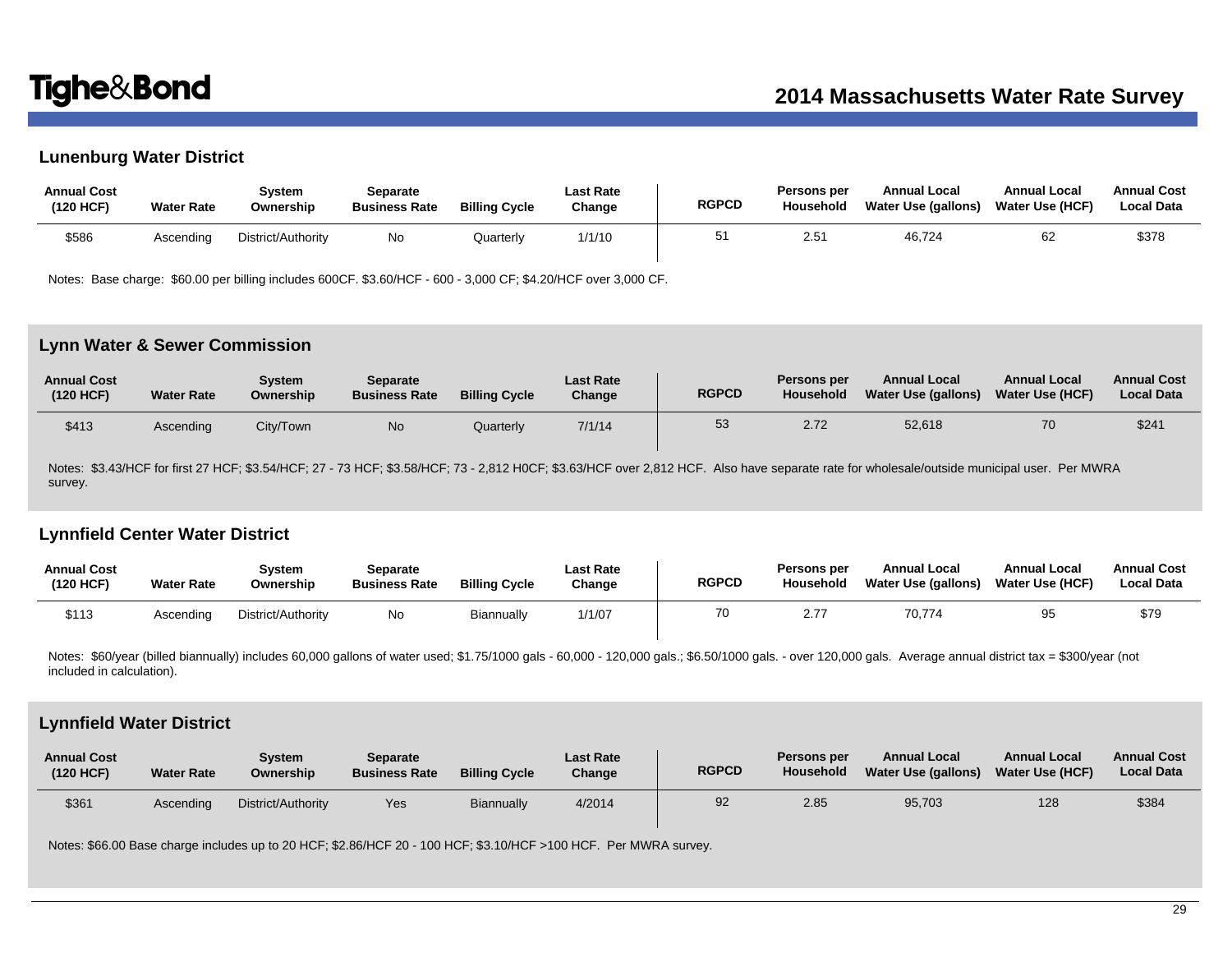## Lunenburg Water District

| Annual Cost (120 HCF) | Water Rate | System Ownership | Separate Business Rate | Billing Cycle | Last Rate Change | RGPCD | Persons per Household | Annual Local Water Use (gallons) | Annual Local Water Use (HCF) | Annual Cost Local Data |
|---|---|---|---|---|---|---|---|---|---|---|
| $586 | Ascending | District/Authority | No | Quarterly | 1/1/10 | 51 | 2.51 | 46,724 | 62 | $378 |

Notes: Base charge: $60.00 per billing includes 600CF. $3.60/HCF - 600 - 3,000 CF; $4.20/HCF over 3,000 CF.

## Lynn Water & Sewer Commission

| Annual Cost (120 HCF) | Water Rate | System Ownership | Separate Business Rate | Billing Cycle | Last Rate Change | RGPCD | Persons per Household | Annual Local Water Use (gallons) | Annual Local Water Use (HCF) | Annual Cost Local Data |
|---|---|---|---|---|---|---|---|---|---|---|
| $413 | Ascending | City/Town | No | Quarterly | 7/1/14 | 53 | 2.72 | 52,618 | 70 | $241 |

Notes: $3.43/HCF for first 27 HCF; $3.54/HCF; 27 - 73 HCF; $3.58/HCF; 73 - 2,812 H0CF; $3.63/HCF over 2,812 HCF. Also have separate rate for wholesale/outside municipal user. Per MWRA survey.

## Lynnfield Center Water District

| Annual Cost (120 HCF) | Water Rate | System Ownership | Separate Business Rate | Billing Cycle | Last Rate Change | RGPCD | Persons per Household | Annual Local Water Use (gallons) | Annual Local Water Use (HCF) | Annual Cost Local Data |
|---|---|---|---|---|---|---|---|---|---|---|
| $113 | Ascending | District/Authority | No | Biannually | 1/1/07 | 70 | 2.77 | 70,774 | 95 | $79 |

Notes: $60/year (billed biannually) includes 60,000 gallons of water used; $1.75/1000 gals - 60,000 - 120,000 gals.; $6.50/1000 gals. - over 120,000 gals. Average annual district tax = $300/year (not included in calculation).

## Lynnfield Water District

| Annual Cost (120 HCF) | Water Rate | System Ownership | Separate Business Rate | Billing Cycle | Last Rate Change | RGPCD | Persons per Household | Annual Local Water Use (gallons) | Annual Local Water Use (HCF) | Annual Cost Local Data |
|---|---|---|---|---|---|---|---|---|---|---|
| $361 | Ascending | District/Authority | Yes | Biannually | 4/2014 | 92 | 2.85 | 95,703 | 128 | $384 |

Notes: $66.00 Base charge includes up to 20 HCF; $2.86/HCF 20 - 100 HCF; $3.10/HCF >100 HCF. Per MWRA survey.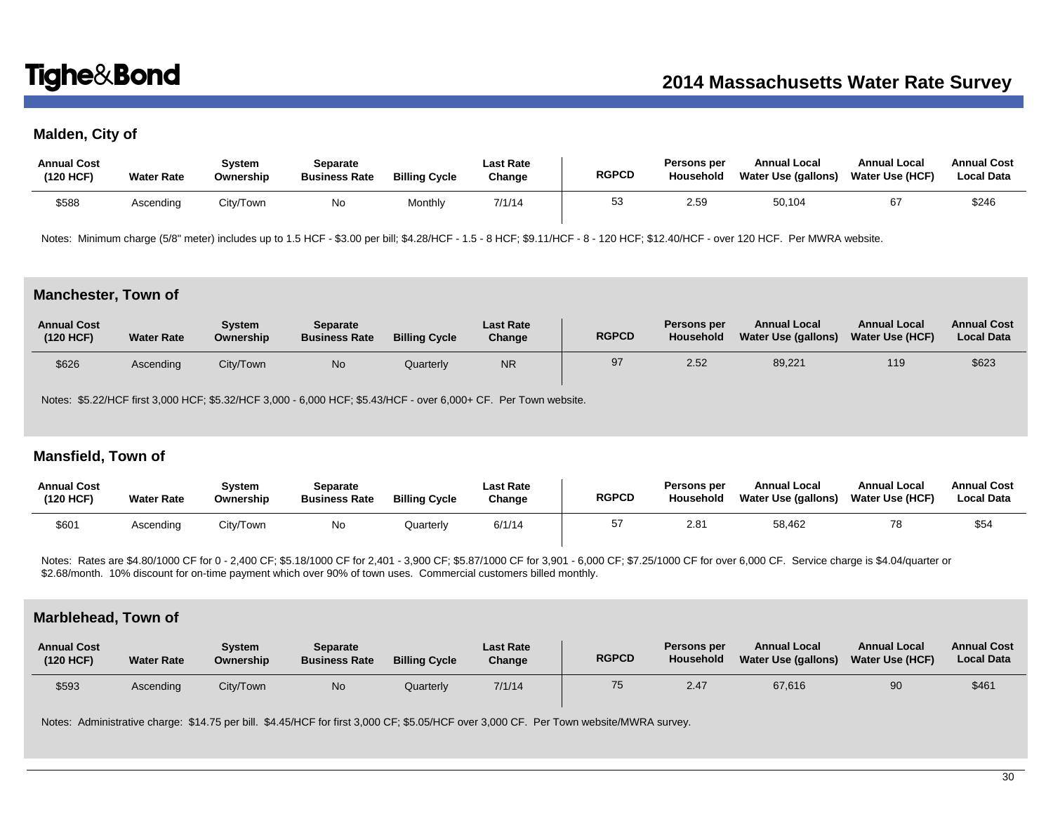### Malden, City of

| Annual Cost (120 HCF) | Water Rate | System Ownership | Separate Business Rate | Billing Cycle | Last Rate Change | RGPCD | Persons per Household | Annual Local Water Use (gallons) | Annual Local Water Use (HCF) | Annual Cost Local Data |
|---|---|---|---|---|---|---|---|---|---|---|
| $588 | Ascending | City/Town | No | Monthly | 7/1/14 | 53 | 2.59 | 50,104 | 67 | $246 |

Notes: Minimum charge (5/8" meter) includes up to 1.5 HCF - $3.00 per bill; $4.28/HCF - 1.5 - 8 HCF; $9.11/HCF - 8 - 120 HCF; $12.40/HCF - over 120 HCF. Per MWRA website.

### Manchester, Town of

| Annual Cost (120 HCF) | Water Rate | System Ownership | Separate Business Rate | Billing Cycle | Last Rate Change | RGPCD | Persons per Household | Annual Local Water Use (gallons) | Annual Local Water Use (HCF) | Annual Cost Local Data |
|---|---|---|---|---|---|---|---|---|---|---|
| $626 | Ascending | City/Town | No | Quarterly | NR | 97 | 2.52 | 89,221 | 119 | $623 |

Notes: $5.22/HCF first 3,000 HCF; $5.32/HCF 3,000 - 6,000 HCF; $5.43/HCF - over 6,000+ CF. Per Town website.

### Mansfield, Town of

| Annual Cost (120 HCF) | Water Rate | System Ownership | Separate Business Rate | Billing Cycle | Last Rate Change | RGPCD | Persons per Household | Annual Local Water Use (gallons) | Annual Local Water Use (HCF) | Annual Cost Local Data |
|---|---|---|---|---|---|---|---|---|---|---|
| $601 | Ascending | City/Town | No | Quarterly | 6/1/14 | 57 | 2.81 | 58,462 | 78 | $54 |

Notes: Rates are $4.80/1000 CF for 0 - 2,400 CF; $5.18/1000 CF for 2,401 - 3,900 CF; $5.87/1000 CF for 3,901 - 6,000 CF; $7.25/1000 CF for over 6,000 CF. Service charge is $4.04/quarter or $2.68/month. 10% discount for on-time payment which over 90% of town uses. Commercial customers billed monthly.

### Marblehead, Town of

| Annual Cost (120 HCF) | Water Rate | System Ownership | Separate Business Rate | Billing Cycle | Last Rate Change | RGPCD | Persons per Household | Annual Local Water Use (gallons) | Annual Local Water Use (HCF) | Annual Cost Local Data |
|---|---|---|---|---|---|---|---|---|---|---|
| $593 | Ascending | City/Town | No | Quarterly | 7/1/14 | 75 | 2.47 | 67,616 | 90 | $461 |

Notes: Administrative charge: $14.75 per bill. $4.45/HCF for first 3,000 CF; $5.05/HCF over 3,000 CF. Per Town website/MWRA survey.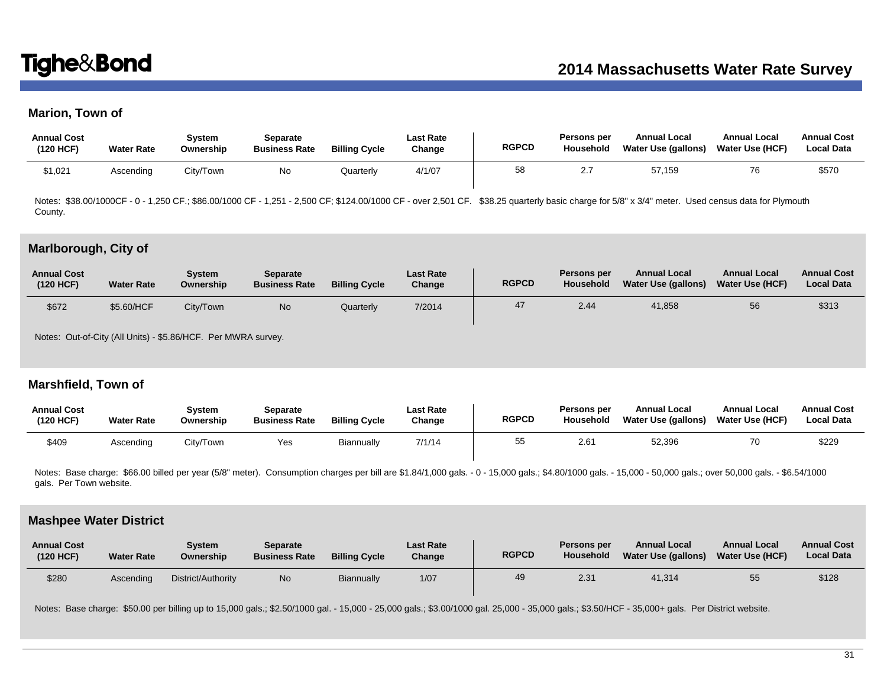## Marion, Town of

| Annual Cost (120 HCF) | Water Rate | System Ownership | Separate Business Rate | Billing Cycle | Last Rate Change | RGPCD | Persons per Household | Annual Local Water Use (gallons) | Annual Local Water Use (HCF) | Annual Cost Local Data |
|---|---|---|---|---|---|---|---|---|---|---|
| $1,021 | Ascending | City/Town | No | Quarterly | 4/1/07 | 58 | 2.7 | 57,159 | 76 | $570 |

Notes: $38.00/1000CF - 0 - 1,250 CF.; $86.00/1000 CF - 1,251 - 2,500 CF; $124.00/1000 CF - over 2,501 CF. $38.25 quarterly basic charge for 5/8" x 3/4" meter. Used census data for Plymouth County.

## Marlborough, City of

| Annual Cost (120 HCF) | Water Rate | System Ownership | Separate Business Rate | Billing Cycle | Last Rate Change | RGPCD | Persons per Household | Annual Local Water Use (gallons) | Annual Local Water Use (HCF) | Annual Cost Local Data |
|---|---|---|---|---|---|---|---|---|---|---|
| $672 | $5.60/HCF | City/Town | No | Quarterly | 7/2014 | 47 | 2.44 | 41,858 | 56 | $313 |

Notes: Out-of-City (All Units) - $5.86/HCF. Per MWRA survey.

## Marshfield, Town of

| Annual Cost (120 HCF) | Water Rate | System Ownership | Separate Business Rate | Billing Cycle | Last Rate Change | RGPCD | Persons per Household | Annual Local Water Use (gallons) | Annual Local Water Use (HCF) | Annual Cost Local Data |
|---|---|---|---|---|---|---|---|---|---|---|
| $409 | Ascending | City/Town | Yes | Biannually | 7/1/14 | 55 | 2.61 | 52,396 | 70 | $229 |

Notes: Base charge: $66.00 billed per year (5/8" meter). Consumption charges per bill are $1.84/1,000 gals. - 0 - 15,000 gals.; $4.80/1000 gals. - 15,000 - 50,000 gals.; over 50,000 gals. - $6.54/1000 gals. Per Town website.

## Mashpee Water District

| Annual Cost (120 HCF) | Water Rate | System Ownership | Separate Business Rate | Billing Cycle | Last Rate Change | RGPCD | Persons per Household | Annual Local Water Use (gallons) | Annual Local Water Use (HCF) | Annual Cost Local Data |
|---|---|---|---|---|---|---|---|---|---|---|
| $280 | Ascending | District/Authority | No | Biannually | 1/07 | 49 | 2.31 | 41,314 | 55 | $128 |

Notes: Base charge: $50.00 per billing up to 15,000 gals.; $2.50/1000 gal. - 15,000 - 25,000 gals.; $3.00/1000 gal. 25,000 - 35,000 gals.; $3.50/HCF - 35,000+ gals. Per District website.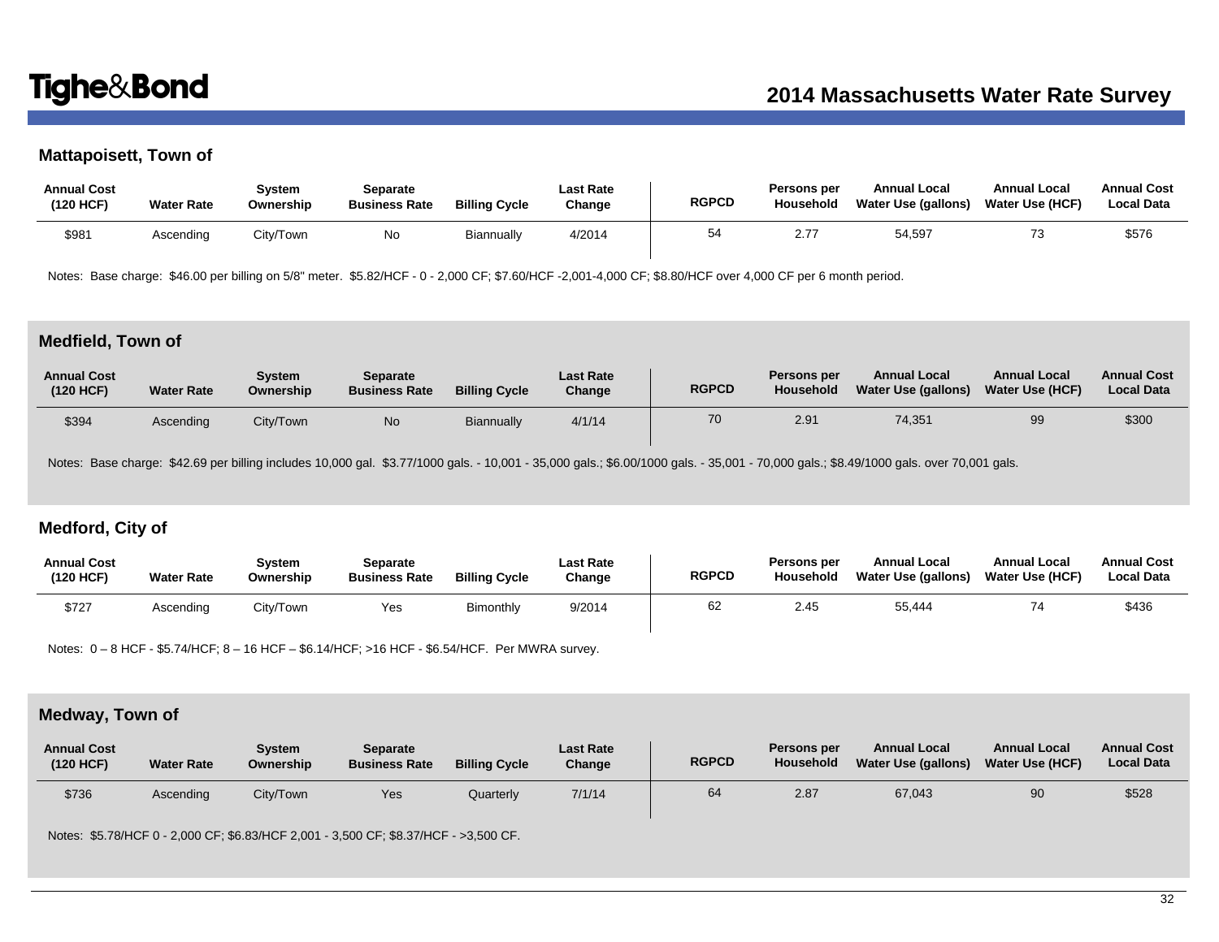## Mattapoisett, Town of

| Annual Cost (120 HCF) | Water Rate | System Ownership | Separate Business Rate | Billing Cycle | Last Rate Change | RGPCD | Persons per Household | Annual Local Water Use (gallons) | Annual Local Water Use (HCF) | Annual Cost Local Data |
|---|---|---|---|---|---|---|---|---|---|---|
| $981 | Ascending | City/Town | No | Biannually | 4/2014 | 54 | 2.77 | 54,597 | 73 | $576 |

Notes: Base charge: $46.00 per billing on 5/8" meter. $5.82/HCF - 0 - 2,000 CF; $7.60/HCF -2,001-4,000 CF; $8.80/HCF over 4,000 CF per 6 month period.

## Medfield, Town of

| Annual Cost (120 HCF) | Water Rate | System Ownership | Separate Business Rate | Billing Cycle | Last Rate Change | RGPCD | Persons per Household | Annual Local Water Use (gallons) | Annual Local Water Use (HCF) | Annual Cost Local Data |
|---|---|---|---|---|---|---|---|---|---|---|
| $394 | Ascending | City/Town | No | Biannually | 4/1/14 | 70 | 2.91 | 74,351 | 99 | $300 |

Notes: Base charge: $42.69 per billing includes 10,000 gal. $3.77/1000 gals. - 10,001 - 35,000 gals.; $6.00/1000 gals. - 35,001 - 70,000 gals.; $8.49/1000 gals. over 70,001 gals.

## Medford, City of

| Annual Cost (120 HCF) | Water Rate | System Ownership | Separate Business Rate | Billing Cycle | Last Rate Change | RGPCD | Persons per Household | Annual Local Water Use (gallons) | Annual Local Water Use (HCF) | Annual Cost Local Data |
|---|---|---|---|---|---|---|---|---|---|---|
| $727 | Ascending | City/Town | Yes | Bimonthly | 9/2014 | 62 | 2.45 | 55,444 | 74 | $436 |

Notes: 0 – 8 HCF - $5.74/HCF; 8 – 16 HCF – $6.14/HCF; >16 HCF - $6.54/HCF. Per MWRA survey.

## Medway, Town of

| Annual Cost (120 HCF) | Water Rate | System Ownership | Separate Business Rate | Billing Cycle | Last Rate Change | RGPCD | Persons per Household | Annual Local Water Use (gallons) | Annual Local Water Use (HCF) | Annual Cost Local Data |
|---|---|---|---|---|---|---|---|---|---|---|
| $736 | Ascending | City/Town | Yes | Quarterly | 7/1/14 | 64 | 2.87 | 67,043 | 90 | $528 |

Notes: $5.78/HCF 0 - 2,000 CF; $6.83/HCF 2,001 - 3,500 CF; $8.37/HCF - >3,500 CF.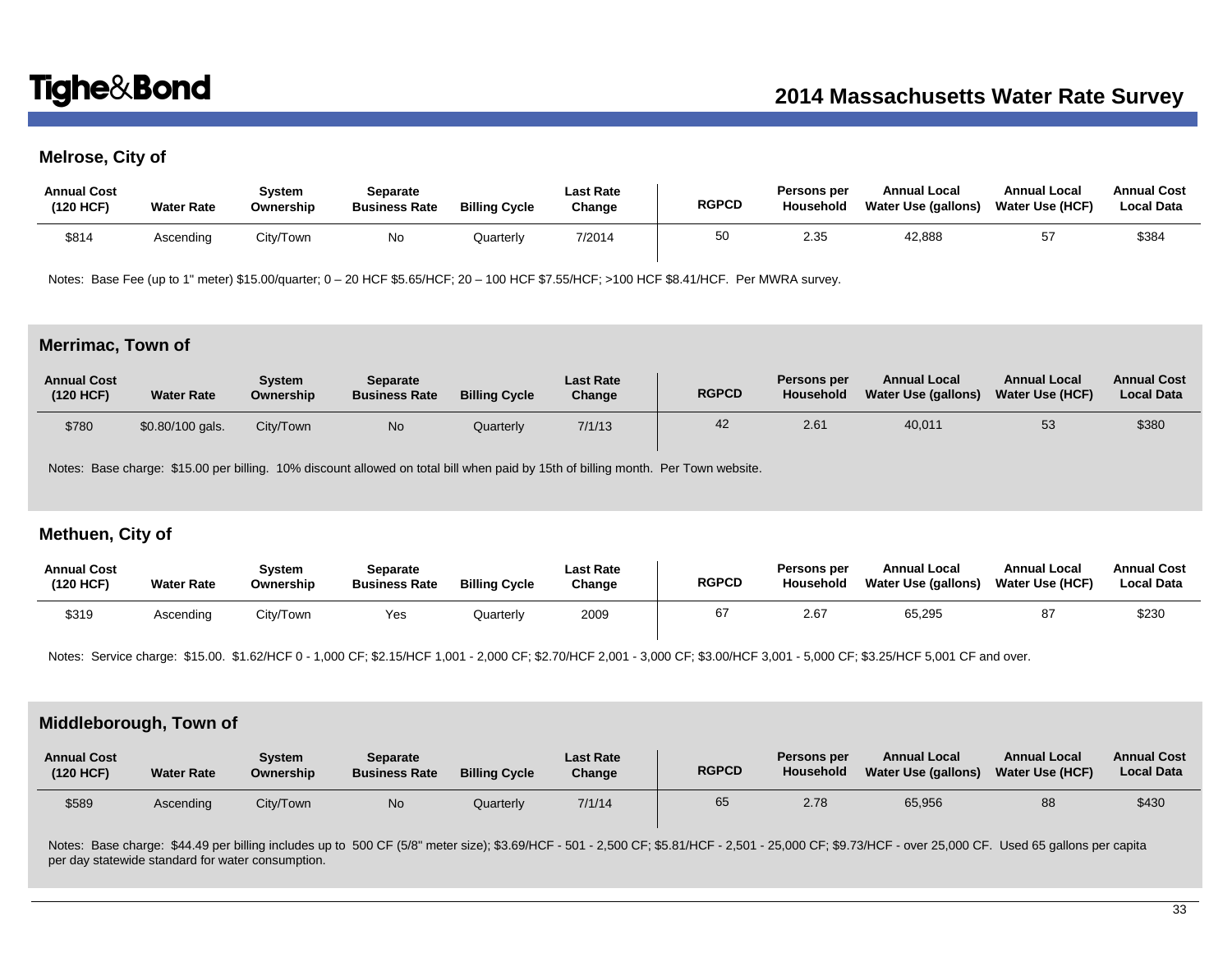## Melrose, City of

| Annual Cost (120 HCF) | Water Rate | System Ownership | Separate Business Rate | Billing Cycle | Last Rate Change | RGPCD | Persons per Household | Annual Local Water Use (gallons) | Annual Local Water Use (HCF) | Annual Cost Local Data |
|---|---|---|---|---|---|---|---|---|---|---|
| $814 | Ascending | City/Town | No | Quarterly | 7/2014 | 50 | 2.35 | 42,888 | 57 | $384 |

Notes: Base Fee (up to 1" meter) $15.00/quarter; 0 – 20 HCF $5.65/HCF; 20 – 100 HCF $7.55/HCF; >100 HCF $8.41/HCF. Per MWRA survey.

## Merrimac, Town of

| Annual Cost (120 HCF) | Water Rate | System Ownership | Separate Business Rate | Billing Cycle | Last Rate Change | RGPCD | Persons per Household | Annual Local Water Use (gallons) | Annual Local Water Use (HCF) | Annual Cost Local Data |
|---|---|---|---|---|---|---|---|---|---|---|
| $780 | $0.80/100 gals. | City/Town | No | Quarterly | 7/1/13 | 42 | 2.61 | 40,011 | 53 | $380 |

Notes: Base charge: $15.00 per billing. 10% discount allowed on total bill when paid by 15th of billing month. Per Town website.

## Methuen, City of

| Annual Cost (120 HCF) | Water Rate | System Ownership | Separate Business Rate | Billing Cycle | Last Rate Change | RGPCD | Persons per Household | Annual Local Water Use (gallons) | Annual Local Water Use (HCF) | Annual Cost Local Data |
|---|---|---|---|---|---|---|---|---|---|---|
| $319 | Ascending | City/Town | Yes | Quarterly | 2009 | 67 | 2.67 | 65,295 | 87 | $230 |

Notes: Service charge: $15.00. $1.62/HCF 0 - 1,000 CF; $2.15/HCF 1,001 - 2,000 CF; $2.70/HCF 2,001 - 3,000 CF; $3.00/HCF 3,001 - 5,000 CF; $3.25/HCF 5,001 CF and over.

## Middleborough, Town of

| Annual Cost (120 HCF) | Water Rate | System Ownership | Separate Business Rate | Billing Cycle | Last Rate Change | RGPCD | Persons per Household | Annual Local Water Use (gallons) | Annual Local Water Use (HCF) | Annual Cost Local Data |
|---|---|---|---|---|---|---|---|---|---|---|
| $589 | Ascending | City/Town | No | Quarterly | 7/1/14 | 65 | 2.78 | 65,956 | 88 | $430 |

Notes: Base charge: $44.49 per billing includes up to 500 CF (5/8" meter size); $3.69/HCF - 501 - 2,500 CF; $5.81/HCF - 2,501 - 25,000 CF; $9.73/HCF - over 25,000 CF. Used 65 gallons per capita per day statewide standard for water consumption.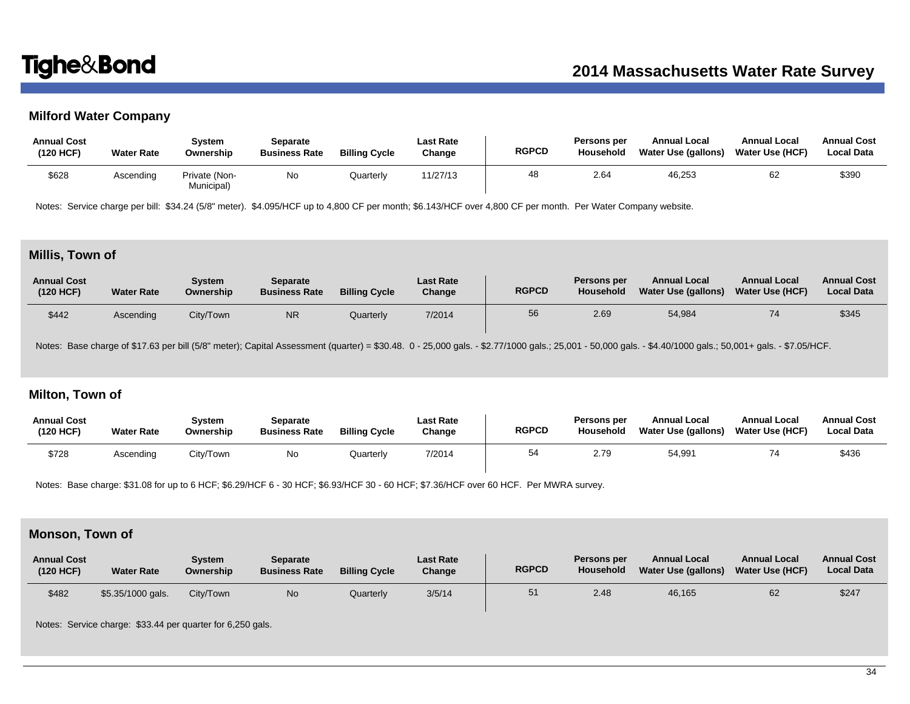### Milford Water Company

| Annual Cost (120 HCF) | Water Rate | System Ownership | Separate Business Rate | Billing Cycle | Last Rate Change | RGPCD | Persons per Household | Annual Local Water Use (gallons) | Annual Local Water Use (HCF) | Annual Cost Local Data |
|---|---|---|---|---|---|---|---|---|---|---|
| $628 | Ascending | Private (Non-Municipal) | No | Quarterly | 11/27/13 | 48 | 2.64 | 46,253 | 62 | $390 |

Notes: Service charge per bill: $34.24 (5/8" meter). $4.095/HCF up to 4,800 CF per month; $6.143/HCF over 4,800 CF per month. Per Water Company website.

### Millis, Town of

| Annual Cost (120 HCF) | Water Rate | System Ownership | Separate Business Rate | Billing Cycle | Last Rate Change | RGPCD | Persons per Household | Annual Local Water Use (gallons) | Annual Local Water Use (HCF) | Annual Cost Local Data |
|---|---|---|---|---|---|---|---|---|---|---|
| $442 | Ascending | City/Town | NR | Quarterly | 7/2014 | 56 | 2.69 | 54,984 | 74 | $345 |

Notes: Base charge of $17.63 per bill (5/8" meter); Capital Assessment (quarter) = $30.48. 0 - 25,000 gals. - $2.77/1000 gals.; 25,001 - 50,000 gals. - $4.40/1000 gals.; 50,001+ gals. - $7.05/HCF.

### Milton, Town of

| Annual Cost (120 HCF) | Water Rate | System Ownership | Separate Business Rate | Billing Cycle | Last Rate Change | RGPCD | Persons per Household | Annual Local Water Use (gallons) | Annual Local Water Use (HCF) | Annual Cost Local Data |
|---|---|---|---|---|---|---|---|---|---|---|
| $728 | Ascending | City/Town | No | Quarterly | 7/2014 | 54 | 2.79 | 54,991 | 74 | $436 |

Notes: Base charge: $31.08 for up to 6 HCF; $6.29/HCF 6 - 30 HCF; $6.93/HCF 30 - 60 HCF; $7.36/HCF over 60 HCF. Per MWRA survey.

### Monson, Town of

| Annual Cost (120 HCF) | Water Rate | System Ownership | Separate Business Rate | Billing Cycle | Last Rate Change | RGPCD | Persons per Household | Annual Local Water Use (gallons) | Annual Local Water Use (HCF) | Annual Cost Local Data |
|---|---|---|---|---|---|---|---|---|---|---|
| $482 | $5.35/1000 gals. | City/Town | No | Quarterly | 3/5/14 | 51 | 2.48 | 46,165 | 62 | $247 |

Notes: Service charge: $33.44 per quarter for 6,250 gals.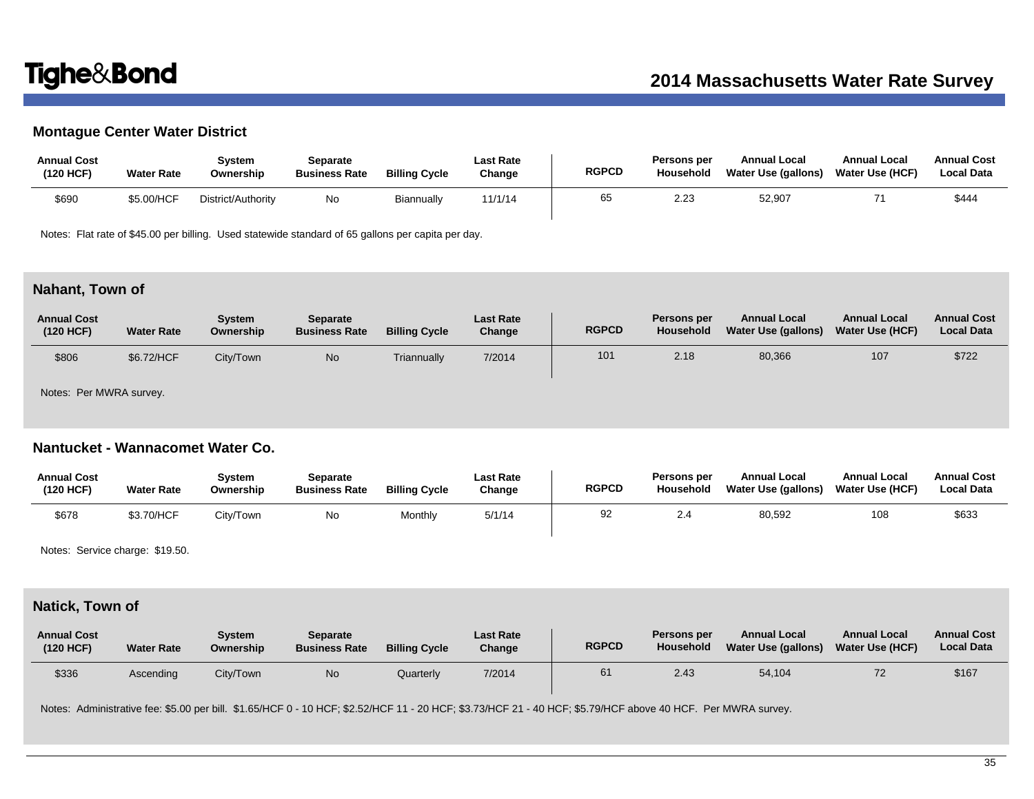## Montague Center Water District

| Annual Cost (120 HCF) | Water Rate | System Ownership | Separate Business Rate | Billing Cycle | Last Rate Change | RGPCD | Persons per Household | Annual Local Water Use (gallons) | Annual Local Water Use (HCF) | Annual Cost Local Data |
|---|---|---|---|---|---|---|---|---|---|---|
| $690 | $5.00/HCF | District/Authority | No | Biannually | 11/1/14 | 65 | 2.23 | 52,907 | 71 | $444 |

Notes: Flat rate of $45.00 per billing. Used statewide standard of 65 gallons per capita per day.

## Nahant, Town of

| Annual Cost (120 HCF) | Water Rate | System Ownership | Separate Business Rate | Billing Cycle | Last Rate Change | RGPCD | Persons per Household | Annual Local Water Use (gallons) | Annual Local Water Use (HCF) | Annual Cost Local Data |
|---|---|---|---|---|---|---|---|---|---|---|
| $806 | $6.72/HCF | City/Town | No | Triannually | 7/2014 | 101 | 2.18 | 80,366 | 107 | $722 |

Notes: Per MWRA survey.

## Nantucket - Wannacomet Water Co.

| Annual Cost (120 HCF) | Water Rate | System Ownership | Separate Business Rate | Billing Cycle | Last Rate Change | RGPCD | Persons per Household | Annual Local Water Use (gallons) | Annual Local Water Use (HCF) | Annual Cost Local Data |
|---|---|---|---|---|---|---|---|---|---|---|
| $678 | $3.70/HCF | City/Town | No | Monthly | 5/1/14 | 92 | 2.4 | 80,592 | 108 | $633 |

Notes: Service charge: $19.50.

## Natick, Town of

| Annual Cost (120 HCF) | Water Rate | System Ownership | Separate Business Rate | Billing Cycle | Last Rate Change | RGPCD | Persons per Household | Annual Local Water Use (gallons) | Annual Local Water Use (HCF) | Annual Cost Local Data |
|---|---|---|---|---|---|---|---|---|---|---|
| $336 | Ascending | City/Town | No | Quarterly | 7/2014 | 61 | 2.43 | 54,104 | 72 | $167 |

Notes: Administrative fee: $5.00 per bill. $1.65/HCF 0 - 10 HCF; $2.52/HCF 11 - 20 HCF; $3.73/HCF 21 - 40 HCF; $5.79/HCF above 40 HCF. Per MWRA survey.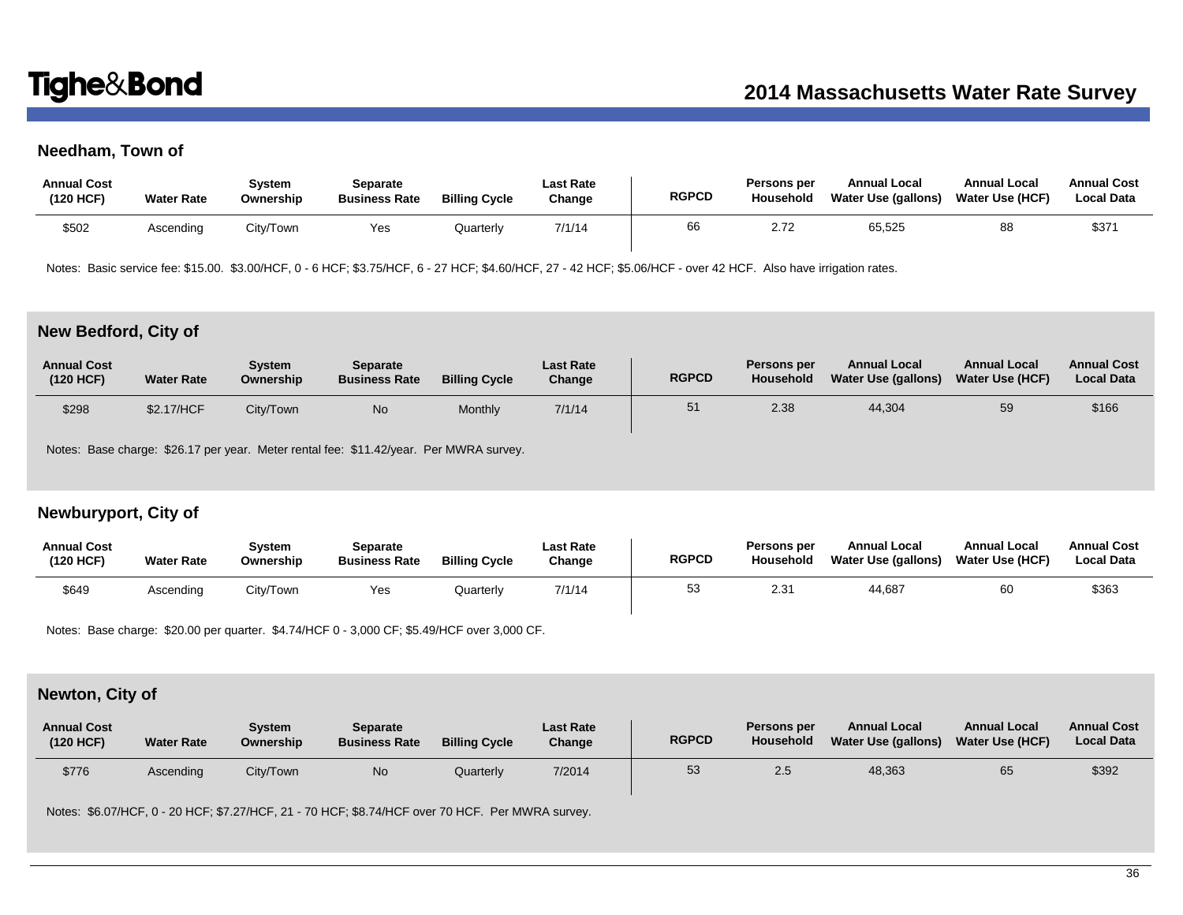## Needham, Town of

| Annual Cost (120 HCF) | Water Rate | System Ownership | Separate Business Rate | Billing Cycle | Last Rate Change | RGPCD | Persons per Household | Annual Local Water Use (gallons) | Annual Local Water Use (HCF) | Annual Cost Local Data |
|---|---|---|---|---|---|---|---|---|---|---|
| $502 | Ascending | City/Town | Yes | Quarterly | 7/1/14 | 66 | 2.72 | 65,525 | 88 | $371 |

Notes: Basic service fee: $15.00. $3.00/HCF, 0 - 6 HCF; $3.75/HCF, 6 - 27 HCF; $4.60/HCF, 27 - 42 HCF; $5.06/HCF - over 42 HCF. Also have irrigation rates.

## New Bedford, City of

| Annual Cost (120 HCF) | Water Rate | System Ownership | Separate Business Rate | Billing Cycle | Last Rate Change | RGPCD | Persons per Household | Annual Local Water Use (gallons) | Annual Local Water Use (HCF) | Annual Cost Local Data |
|---|---|---|---|---|---|---|---|---|---|---|
| $298 | $2.17/HCF | City/Town | No | Monthly | 7/1/14 | 51 | 2.38 | 44,304 | 59 | $166 |

Notes: Base charge: $26.17 per year. Meter rental fee: $11.42/year. Per MWRA survey.

## Newburyport, City of

| Annual Cost (120 HCF) | Water Rate | System Ownership | Separate Business Rate | Billing Cycle | Last Rate Change | RGPCD | Persons per Household | Annual Local Water Use (gallons) | Annual Local Water Use (HCF) | Annual Cost Local Data |
|---|---|---|---|---|---|---|---|---|---|---|
| $649 | Ascending | City/Town | Yes | Quarterly | 7/1/14 | 53 | 2.31 | 44,687 | 60 | $363 |

Notes: Base charge: $20.00 per quarter. $4.74/HCF 0 - 3,000 CF; $5.49/HCF over 3,000 CF.

## Newton, City of

| Annual Cost (120 HCF) | Water Rate | System Ownership | Separate Business Rate | Billing Cycle | Last Rate Change | RGPCD | Persons per Household | Annual Local Water Use (gallons) | Annual Local Water Use (HCF) | Annual Cost Local Data |
|---|---|---|---|---|---|---|---|---|---|---|
| $776 | Ascending | City/Town | No | Quarterly | 7/2014 | 53 | 2.5 | 48,363 | 65 | $392 |

Notes: $6.07/HCF, 0 - 20 HCF; $7.27/HCF, 21 - 70 HCF; $8.74/HCF over 70 HCF. Per MWRA survey.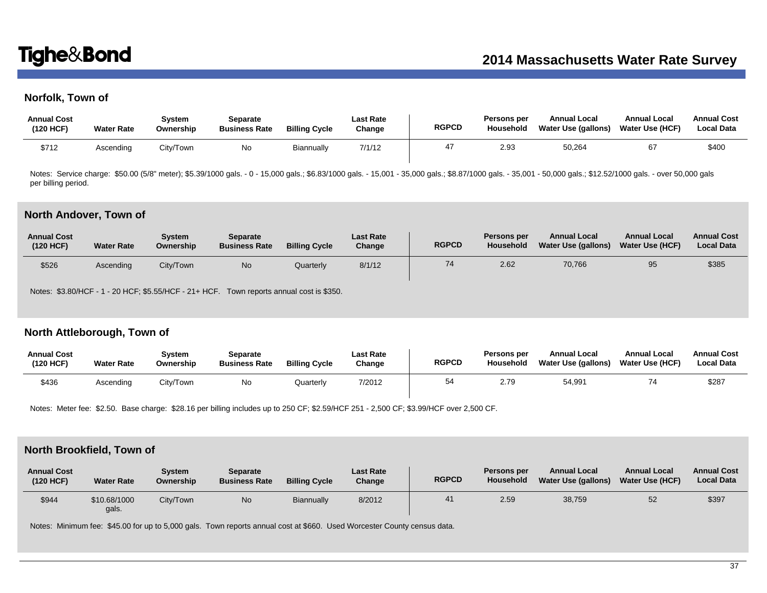## Norfolk, Town of

| Annual Cost (120 HCF) | Water Rate | System Ownership | Separate Business Rate | Billing Cycle | Last Rate Change | RGPCD | Persons per Household | Annual Local Water Use (gallons) | Annual Local Water Use (HCF) | Annual Cost Local Data |
|---|---|---|---|---|---|---|---|---|---|---|
| $712 | Ascending | City/Town | No | Biannually | 7/1/12 | 47 | 2.93 | 50,264 | 67 | $400 |

Notes: Service charge: $50.00 (5/8" meter); $5.39/1000 gals. - 0 - 15,000 gals.; $6.83/1000 gals. - 15,001 - 35,000 gals.; $8.87/1000 gals. - 35,001 - 50,000 gals.; $12.52/1000 gals. - over 50,000 gals per billing period.

## North Andover, Town of

| Annual Cost (120 HCF) | Water Rate | System Ownership | Separate Business Rate | Billing Cycle | Last Rate Change | RGPCD | Persons per Household | Annual Local Water Use (gallons) | Annual Local Water Use (HCF) | Annual Cost Local Data |
|---|---|---|---|---|---|---|---|---|---|---|
| $526 | Ascending | City/Town | No | Quarterly | 8/1/12 | 74 | 2.62 | 70,766 | 95 | $385 |

Notes: $3.80/HCF - 1 - 20 HCF; $5.55/HCF - 21+ HCF. Town reports annual cost is $350.

## North Attleborough, Town of

| Annual Cost (120 HCF) | Water Rate | System Ownership | Separate Business Rate | Billing Cycle | Last Rate Change | RGPCD | Persons per Household | Annual Local Water Use (gallons) | Annual Local Water Use (HCF) | Annual Cost Local Data |
|---|---|---|---|---|---|---|---|---|---|---|
| $436 | Ascending | City/Town | No | Quarterly | 7/2012 | 54 | 2.79 | 54,991 | 74 | $287 |

Notes: Meter fee: $2.50. Base charge: $28.16 per billing includes up to 250 CF; $2.59/HCF 251 - 2,500 CF; $3.99/HCF over 2,500 CF.

## North Brookfield, Town of

| Annual Cost (120 HCF) | Water Rate | System Ownership | Separate Business Rate | Billing Cycle | Last Rate Change | RGPCD | Persons per Household | Annual Local Water Use (gallons) | Annual Local Water Use (HCF) | Annual Cost Local Data |
|---|---|---|---|---|---|---|---|---|---|---|
| $944 | $10.68/1000 gals. | City/Town | No | Biannually | 8/2012 | 41 | 2.59 | 38,759 | 52 | $397 |

Notes: Minimum fee: $45.00 for up to 5,000 gals. Town reports annual cost at $660. Used Worcester County census data.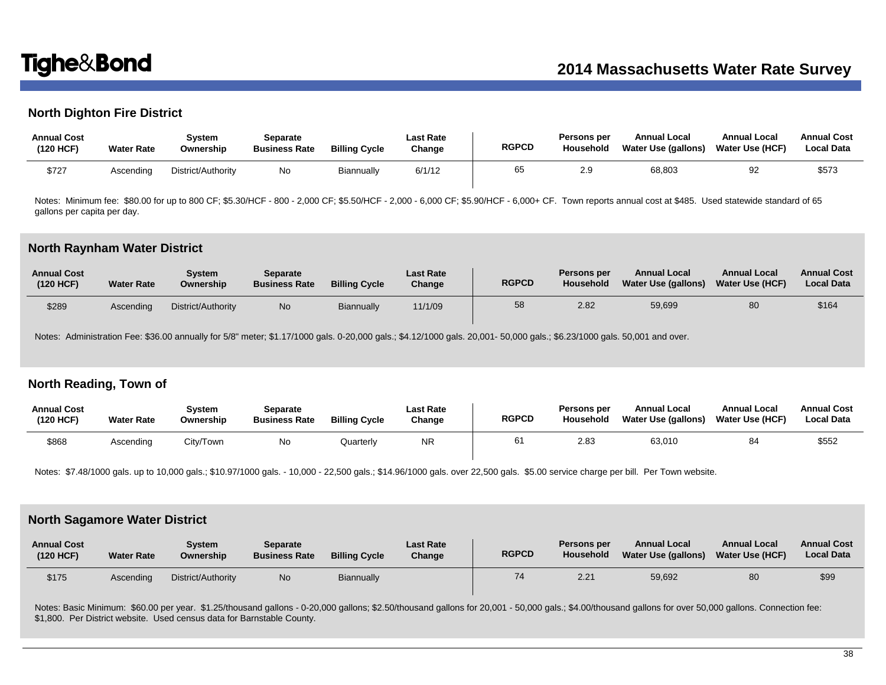## North Dighton Fire District

| Annual Cost (120 HCF) | Water Rate | System Ownership | Separate Business Rate | Billing Cycle | Last Rate Change | RGPCD | Persons per Household | Annual Local Water Use (gallons) | Annual Local Water Use (HCF) | Annual Cost Local Data |
|---|---|---|---|---|---|---|---|---|---|---|
| $727 | Ascending | District/Authority | No | Biannually | 6/1/12 | 65 | 2.9 | 68,803 | 92 | $573 |

Notes: Minimum fee: $80.00 for up to 800 CF; $5.30/HCF - 800 - 2,000 CF; $5.50/HCF - 2,000 - 6,000 CF; $5.90/HCF - 6,000+ CF. Town reports annual cost at $485. Used statewide standard of 65 gallons per capita per day.

## North Raynham Water District

| Annual Cost (120 HCF) | Water Rate | System Ownership | Separate Business Rate | Billing Cycle | Last Rate Change | RGPCD | Persons per Household | Annual Local Water Use (gallons) | Annual Local Water Use (HCF) | Annual Cost Local Data |
|---|---|---|---|---|---|---|---|---|---|---|
| $289 | Ascending | District/Authority | No | Biannually | 11/1/09 | 58 | 2.82 | 59,699 | 80 | $164 |

Notes: Administration Fee: $36.00 annually for 5/8" meter; $1.17/1000 gals. 0-20,000 gals.; $4.12/1000 gals. 20,001- 50,000 gals.; $6.23/1000 gals. 50,001 and over.

## North Reading, Town of

| Annual Cost (120 HCF) | Water Rate | System Ownership | Separate Business Rate | Billing Cycle | Last Rate Change | RGPCD | Persons per Household | Annual Local Water Use (gallons) | Annual Local Water Use (HCF) | Annual Cost Local Data |
|---|---|---|---|---|---|---|---|---|---|---|
| $868 | Ascending | City/Town | No | Quarterly | NR | 61 | 2.83 | 63,010 | 84 | $552 |

Notes: $7.48/1000 gals. up to 10,000 gals.; $10.97/1000 gals. - 10,000 - 22,500 gals.; $14.96/1000 gals. over 22,500 gals. $5.00 service charge per bill. Per Town website.

## North Sagamore Water District

| Annual Cost (120 HCF) | Water Rate | System Ownership | Separate Business Rate | Billing Cycle | Last Rate Change | RGPCD | Persons per Household | Annual Local Water Use (gallons) | Annual Local Water Use (HCF) | Annual Cost Local Data |
|---|---|---|---|---|---|---|---|---|---|---|
| $175 | Ascending | District/Authority | No | Biannually | | 74 | 2.21 | 59,692 | 80 | $99 |

Notes: Basic Minimum: $60.00 per year. $1.25/thousand gallons - 0-20,000 gallons; $2.50/thousand gallons for 20,001 - 50,000 gals.; $4.00/thousand gallons for over 50,000 gallons. Connection fee: $1,800. Per District website. Used census data for Barnstable County.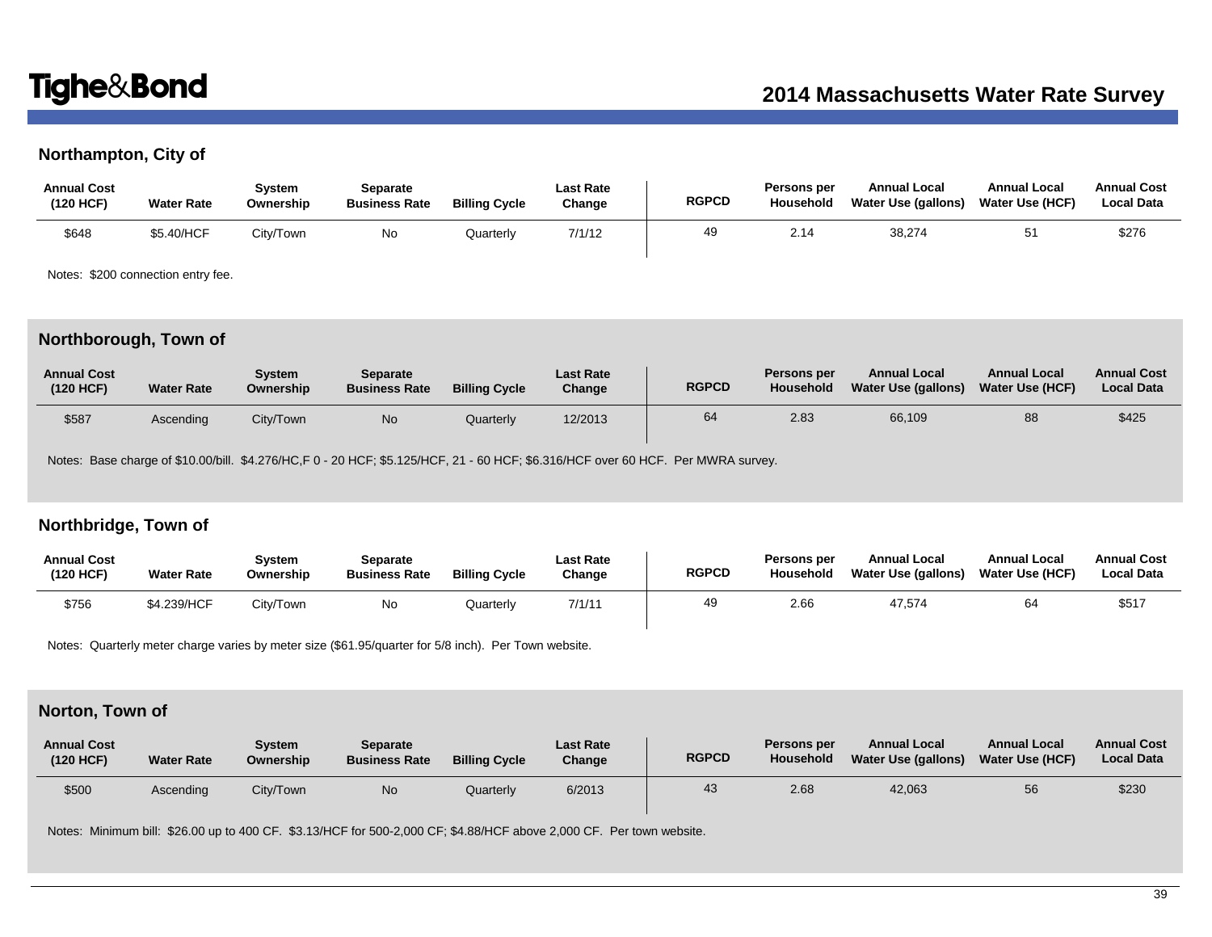## Northampton, City of

| Annual Cost (120 HCF) | Water Rate | System Ownership | Separate Business Rate | Billing Cycle | Last Rate Change | RGPCD | Persons per Household | Annual Local Water Use (gallons) | Annual Local Water Use (HCF) | Annual Cost Local Data |
|---|---|---|---|---|---|---|---|---|---|---|
| $648 | $5.40/HCF | City/Town | No | Quarterly | 7/1/12 | 49 | 2.14 | 38,274 | 51 | $276 |

Notes: $200 connection entry fee.

## Northborough, Town of

| Annual Cost (120 HCF) | Water Rate | System Ownership | Separate Business Rate | Billing Cycle | Last Rate Change | RGPCD | Persons per Household | Annual Local Water Use (gallons) | Annual Local Water Use (HCF) | Annual Cost Local Data |
|---|---|---|---|---|---|---|---|---|---|---|
| $587 | Ascending | City/Town | No | Quarterly | 12/2013 | 64 | 2.83 | 66,109 | 88 | $425 |

Notes: Base charge of $10.00/bill. $4.276/HC,F 0 - 20 HCF; $5.125/HCF, 21 - 60 HCF; $6.316/HCF over 60 HCF. Per MWRA survey.

## Northbridge, Town of

| Annual Cost (120 HCF) | Water Rate | System Ownership | Separate Business Rate | Billing Cycle | Last Rate Change | RGPCD | Persons per Household | Annual Local Water Use (gallons) | Annual Local Water Use (HCF) | Annual Cost Local Data |
|---|---|---|---|---|---|---|---|---|---|---|
| $756 | $4.239/HCF | City/Town | No | Quarterly | 7/1/11 | 49 | 2.66 | 47,574 | 64 | $517 |

Notes: Quarterly meter charge varies by meter size ($61.95/quarter for 5/8 inch). Per Town website.

## Norton, Town of

| Annual Cost (120 HCF) | Water Rate | System Ownership | Separate Business Rate | Billing Cycle | Last Rate Change | RGPCD | Persons per Household | Annual Local Water Use (gallons) | Annual Local Water Use (HCF) | Annual Cost Local Data |
|---|---|---|---|---|---|---|---|---|---|---|
| $500 | Ascending | City/Town | No | Quarterly | 6/2013 | 43 | 2.68 | 42,063 | 56 | $230 |

Notes: Minimum bill: $26.00 up to 400 CF. $3.13/HCF for 500-2,000 CF; $4.88/HCF above 2,000 CF. Per town website.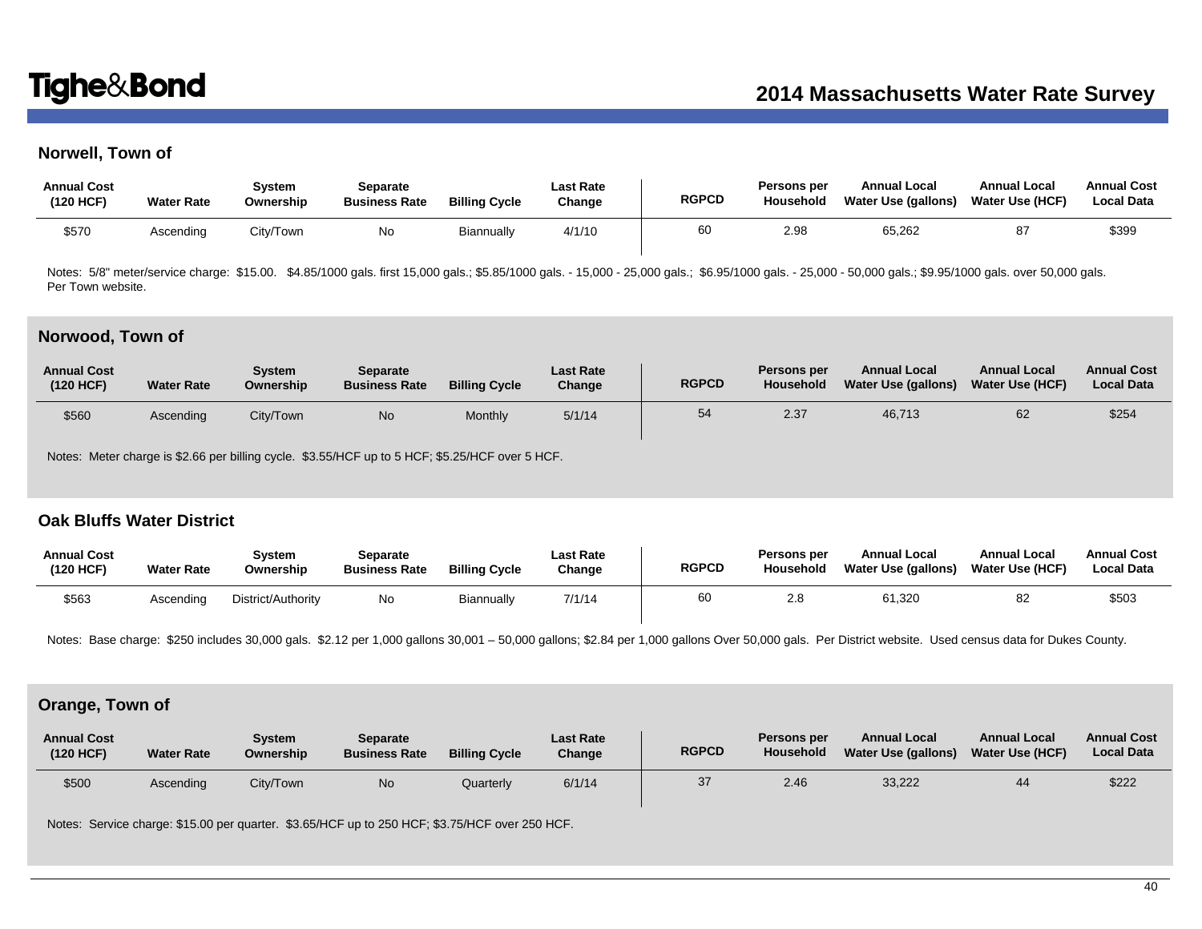## Norwell, Town of

| Annual Cost (120 HCF) | Water Rate | System Ownership | Separate Business Rate | Billing Cycle | Last Rate Change | RGPCD | Persons per Household | Annual Local Water Use (gallons) | Annual Local Water Use (HCF) | Annual Cost Local Data |
|---|---|---|---|---|---|---|---|---|---|---|
| $570 | Ascending | City/Town | No | Biannually | 4/1/10 | 60 | 2.98 | 65,262 | 87 | $399 |

Notes: 5/8" meter/service charge: $15.00. $4.85/1000 gals. first 15,000 gals.; $5.85/1000 gals. - 15,000 - 25,000 gals.; $6.95/1000 gals. - 25,000 - 50,000 gals.; $9.95/1000 gals. over 50,000 gals. Per Town website.

## Norwood, Town of

| Annual Cost (120 HCF) | Water Rate | System Ownership | Separate Business Rate | Billing Cycle | Last Rate Change | RGPCD | Persons per Household | Annual Local Water Use (gallons) | Annual Local Water Use (HCF) | Annual Cost Local Data |
|---|---|---|---|---|---|---|---|---|---|---|
| $560 | Ascending | City/Town | No | Monthly | 5/1/14 | 54 | 2.37 | 46,713 | 62 | $254 |

Notes: Meter charge is $2.66 per billing cycle. $3.55/HCF up to 5 HCF; $5.25/HCF over 5 HCF.

## Oak Bluffs Water District

| Annual Cost (120 HCF) | Water Rate | System Ownership | Separate Business Rate | Billing Cycle | Last Rate Change | RGPCD | Persons per Household | Annual Local Water Use (gallons) | Annual Local Water Use (HCF) | Annual Cost Local Data |
|---|---|---|---|---|---|---|---|---|---|---|
| $563 | Ascending | District/Authority | No | Biannually | 7/1/14 | 60 | 2.8 | 61,320 | 82 | $503 |

Notes: Base charge: $250 includes 30,000 gals. $2.12 per 1,000 gallons 30,001 – 50,000 gallons; $2.84 per 1,000 gallons Over 50,000 gals. Per District website. Used census data for Dukes County.

## Orange, Town of

| Annual Cost (120 HCF) | Water Rate | System Ownership | Separate Business Rate | Billing Cycle | Last Rate Change | RGPCD | Persons per Household | Annual Local Water Use (gallons) | Annual Local Water Use (HCF) | Annual Cost Local Data |
|---|---|---|---|---|---|---|---|---|---|---|
| $500 | Ascending | City/Town | No | Quarterly | 6/1/14 | 37 | 2.46 | 33,222 | 44 | $222 |

Notes: Service charge: $15.00 per quarter. $3.65/HCF up to 250 HCF; $3.75/HCF over 250 HCF.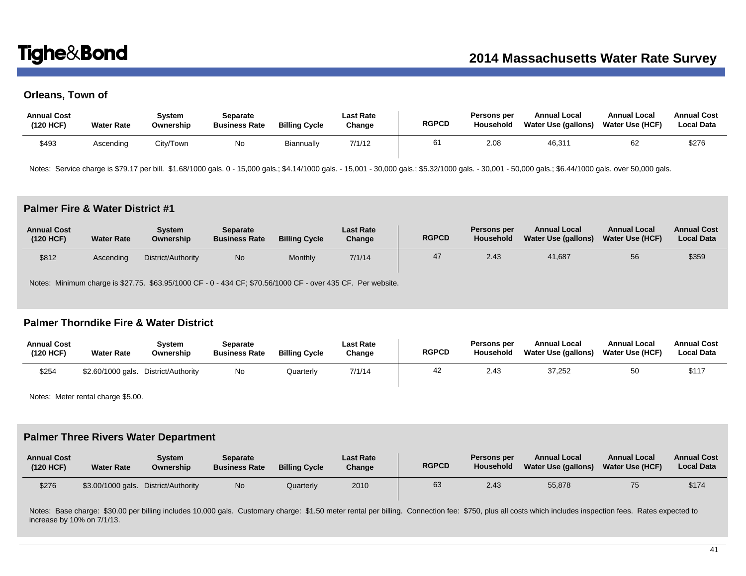## Orleans, Town of

| Annual Cost (120 HCF) | Water Rate | System Ownership | Separate Business Rate | Billing Cycle | Last Rate Change | RGPCD | Persons per Household | Annual Local Water Use (gallons) | Annual Local Water Use (HCF) | Annual Cost Local Data |
|---|---|---|---|---|---|---|---|---|---|---|
| $493 | Ascending | City/Town | No | Biannually | 7/1/12 | 61 | 2.08 | 46,311 | 62 | $276 |

Notes: Service charge is $79.17 per bill. $1.68/1000 gals. 0 - 15,000 gals.; $4.14/1000 gals. - 15,001 - 30,000 gals.; $5.32/1000 gals. - 30,001 - 50,000 gals.; $6.44/1000 gals. over 50,000 gals.

## Palmer Fire & Water District #1

| Annual Cost (120 HCF) | Water Rate | System Ownership | Separate Business Rate | Billing Cycle | Last Rate Change | RGPCD | Persons per Household | Annual Local Water Use (gallons) | Annual Local Water Use (HCF) | Annual Cost Local Data |
|---|---|---|---|---|---|---|---|---|---|---|
| $812 | Ascending | District/Authority | No | Monthly | 7/1/14 | 47 | 2.43 | 41,687 | 56 | $359 |

Notes: Minimum charge is $27.75. $63.95/1000 CF - 0 - 434 CF; $70.56/1000 CF - over 435 CF. Per website.

## Palmer Thorndike Fire & Water District

| Annual Cost (120 HCF) | Water Rate | System Ownership | Separate Business Rate | Billing Cycle | Last Rate Change | RGPCD | Persons per Household | Annual Local Water Use (gallons) | Annual Local Water Use (HCF) | Annual Cost Local Data |
|---|---|---|---|---|---|---|---|---|---|---|
| $254 | $2.60/1000 gals. | District/Authority | No | Quarterly | 7/1/14 | 42 | 2.43 | 37,252 | 50 | $117 |

Notes: Meter rental charge $5.00.

## Palmer Three Rivers Water Department

| Annual Cost (120 HCF) | Water Rate | System Ownership | Separate Business Rate | Billing Cycle | Last Rate Change | RGPCD | Persons per Household | Annual Local Water Use (gallons) | Annual Local Water Use (HCF) | Annual Cost Local Data |
|---|---|---|---|---|---|---|---|---|---|---|
| $276 | $3.00/1000 gals. | District/Authority | No | Quarterly | 2010 | 63 | 2.43 | 55,878 | 75 | $174 |

Notes: Base charge: $30.00 per billing includes 10,000 gals. Customary charge: $1.50 meter rental per billing. Connection fee: $750, plus all costs which includes inspection fees. Rates expected to increase by 10% on 7/1/13.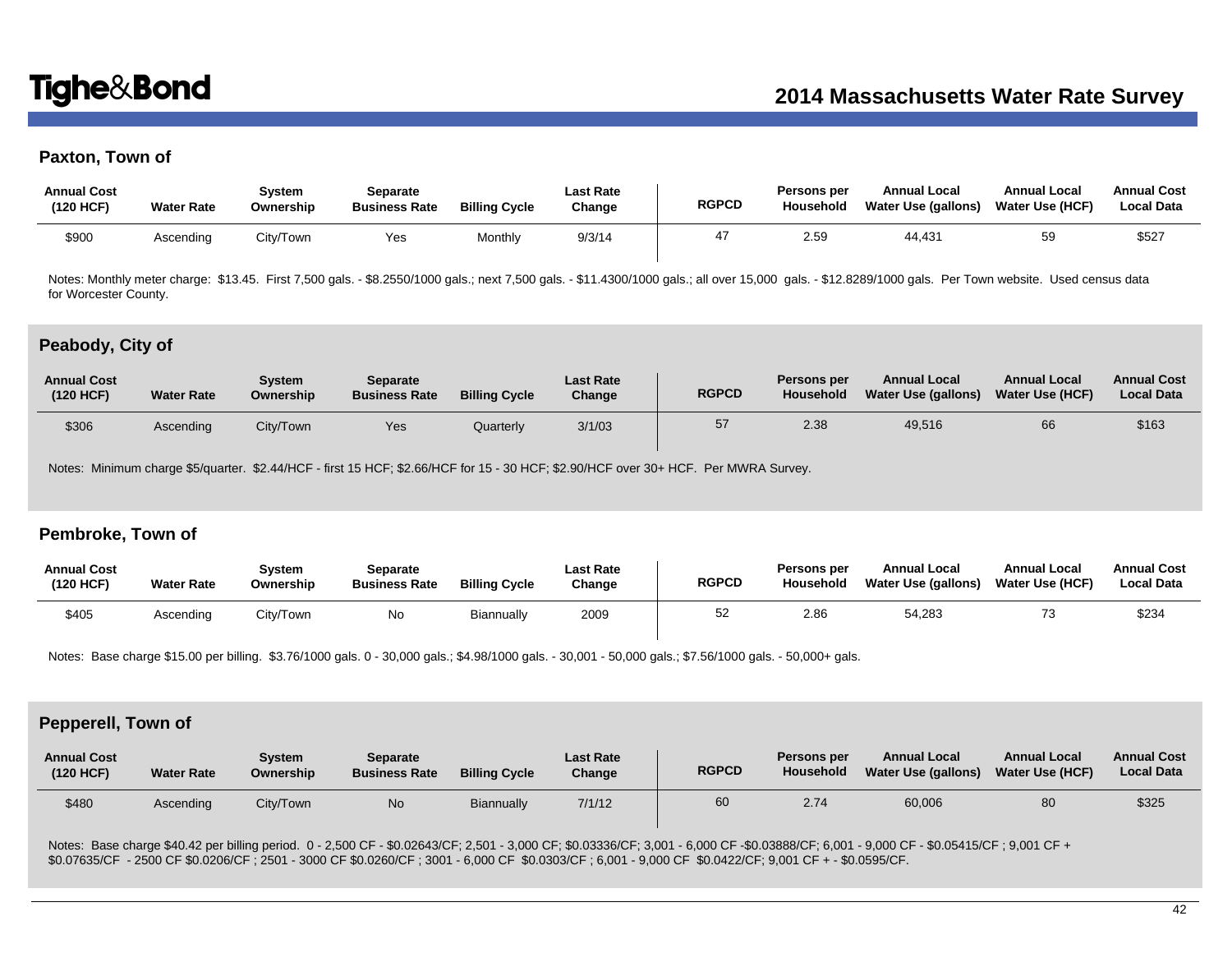## Paxton, Town of

| Annual Cost (120 HCF) | Water Rate | System Ownership | Separate Business Rate | Billing Cycle | Last Rate Change | RGPCD | Persons per Household | Annual Local Water Use (gallons) | Annual Local Water Use (HCF) | Annual Cost Local Data |
|---|---|---|---|---|---|---|---|---|---|---|
| $900 | Ascending | City/Town | Yes | Monthly | 9/3/14 | 47 | 2.59 | 44,431 | 59 | $527 |

Notes: Monthly meter charge: $13.45. First 7,500 gals. - $8.2550/1000 gals.; next 7,500 gals. - $11.4300/1000 gals.; all over 15,000 gals. - $12.8289/1000 gals. Per Town website. Used census data for Worcester County.

## Peabody, City of

| Annual Cost (120 HCF) | Water Rate | System Ownership | Separate Business Rate | Billing Cycle | Last Rate Change | RGPCD | Persons per Household | Annual Local Water Use (gallons) | Annual Local Water Use (HCF) | Annual Cost Local Data |
|---|---|---|---|---|---|---|---|---|---|---|
| $306 | Ascending | City/Town | Yes | Quarterly | 3/1/03 | 57 | 2.38 | 49,516 | 66 | $163 |

Notes: Minimum charge $5/quarter. $2.44/HCF - first 15 HCF; $2.66/HCF for 15 - 30 HCF; $2.90/HCF over 30+ HCF. Per MWRA Survey.

## Pembroke, Town of

| Annual Cost (120 HCF) | Water Rate | System Ownership | Separate Business Rate | Billing Cycle | Last Rate Change | RGPCD | Persons per Household | Annual Local Water Use (gallons) | Annual Local Water Use (HCF) | Annual Cost Local Data |
|---|---|---|---|---|---|---|---|---|---|---|
| $405 | Ascending | City/Town | No | Biannually | 2009 | 52 | 2.86 | 54,283 | 73 | $234 |

Notes: Base charge $15.00 per billing. $3.76/1000 gals. 0 - 30,000 gals.; $4.98/1000 gals. - 30,001 - 50,000 gals.; $7.56/1000 gals. - 50,000+ gals.

## Pepperell, Town of

| Annual Cost (120 HCF) | Water Rate | System Ownership | Separate Business Rate | Billing Cycle | Last Rate Change | RGPCD | Persons per Household | Annual Local Water Use (gallons) | Annual Local Water Use (HCF) | Annual Cost Local Data |
|---|---|---|---|---|---|---|---|---|---|---|
| $480 | Ascending | City/Town | No | Biannually | 7/1/12 | 60 | 2.74 | 60,006 | 80 | $325 |

Notes: Base charge $40.42 per billing period. 0 - 2,500 CF - $0.02643/CF; 2,501 - 3,000 CF; $0.03336/CF; 3,001 - 6,000 CF -$0.03888/CF; 6,001 - 9,000 CF - $0.05415/CF ; 9,001 CF + $0.07635/CF - 2500 CF $0.0206/CF ; 2501 - 3000 CF $0.0260/CF ; 3001 - 6,000 CF $0.0303/CF ; 6,001 - 9,000 CF $0.0422/CF; 9,001 CF + - $0.0595/CF.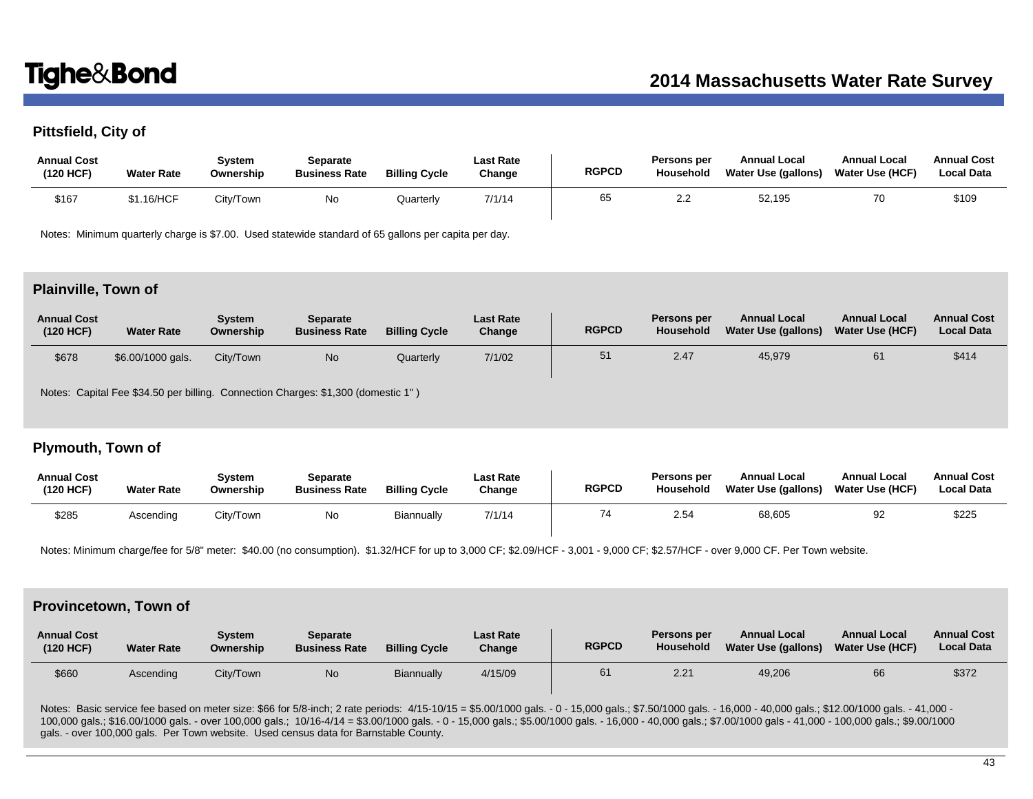## Pittsfield, City of

| Annual Cost (120 HCF) | Water Rate | System Ownership | Separate Business Rate | Billing Cycle | Last Rate Change | RGPCD | Persons per Household | Annual Local Water Use (gallons) | Annual Local Water Use (HCF) | Annual Cost Local Data |
|---|---|---|---|---|---|---|---|---|---|---|
| $167 | $1.16/HCF | City/Town | No | Quarterly | 7/1/14 | 65 | 2.2 | 52,195 | 70 | $109 |

Notes: Minimum quarterly charge is $7.00. Used statewide standard of 65 gallons per capita per day.

## Plainville, Town of

| Annual Cost (120 HCF) | Water Rate | System Ownership | Separate Business Rate | Billing Cycle | Last Rate Change | RGPCD | Persons per Household | Annual Local Water Use (gallons) | Annual Local Water Use (HCF) | Annual Cost Local Data |
|---|---|---|---|---|---|---|---|---|---|---|
| $678 | $6.00/1000 gals. | City/Town | No | Quarterly | 7/1/02 | 51 | 2.47 | 45,979 | 61 | $414 |

Notes: Capital Fee $34.50 per billing. Connection Charges: $1,300 (domestic 1" )

## Plymouth, Town of

| Annual Cost (120 HCF) | Water Rate | System Ownership | Separate Business Rate | Billing Cycle | Last Rate Change | RGPCD | Persons per Household | Annual Local Water Use (gallons) | Annual Local Water Use (HCF) | Annual Cost Local Data |
|---|---|---|---|---|---|---|---|---|---|---|
| $285 | Ascending | City/Town | No | Biannually | 7/1/14 | 74 | 2.54 | 68,605 | 92 | $225 |

Notes: Minimum charge/fee for 5/8" meter: $40.00 (no consumption). $1.32/HCF for up to 3,000 CF; $2.09/HCF - 3,001 - 9,000 CF; $2.57/HCF - over 9,000 CF. Per Town website.

## Provincetown, Town of

| Annual Cost (120 HCF) | Water Rate | System Ownership | Separate Business Rate | Billing Cycle | Last Rate Change | RGPCD | Persons per Household | Annual Local Water Use (gallons) | Annual Local Water Use (HCF) | Annual Cost Local Data |
|---|---|---|---|---|---|---|---|---|---|---|
| $660 | Ascending | City/Town | No | Biannually | 4/15/09 | 61 | 2.21 | 49,206 | 66 | $372 |

Notes: Basic service fee based on meter size: $66 for 5/8-inch; 2 rate periods: 4/15-10/15 = $5.00/1000 gals. - 0 - 15,000 gals.; $7.50/1000 gals. - 16,000 - 40,000 gals.; $12.00/1000 gals. - 41,000 - 100,000 gals.; $16.00/1000 gals. - over 100,000 gals.; 10/16-4/14 = $3.00/1000 gals. - 0 - 15,000 gals.; $5.00/1000 gals. - 16,000 - 40,000 gals.; $7.00/1000 gals - 41,000 - 100,000 gals.; $9.00/1000 gals. - over 100,000 gals. Per Town website. Used census data for Barnstable County.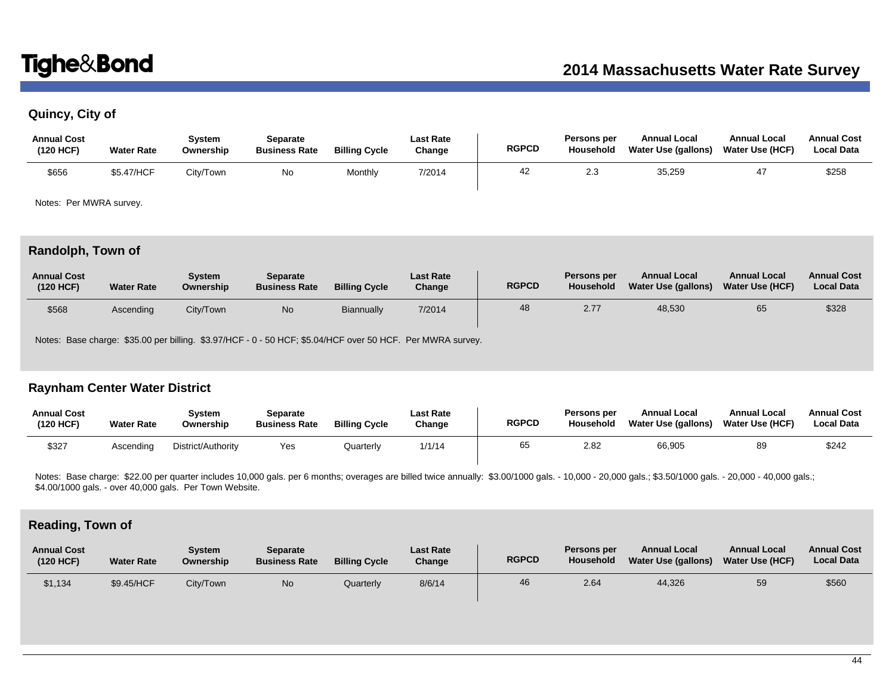## Quincy, City of

| Annual Cost (120 HCF) | Water Rate | System Ownership | Separate Business Rate | Billing Cycle | Last Rate Change | RGPCD | Persons per Household | Annual Local Water Use (gallons) | Annual Local Water Use (HCF) | Annual Cost Local Data |
|---|---|---|---|---|---|---|---|---|---|---|
| $656 | $5.47/HCF | City/Town | No | Monthly | 7/2014 | 42 | 2.3 | 35,259 | 47 | $258 |

Notes: Per MWRA survey.

## Randolph, Town of

| Annual Cost (120 HCF) | Water Rate | System Ownership | Separate Business Rate | Billing Cycle | Last Rate Change | RGPCD | Persons per Household | Annual Local Water Use (gallons) | Annual Local Water Use (HCF) | Annual Cost Local Data |
|---|---|---|---|---|---|---|---|---|---|---|
| $568 | Ascending | City/Town | No | Biannually | 7/2014 | 48 | 2.77 | 48,530 | 65 | $328 |

Notes: Base charge: $35.00 per billing. $3.97/HCF - 0 - 50 HCF; $5.04/HCF over 50 HCF. Per MWRA survey.

## Raynham Center Water District

| Annual Cost (120 HCF) | Water Rate | System Ownership | Separate Business Rate | Billing Cycle | Last Rate Change | RGPCD | Persons per Household | Annual Local Water Use (gallons) | Annual Local Water Use (HCF) | Annual Cost Local Data |
|---|---|---|---|---|---|---|---|---|---|---|
| $327 | Ascending | District/Authority | Yes | Quarterly | 1/1/14 | 65 | 2.82 | 66,905 | 89 | $242 |

Notes: Base charge: $22.00 per quarter includes 10,000 gals. per 6 months; overages are billed twice annually: $3.00/1000 gals. - 10,000 - 20,000 gals.; $3.50/1000 gals. - 20,000 - 40,000 gals.; $4.00/1000 gals. - over 40,000 gals. Per Town Website.

## Reading, Town of

| Annual Cost (120 HCF) | Water Rate | System Ownership | Separate Business Rate | Billing Cycle | Last Rate Change | RGPCD | Persons per Household | Annual Local Water Use (gallons) | Annual Local Water Use (HCF) | Annual Cost Local Data |
|---|---|---|---|---|---|---|---|---|---|---|
| $1,134 | $9.45/HCF | City/Town | No | Quarterly | 8/6/14 | 46 | 2.64 | 44,326 | 59 | $560 |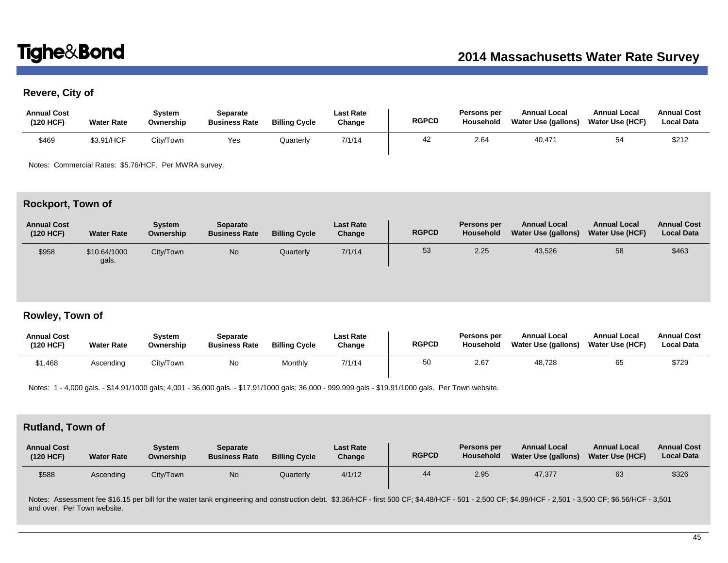## Revere, City of

| Annual Cost (120 HCF) | Water Rate | System Ownership | Separate Business Rate | Billing Cycle | Last Rate Change | RGPCD | Persons per Household | Annual Local Water Use (gallons) | Annual Local Water Use (HCF) | Annual Cost Local Data |
|---|---|---|---|---|---|---|---|---|---|---|
| $469 | $3.91/HCF | City/Town | Yes | Quarterly | 7/1/14 | 42 | 2.64 | 40,471 | 54 | $212 |

Notes: Commercial Rates: $5.76/HCF. Per MWRA survey.

## Rockport, Town of

| Annual Cost (120 HCF) | Water Rate | System Ownership | Separate Business Rate | Billing Cycle | Last Rate Change | RGPCD | Persons per Household | Annual Local Water Use (gallons) | Annual Local Water Use (HCF) | Annual Cost Local Data |
|---|---|---|---|---|---|---|---|---|---|---|
| $958 | $10.64/1000 gals. | City/Town | No | Quarterly | 7/1/14 | 53 | 2.25 | 43,526 | 58 | $463 |

## Rowley, Town of

| Annual Cost (120 HCF) | Water Rate | System Ownership | Separate Business Rate | Billing Cycle | Last Rate Change | RGPCD | Persons per Household | Annual Local Water Use (gallons) | Annual Local Water Use (HCF) | Annual Cost Local Data |
|---|---|---|---|---|---|---|---|---|---|---|
| $1,468 | Ascending | City/Town | No | Monthly | 7/1/14 | 50 | 2.67 | 48,728 | 65 | $729 |

Notes: 1 - 4,000 gals. - $14.91/1000 gals; 4,001 - 36,000 gals. - $17.91/1000 gals; 36,000 - 999,999 gals - $19.91/1000 gals. Per Town website.

## Rutland, Town of

| Annual Cost (120 HCF) | Water Rate | System Ownership | Separate Business Rate | Billing Cycle | Last Rate Change | RGPCD | Persons per Household | Annual Local Water Use (gallons) | Annual Local Water Use (HCF) | Annual Cost Local Data |
|---|---|---|---|---|---|---|---|---|---|---|
| $588 | Ascending | City/Town | No | Quarterly | 4/1/12 | 44 | 2.95 | 47,377 | 63 | $326 |

Notes: Assessment fee $16.15 per bill for the water tank engineering and construction debt. $3.36/HCF - first 500 CF; $4.48/HCF - 501 - 2,500 CF; $4.89/HCF - 2,501 - 3,500 CF; $6.56/HCF - 3,501 and over. Per Town website.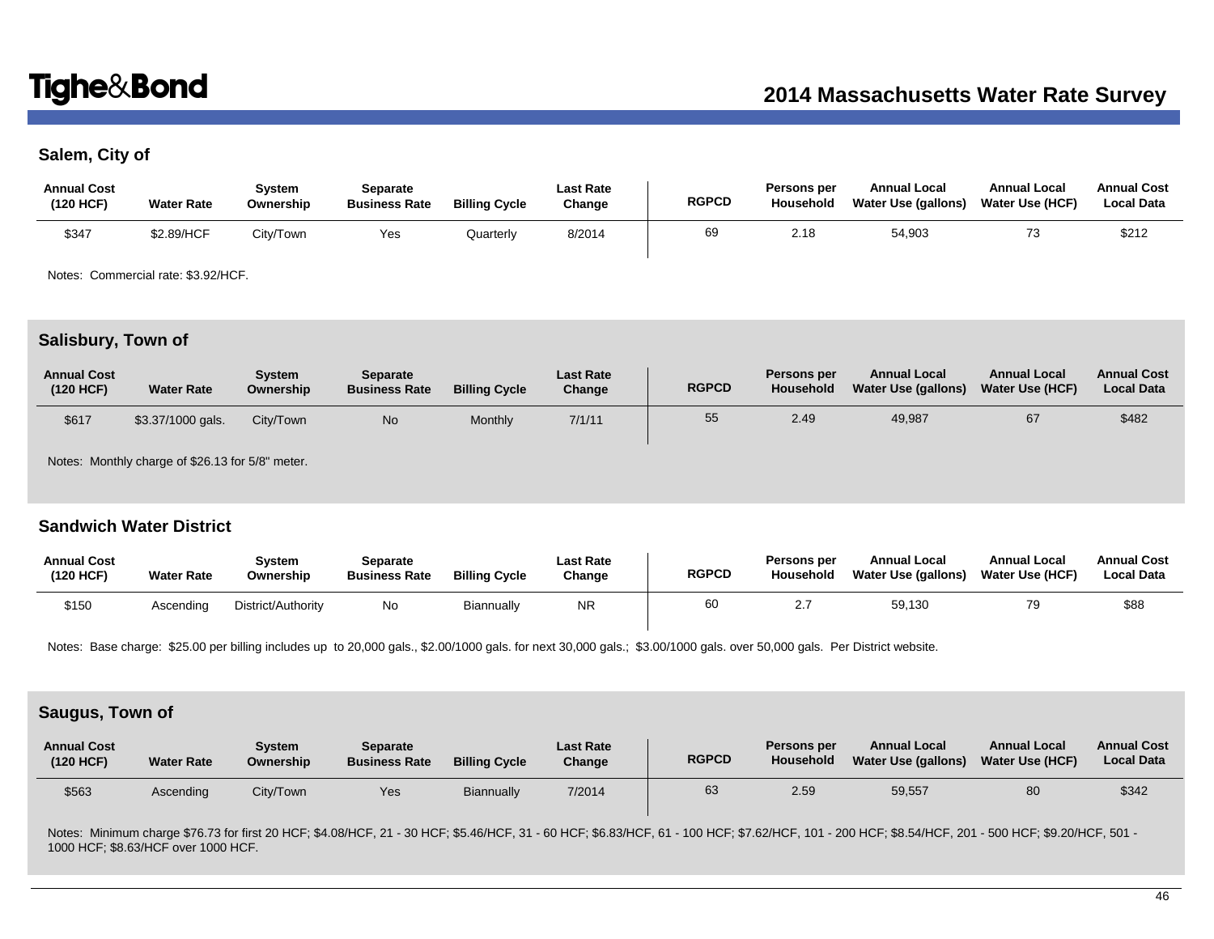## Salem, City of

| Annual Cost (120 HCF) | Water Rate | System Ownership | Separate Business Rate | Billing Cycle | Last Rate Change | RGPCD | Persons per Household | Annual Local Water Use (gallons) | Annual Local Water Use (HCF) | Annual Cost Local Data |
|---|---|---|---|---|---|---|---|---|---|---|
| $347 | $2.89/HCF | City/Town | Yes | Quarterly | 8/2014 | 69 | 2.18 | 54,903 | 73 | $212 |

Notes: Commercial rate: $3.92/HCF.

## Salisbury, Town of

| Annual Cost (120 HCF) | Water Rate | System Ownership | Separate Business Rate | Billing Cycle | Last Rate Change | RGPCD | Persons per Household | Annual Local Water Use (gallons) | Annual Local Water Use (HCF) | Annual Cost Local Data |
|---|---|---|---|---|---|---|---|---|---|---|
| $617 | $3.37/1000 gals. | City/Town | No | Monthly | 7/1/11 | 55 | 2.49 | 49,987 | 67 | $482 |

Notes: Monthly charge of $26.13 for 5/8" meter.

## Sandwich Water District

| Annual Cost (120 HCF) | Water Rate | System Ownership | Separate Business Rate | Billing Cycle | Last Rate Change | RGPCD | Persons per Household | Annual Local Water Use (gallons) | Annual Local Water Use (HCF) | Annual Cost Local Data |
|---|---|---|---|---|---|---|---|---|---|---|
| $150 | Ascending | District/Authority | No | Biannually | NR | 60 | 2.7 | 59,130 | 79 | $88 |

Notes: Base charge: $25.00 per billing includes up to 20,000 gals., $2.00/1000 gals. for next 30,000 gals.; $3.00/1000 gals. over 50,000 gals. Per District website.

## Saugus, Town of

| Annual Cost (120 HCF) | Water Rate | System Ownership | Separate Business Rate | Billing Cycle | Last Rate Change | RGPCD | Persons per Household | Annual Local Water Use (gallons) | Annual Local Water Use (HCF) | Annual Cost Local Data |
|---|---|---|---|---|---|---|---|---|---|---|
| $563 | Ascending | City/Town | Yes | Biannually | 7/2014 | 63 | 2.59 | 59,557 | 80 | $342 |

Notes: Minimum charge $76.73 for first 20 HCF; $4.08/HCF, 21 - 30 HCF; $5.46/HCF, 31 - 60 HCF; $6.83/HCF, 61 - 100 HCF; $7.62/HCF, 101 - 200 HCF; $8.54/HCF, 201 - 500 HCF; $9.20/HCF, 501 - 1000 HCF; $8.63/HCF over 1000 HCF.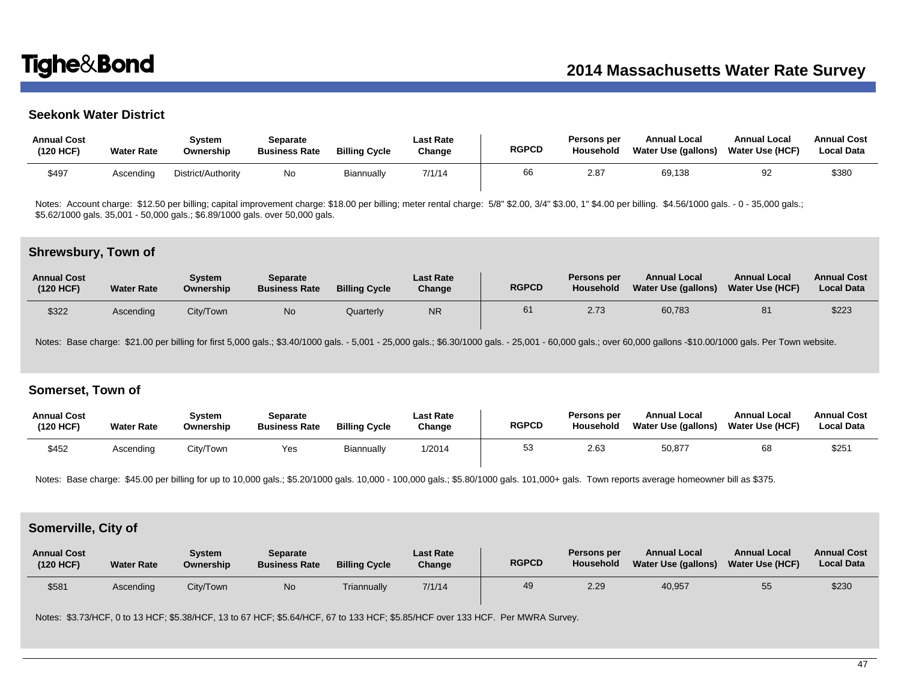## Seekonk Water District

| Annual Cost (120 HCF) | Water Rate | System Ownership | Separate Business Rate | Billing Cycle | Last Rate Change | RGPCD | Persons per Household | Annual Local Water Use (gallons) | Annual Local Water Use (HCF) | Annual Cost Local Data |
|---|---|---|---|---|---|---|---|---|---|---|
| $497 | Ascending | District/Authority | No | Biannually | 7/1/14 | 66 | 2.87 | 69,138 | 92 | $380 |

Notes: Account charge: $12.50 per billing; capital improvement charge: $18.00 per billing; meter rental charge: 5/8" $2.00, 3/4" $3.00, 1" $4.00 per billing. $4.56/1000 gals. - 0 - 35,000 gals.; $5.62/1000 gals. 35,001 - 50,000 gals.; $6.89/1000 gals. over 50,000 gals.

## Shrewsbury, Town of

| Annual Cost (120 HCF) | Water Rate | System Ownership | Separate Business Rate | Billing Cycle | Last Rate Change | RGPCD | Persons per Household | Annual Local Water Use (gallons) | Annual Local Water Use (HCF) | Annual Cost Local Data |
|---|---|---|---|---|---|---|---|---|---|---|
| $322 | Ascending | City/Town | No | Quarterly | NR | 61 | 2.73 | 60,783 | 81 | $223 |

Notes: Base charge: $21.00 per billing for first 5,000 gals.; $3.40/1000 gals. - 5,001 - 25,000 gals.; $6.30/1000 gals. - 25,001 - 60,000 gals.; over 60,000 gallons -$10.00/1000 gals. Per Town website.

## Somerset, Town of

| Annual Cost (120 HCF) | Water Rate | System Ownership | Separate Business Rate | Billing Cycle | Last Rate Change | RGPCD | Persons per Household | Annual Local Water Use (gallons) | Annual Local Water Use (HCF) | Annual Cost Local Data |
|---|---|---|---|---|---|---|---|---|---|---|
| $452 | Ascending | City/Town | Yes | Biannually | 1/2014 | 53 | 2.63 | 50,877 | 68 | $251 |

Notes: Base charge: $45.00 per billing for up to 10,000 gals.; $5.20/1000 gals. 10,000 - 100,000 gals.; $5.80/1000 gals. 101,000+ gals. Town reports average homeowner bill as $375.

## Somerville, City of

| Annual Cost (120 HCF) | Water Rate | System Ownership | Separate Business Rate | Billing Cycle | Last Rate Change | RGPCD | Persons per Household | Annual Local Water Use (gallons) | Annual Local Water Use (HCF) | Annual Cost Local Data |
|---|---|---|---|---|---|---|---|---|---|---|
| $581 | Ascending | City/Town | No | Triannually | 7/1/14 | 49 | 2.29 | 40,957 | 55 | $230 |

Notes: $3.73/HCF, 0 to 13 HCF; $5.38/HCF, 13 to 67 HCF; $5.64/HCF, 67 to 133 HCF; $5.85/HCF over 133 HCF. Per MWRA Survey.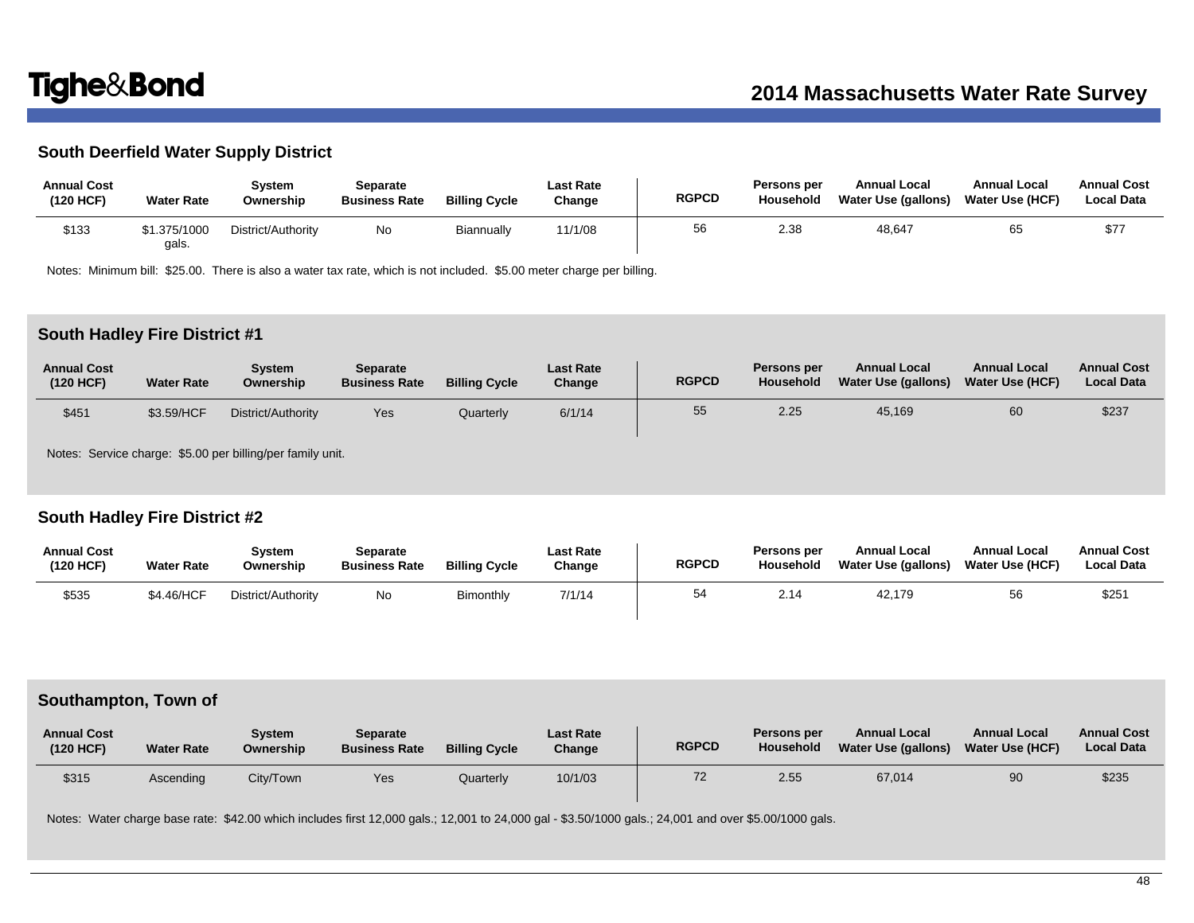## South Deerfield Water Supply District

| Annual Cost (120 HCF) | Water Rate | System Ownership | Separate Business Rate | Billing Cycle | Last Rate Change | RGPCD | Persons per Household | Annual Local Water Use (gallons) | Annual Local Water Use (HCF) | Annual Cost Local Data |
|---|---|---|---|---|---|---|---|---|---|---|
| $133 | $1.375/1000 gals. | District/Authority | No | Biannually | 11/1/08 | 56 | 2.38 | 48,647 | 65 | $77 |

Notes: Minimum bill: $25.00. There is also a water tax rate, which is not included. $5.00 meter charge per billing.

## South Hadley Fire District #1

| Annual Cost (120 HCF) | Water Rate | System Ownership | Separate Business Rate | Billing Cycle | Last Rate Change | RGPCD | Persons per Household | Annual Local Water Use (gallons) | Annual Local Water Use (HCF) | Annual Cost Local Data |
|---|---|---|---|---|---|---|---|---|---|---|
| $451 | $3.59/HCF | District/Authority | Yes | Quarterly | 6/1/14 | 55 | 2.25 | 45,169 | 60 | $237 |

Notes: Service charge: $5.00 per billing/per family unit.

## South Hadley Fire District #2

| Annual Cost (120 HCF) | Water Rate | System Ownership | Separate Business Rate | Billing Cycle | Last Rate Change | RGPCD | Persons per Household | Annual Local Water Use (gallons) | Annual Local Water Use (HCF) | Annual Cost Local Data |
|---|---|---|---|---|---|---|---|---|---|---|
| $535 | $4.46/HCF | District/Authority | No | Bimonthly | 7/1/14 | 54 | 2.14 | 42,179 | 56 | $251 |

## Southampton, Town of

| Annual Cost (120 HCF) | Water Rate | System Ownership | Separate Business Rate | Billing Cycle | Last Rate Change | RGPCD | Persons per Household | Annual Local Water Use (gallons) | Annual Local Water Use (HCF) | Annual Cost Local Data |
|---|---|---|---|---|---|---|---|---|---|---|
| $315 | Ascending | City/Town | Yes | Quarterly | 10/1/03 | 72 | 2.55 | 67,014 | 90 | $235 |

Notes: Water charge base rate: $42.00 which includes first 12,000 gals.; 12,001 to 24,000 gal - $3.50/1000 gals.; 24,001 and over $5.00/1000 gals.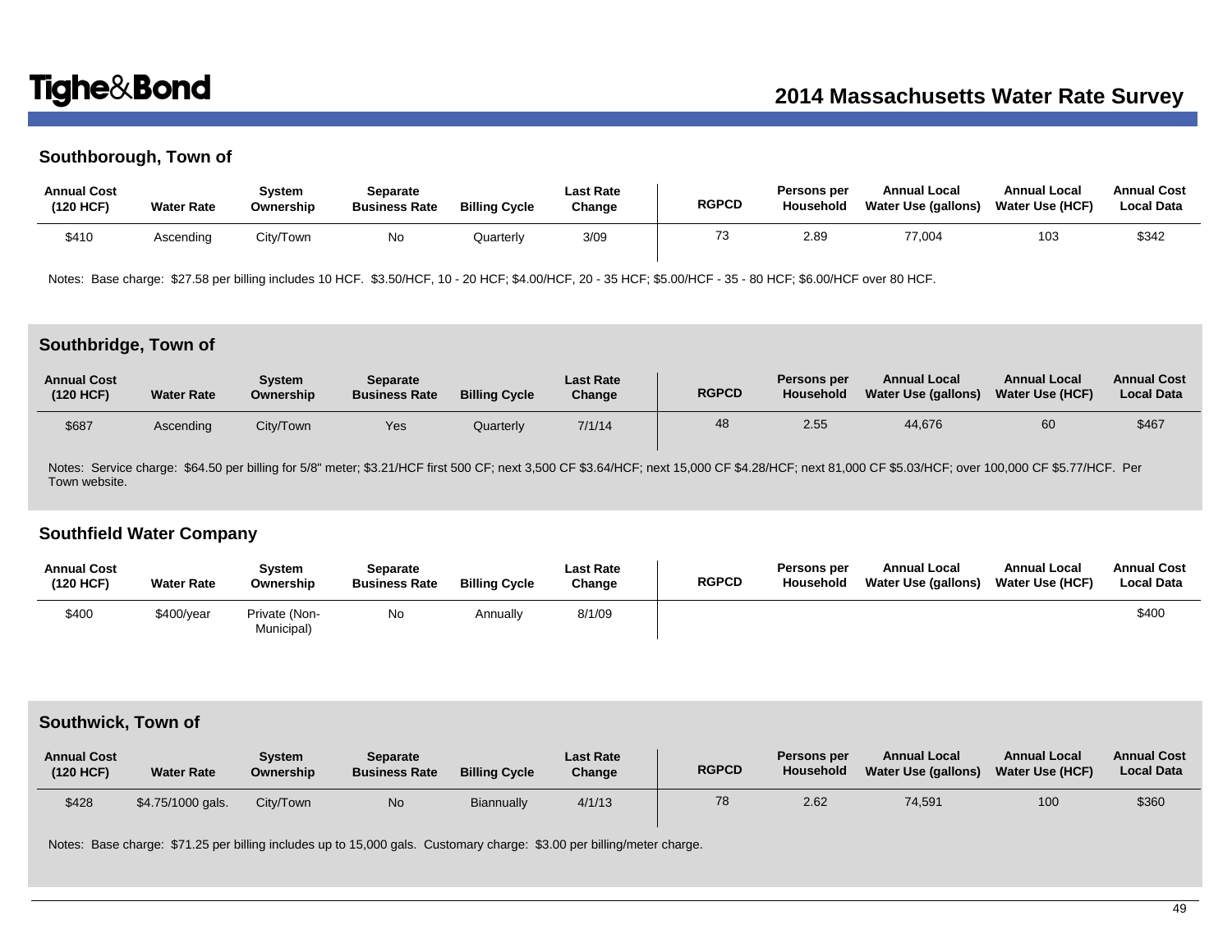## Southborough, Town of

| Annual Cost (120 HCF) | Water Rate | System Ownership | Separate Business Rate | Billing Cycle | Last Rate Change | RGPCD | Persons per Household | Annual Local Water Use (gallons) | Annual Local Water Use (HCF) | Annual Cost Local Data |
|---|---|---|---|---|---|---|---|---|---|---|
| $410 | Ascending | City/Town | No | Quarterly | 3/09 | 73 | 2.89 | 77,004 | 103 | $342 |

Notes: Base charge: $27.58 per billing includes 10 HCF. $3.50/HCF, 10 - 20 HCF; $4.00/HCF, 20 - 35 HCF; $5.00/HCF - 35 - 80 HCF; $6.00/HCF over 80 HCF.

## Southbridge, Town of

| Annual Cost (120 HCF) | Water Rate | System Ownership | Separate Business Rate | Billing Cycle | Last Rate Change | RGPCD | Persons per Household | Annual Local Water Use (gallons) | Annual Local Water Use (HCF) | Annual Cost Local Data |
|---|---|---|---|---|---|---|---|---|---|---|
| $687 | Ascending | City/Town | Yes | Quarterly | 7/1/14 | 48 | 2.55 | 44,676 | 60 | $467 |

Notes: Service charge: $64.50 per billing for 5/8" meter; $3.21/HCF first 500 CF; next 3,500 CF $3.64/HCF; next 15,000 CF $4.28/HCF; next 81,000 CF $5.03/HCF; over 100,000 CF $5.77/HCF. Per Town website.

## Southfield Water Company

| Annual Cost (120 HCF) | Water Rate | System Ownership | Separate Business Rate | Billing Cycle | Last Rate Change | RGPCD | Persons per Household | Annual Local Water Use (gallons) | Annual Local Water Use (HCF) | Annual Cost Local Data |
|---|---|---|---|---|---|---|---|---|---|---|
| $400 | $400/year | Private (Non-Municipal) | No | Annually | 8/1/09 | | | | | $400 |

## Southwick, Town of

| Annual Cost (120 HCF) | Water Rate | System Ownership | Separate Business Rate | Billing Cycle | Last Rate Change | RGPCD | Persons per Household | Annual Local Water Use (gallons) | Annual Local Water Use (HCF) | Annual Cost Local Data |
|---|---|---|---|---|---|---|---|---|---|---|
| $428 | $4.75/1000 gals. | City/Town | No | Biannually | 4/1/13 | 78 | 2.62 | 74,591 | 100 | $360 |

Notes: Base charge: $71.25 per billing includes up to 15,000 gals. Customary charge: $3.00 per billing/meter charge.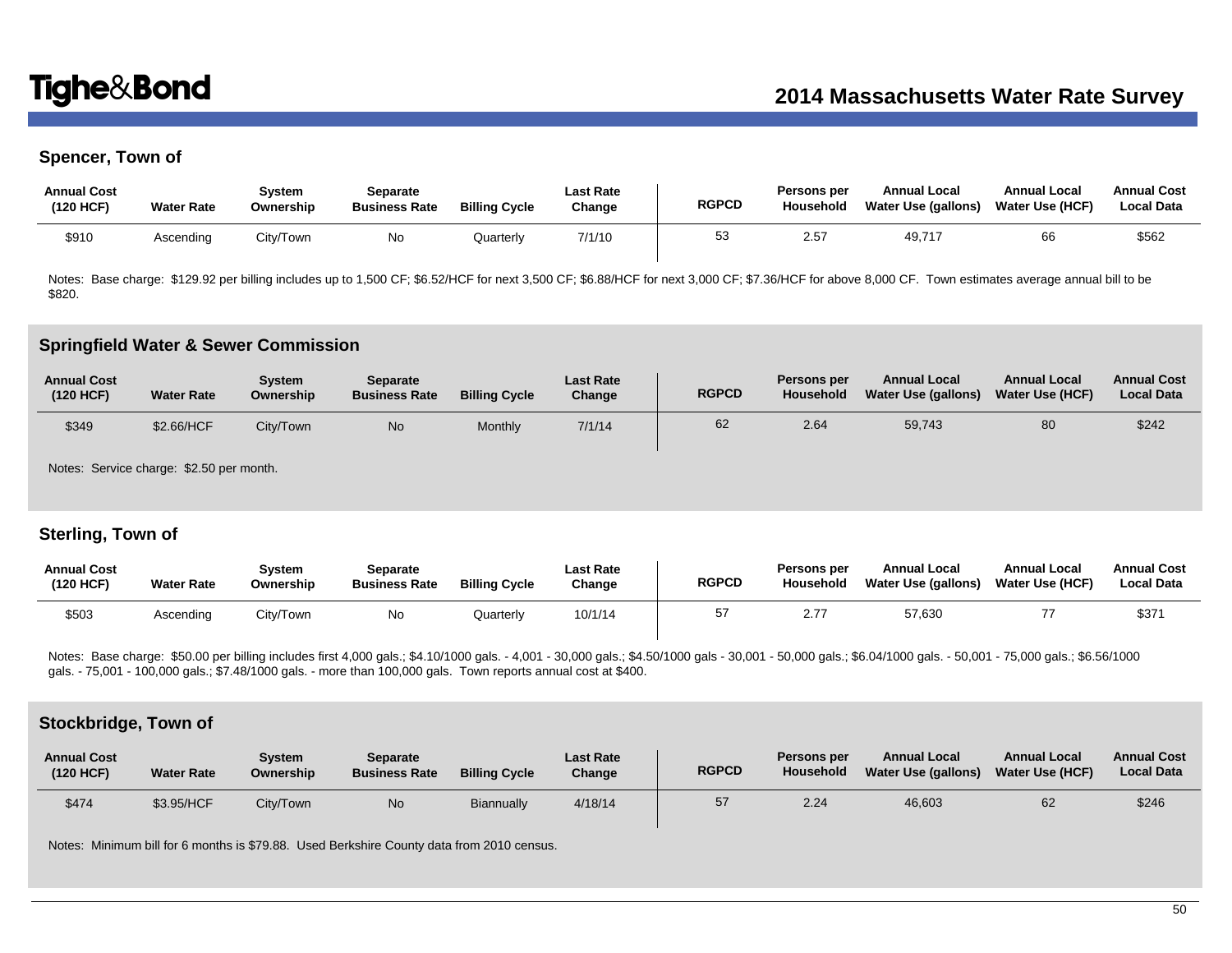## Spencer, Town of

| Annual Cost (120 HCF) | Water Rate | System Ownership | Separate Business Rate | Billing Cycle | Last Rate Change | RGPCD | Persons per Household | Annual Local Water Use (gallons) | Annual Local Water Use (HCF) | Annual Cost Local Data |
|---|---|---|---|---|---|---|---|---|---|---|
| $910 | Ascending | City/Town | No | Quarterly | 7/1/10 | 53 | 2.57 | 49,717 | 66 | $562 |

Notes: Base charge: $129.92 per billing includes up to 1,500 CF; $6.52/HCF for next 3,500 CF; $6.88/HCF for next 3,000 CF; $7.36/HCF for above 8,000 CF. Town estimates average annual bill to be $820.

## Springfield Water & Sewer Commission

| Annual Cost (120 HCF) | Water Rate | System Ownership | Separate Business Rate | Billing Cycle | Last Rate Change | RGPCD | Persons per Household | Annual Local Water Use (gallons) | Annual Local Water Use (HCF) | Annual Cost Local Data |
|---|---|---|---|---|---|---|---|---|---|---|
| $349 | $2.66/HCF | City/Town | No | Monthly | 7/1/14 | 62 | 2.64 | 59,743 | 80 | $242 |

Notes: Service charge: $2.50 per month.

## Sterling, Town of

| Annual Cost (120 HCF) | Water Rate | System Ownership | Separate Business Rate | Billing Cycle | Last Rate Change | RGPCD | Persons per Household | Annual Local Water Use (gallons) | Annual Local Water Use (HCF) | Annual Cost Local Data |
|---|---|---|---|---|---|---|---|---|---|---|
| $503 | Ascending | City/Town | No | Quarterly | 10/1/14 | 57 | 2.77 | 57,630 | 77 | $371 |

Notes: Base charge: $50.00 per billing includes first 4,000 gals.; $4.10/1000 gals. - 4,001 - 30,000 gals.; $4.50/1000 gals - 30,001 - 50,000 gals.; $6.04/1000 gals. - 50,001 - 75,000 gals.; $6.56/1000 gals. - 75,001 - 100,000 gals.; $7.48/1000 gals. - more than 100,000 gals. Town reports annual cost at $400.

## Stockbridge, Town of

| Annual Cost (120 HCF) | Water Rate | System Ownership | Separate Business Rate | Billing Cycle | Last Rate Change | RGPCD | Persons per Household | Annual Local Water Use (gallons) | Annual Local Water Use (HCF) | Annual Cost Local Data |
|---|---|---|---|---|---|---|---|---|---|---|
| $474 | $3.95/HCF | City/Town | No | Biannually | 4/18/14 | 57 | 2.24 | 46,603 | 62 | $246 |

Notes: Minimum bill for 6 months is $79.88. Used Berkshire County data from 2010 census.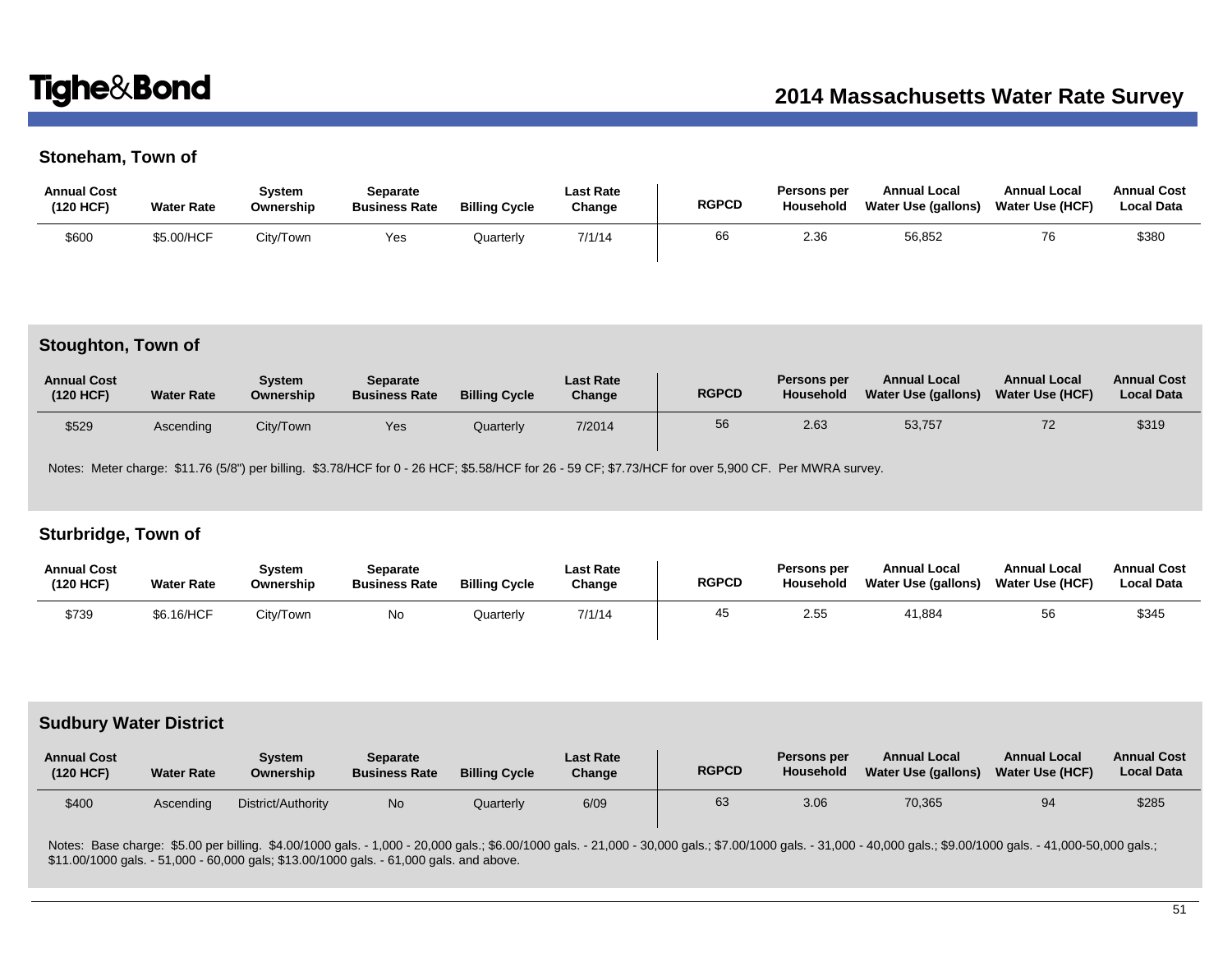## Stoneham, Town of

| Annual Cost (120 HCF) | Water Rate | System Ownership | Separate Business Rate | Billing Cycle | Last Rate Change | RGPCD | Persons per Household | Annual Local Water Use (gallons) | Annual Local Water Use (HCF) | Annual Cost Local Data |
|---|---|---|---|---|---|---|---|---|---|---|
| $600 | $5.00/HCF | City/Town | Yes | Quarterly | 7/1/14 | 66 | 2.36 | 56,852 | 76 | $380 |

## Stoughton, Town of

| Annual Cost (120 HCF) | Water Rate | System Ownership | Separate Business Rate | Billing Cycle | Last Rate Change | RGPCD | Persons per Household | Annual Local Water Use (gallons) | Annual Local Water Use (HCF) | Annual Cost Local Data |
|---|---|---|---|---|---|---|---|---|---|---|
| $529 | Ascending | City/Town | Yes | Quarterly | 7/2014 | 56 | 2.63 | 53,757 | 72 | $319 |

Notes: Meter charge: $11.76 (5/8") per billing. $3.78/HCF for 0 - 26 HCF; $5.58/HCF for 26 - 59 CF; $7.73/HCF for over 5,900 CF. Per MWRA survey.

## Sturbridge, Town of

| Annual Cost (120 HCF) | Water Rate | System Ownership | Separate Business Rate | Billing Cycle | Last Rate Change | RGPCD | Persons per Household | Annual Local Water Use (gallons) | Annual Local Water Use (HCF) | Annual Cost Local Data |
|---|---|---|---|---|---|---|---|---|---|---|
| $739 | $6.16/HCF | City/Town | No | Quarterly | 7/1/14 | 45 | 2.55 | 41,884 | 56 | $345 |

## Sudbury Water District

| Annual Cost (120 HCF) | Water Rate | System Ownership | Separate Business Rate | Billing Cycle | Last Rate Change | RGPCD | Persons per Household | Annual Local Water Use (gallons) | Annual Local Water Use (HCF) | Annual Cost Local Data |
|---|---|---|---|---|---|---|---|---|---|---|
| $400 | Ascending | District/Authority | No | Quarterly | 6/09 | 63 | 3.06 | 70,365 | 94 | $285 |

Notes: Base charge: $5.00 per billing. $4.00/1000 gals. - 1,000 - 20,000 gals.; $6.00/1000 gals. - 21,000 - 30,000 gals.; $7.00/1000 gals. - 31,000 - 40,000 gals.; $9.00/1000 gals. - 41,000-50,000 gals.; $11.00/1000 gals. - 51,000 - 60,000 gals; $13.00/1000 gals. - 61,000 gals. and above.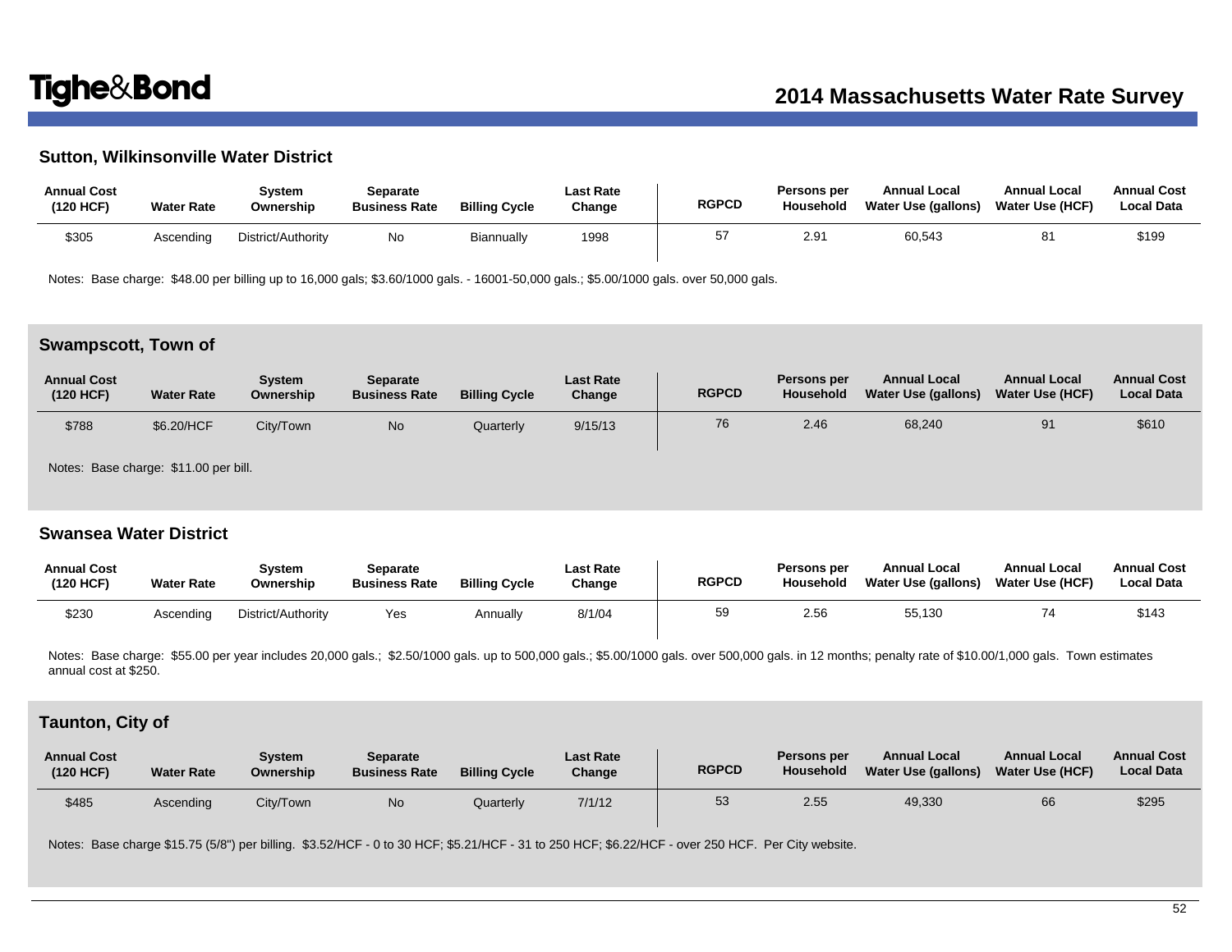## Sutton, Wilkinsonville Water District

| Annual Cost (120 HCF) | Water Rate | System Ownership | Separate Business Rate | Billing Cycle | Last Rate Change | RGPCD | Persons per Household | Annual Local Water Use (gallons) | Annual Local Water Use (HCF) | Annual Cost Local Data |
|---|---|---|---|---|---|---|---|---|---|---|
| $305 | Ascending | District/Authority | No | Biannually | 1998 | 57 | 2.91 | 60,543 | 81 | $199 |

Notes: Base charge: $48.00 per billing up to 16,000 gals; $3.60/1000 gals. - 16001-50,000 gals.; $5.00/1000 gals. over 50,000 gals.

## Swampscott, Town of

| Annual Cost (120 HCF) | Water Rate | System Ownership | Separate Business Rate | Billing Cycle | Last Rate Change | RGPCD | Persons per Household | Annual Local Water Use (gallons) | Annual Local Water Use (HCF) | Annual Cost Local Data |
|---|---|---|---|---|---|---|---|---|---|---|
| $788 | $6.20/HCF | City/Town | No | Quarterly | 9/15/13 | 76 | 2.46 | 68,240 | 91 | $610 |

Notes: Base charge: $11.00 per bill.

## Swansea Water District

| Annual Cost (120 HCF) | Water Rate | System Ownership | Separate Business Rate | Billing Cycle | Last Rate Change | RGPCD | Persons per Household | Annual Local Water Use (gallons) | Annual Local Water Use (HCF) | Annual Cost Local Data |
|---|---|---|---|---|---|---|---|---|---|---|
| $230 | Ascending | District/Authority | Yes | Annually | 8/1/04 | 59 | 2.56 | 55,130 | 74 | $143 |

Notes: Base charge: $55.00 per year includes 20,000 gals.; $2.50/1000 gals. up to 500,000 gals.; $5.00/1000 gals. over 500,000 gals. in 12 months; penalty rate of $10.00/1,000 gals. Town estimates annual cost at $250.

## Taunton, City of

| Annual Cost (120 HCF) | Water Rate | System Ownership | Separate Business Rate | Billing Cycle | Last Rate Change | RGPCD | Persons per Household | Annual Local Water Use (gallons) | Annual Local Water Use (HCF) | Annual Cost Local Data |
|---|---|---|---|---|---|---|---|---|---|---|
| $485 | Ascending | City/Town | No | Quarterly | 7/1/12 | 53 | 2.55 | 49,330 | 66 | $295 |

Notes: Base charge $15.75 (5/8") per billing. $3.52/HCF - 0 to 30 HCF; $5.21/HCF - 31 to 250 HCF; $6.22/HCF - over 250 HCF. Per City website.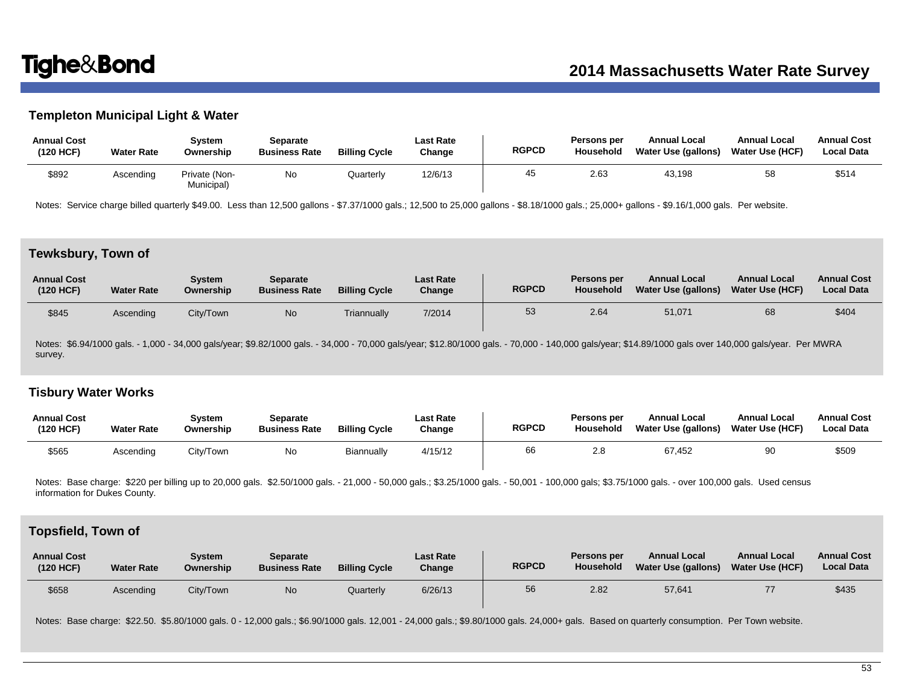### Templeton Municipal Light & Water

| Annual Cost (120 HCF) | Water Rate | System Ownership | Separate Business Rate | Billing Cycle | Last Rate Change | RGPCD | Persons per Household | Annual Local Water Use (gallons) | Annual Local Water Use (HCF) | Annual Cost Local Data |
|---|---|---|---|---|---|---|---|---|---|---|
| $892 | Ascending | Private (Non-Municipal) | No | Quarterly | 12/6/13 | 45 | 2.63 | 43,198 | 58 | $514 |

Notes: Service charge billed quarterly $49.00. Less than 12,500 gallons - $7.37/1000 gals.; 12,500 to 25,000 gallons - $8.18/1000 gals.; 25,000+ gallons - $9.16/1,000 gals. Per website.

### Tewksbury, Town of

| Annual Cost (120 HCF) | Water Rate | System Ownership | Separate Business Rate | Billing Cycle | Last Rate Change | RGPCD | Persons per Household | Annual Local Water Use (gallons) | Annual Local Water Use (HCF) | Annual Cost Local Data |
|---|---|---|---|---|---|---|---|---|---|---|
| $845 | Ascending | City/Town | No | Triannually | 7/2014 | 53 | 2.64 | 51,071 | 68 | $404 |

Notes: $6.94/1000 gals. - 1,000 - 34,000 gals/year; $9.82/1000 gals. - 34,000 - 70,000 gals/year; $12.80/1000 gals. - 70,000 - 140,000 gals/year; $14.89/1000 gals over 140,000 gals/year. Per MWRA survey.

### Tisbury Water Works

| Annual Cost (120 HCF) | Water Rate | System Ownership | Separate Business Rate | Billing Cycle | Last Rate Change | RGPCD | Persons per Household | Annual Local Water Use (gallons) | Annual Local Water Use (HCF) | Annual Cost Local Data |
|---|---|---|---|---|---|---|---|---|---|---|
| $565 | Ascending | City/Town | No | Biannually | 4/15/12 | 66 | 2.8 | 67,452 | 90 | $509 |

Notes: Base charge: $220 per billing up to 20,000 gals. $2.50/1000 gals. - 21,000 - 50,000 gals.; $3.25/1000 gals. - 50,001 - 100,000 gals; $3.75/1000 gals. - over 100,000 gals. Used census information for Dukes County.

### Topsfield, Town of

| Annual Cost (120 HCF) | Water Rate | System Ownership | Separate Business Rate | Billing Cycle | Last Rate Change | RGPCD | Persons per Household | Annual Local Water Use (gallons) | Annual Local Water Use (HCF) | Annual Cost Local Data |
|---|---|---|---|---|---|---|---|---|---|---|
| $658 | Ascending | City/Town | No | Quarterly | 6/26/13 | 56 | 2.82 | 57,641 | 77 | $435 |

Notes: Base charge: $22.50. $5.80/1000 gals. 0 - 12,000 gals.; $6.90/1000 gals. 12,001 - 24,000 gals.; $9.80/1000 gals. 24,000+ gals. Based on quarterly consumption. Per Town website.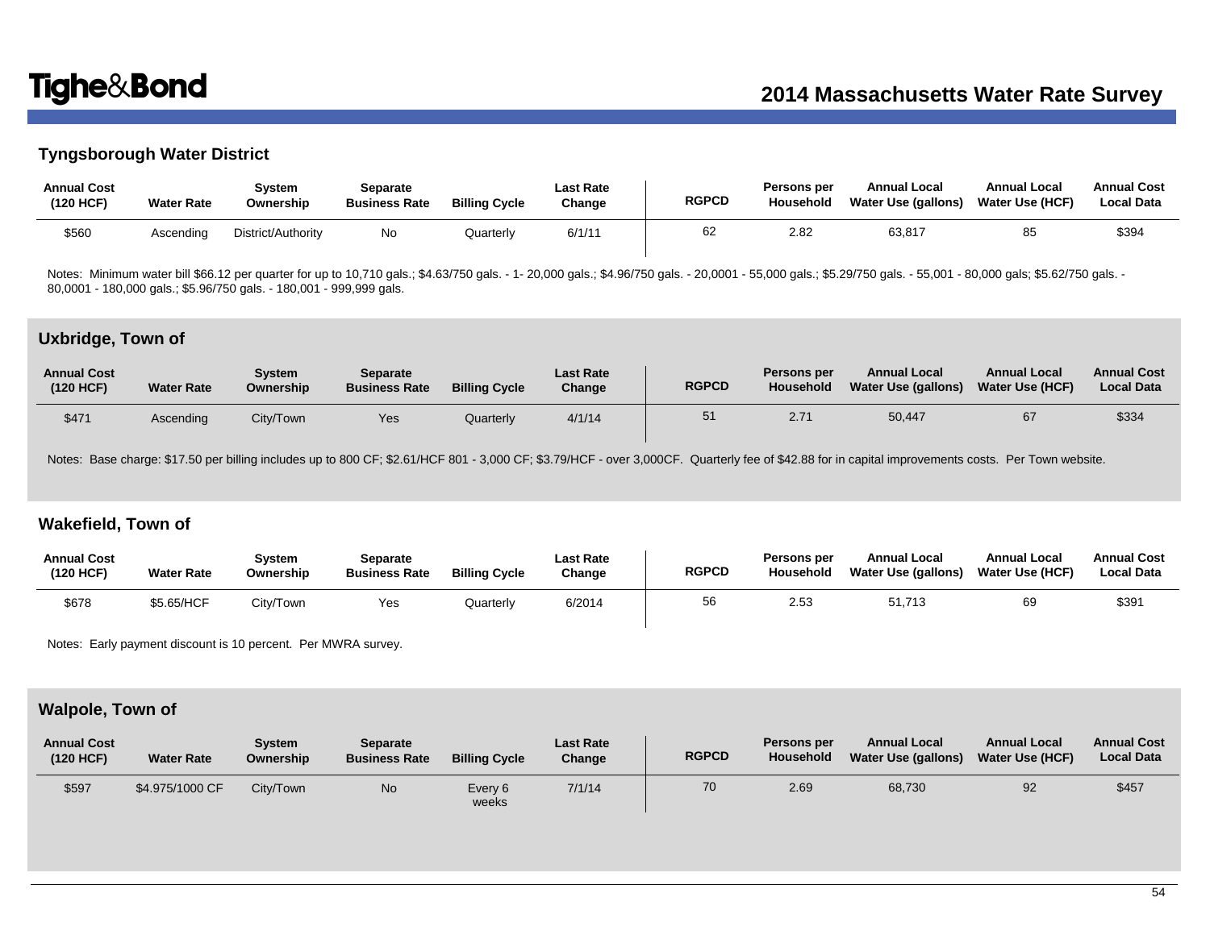### Tyngsborough Water District

| Annual Cost (120 HCF) | Water Rate | System Ownership | Separate Business Rate | Billing Cycle | Last Rate Change | RGPCD | Persons per Household | Annual Local Water Use (gallons) | Annual Local Water Use (HCF) | Annual Cost Local Data |
|---|---|---|---|---|---|---|---|---|---|---|
| $560 | Ascending | District/Authority | No | Quarterly | 6/1/11 | 62 | 2.82 | 63,817 | 85 | $394 |

Notes: Minimum water bill $66.12 per quarter for up to 10,710 gals.; $4.63/750 gals. - 1- 20,000 gals.; $4.96/750 gals. - 20,0001 - 55,000 gals.; $5.29/750 gals. - 55,001 - 80,000 gals; $5.62/750 gals. - 80,0001 - 180,000 gals.; $5.96/750 gals. - 180,001 - 999,999 gals.

### Uxbridge, Town of

| Annual Cost (120 HCF) | Water Rate | System Ownership | Separate Business Rate | Billing Cycle | Last Rate Change | RGPCD | Persons per Household | Annual Local Water Use (gallons) | Annual Local Water Use (HCF) | Annual Cost Local Data |
|---|---|---|---|---|---|---|---|---|---|---|
| $471 | Ascending | City/Town | Yes | Quarterly | 4/1/14 | 51 | 2.71 | 50,447 | 67 | $334 |

Notes: Base charge: $17.50 per billing includes up to 800 CF; $2.61/HCF 801 - 3,000 CF; $3.79/HCF - over 3,000CF. Quarterly fee of $42.88 for in capital improvements costs. Per Town website.

### Wakefield, Town of

| Annual Cost (120 HCF) | Water Rate | System Ownership | Separate Business Rate | Billing Cycle | Last Rate Change | RGPCD | Persons per Household | Annual Local Water Use (gallons) | Annual Local Water Use (HCF) | Annual Cost Local Data |
|---|---|---|---|---|---|---|---|---|---|---|
| $678 | $5.65/HCF | City/Town | Yes | Quarterly | 6/2014 | 56 | 2.53 | 51,713 | 69 | $391 |

Notes: Early payment discount is 10 percent. Per MWRA survey.

### Walpole, Town of

| Annual Cost (120 HCF) | Water Rate | System Ownership | Separate Business Rate | Billing Cycle | Last Rate Change | RGPCD | Persons per Household | Annual Local Water Use (gallons) | Annual Local Water Use (HCF) | Annual Cost Local Data |
|---|---|---|---|---|---|---|---|---|---|---|
| $597 | $4.975/1000 CF | City/Town | No | Every 6 weeks | 7/1/14 | 70 | 2.69 | 68,730 | 92 | $457 |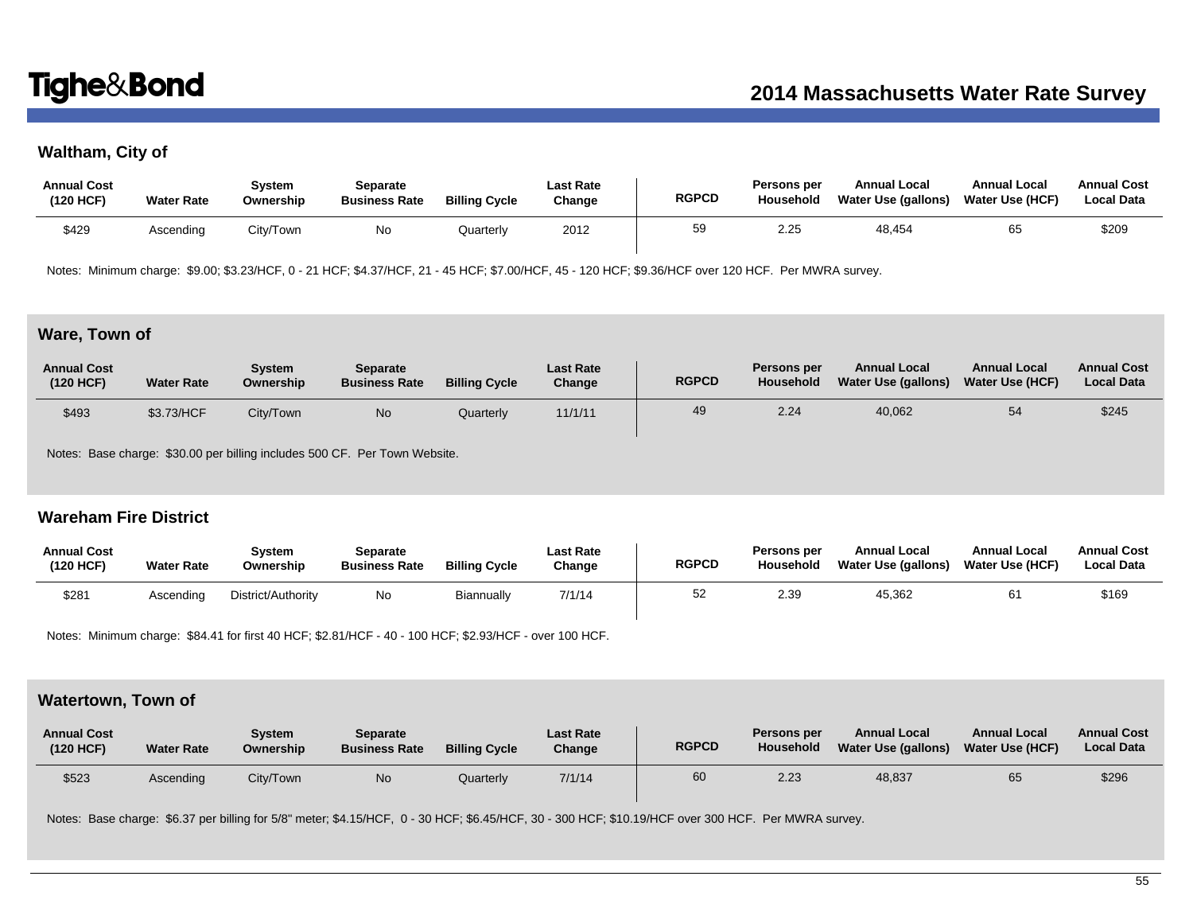## Waltham, City of

| Annual Cost (120 HCF) | Water Rate | System Ownership | Separate Business Rate | Billing Cycle | Last Rate Change | RGPCD | Persons per Household | Annual Local Water Use (gallons) | Annual Local Water Use (HCF) | Annual Cost Local Data |
|---|---|---|---|---|---|---|---|---|---|---|
| $429 | Ascending | City/Town | No | Quarterly | 2012 | 59 | 2.25 | 48,454 | 65 | $209 |

Notes: Minimum charge: $9.00; $3.23/HCF, 0 - 21 HCF; $4.37/HCF, 21 - 45 HCF; $7.00/HCF, 45 - 120 HCF; $9.36/HCF over 120 HCF. Per MWRA survey.

## Ware, Town of

| Annual Cost (120 HCF) | Water Rate | System Ownership | Separate Business Rate | Billing Cycle | Last Rate Change | RGPCD | Persons per Household | Annual Local Water Use (gallons) | Annual Local Water Use (HCF) | Annual Cost Local Data |
|---|---|---|---|---|---|---|---|---|---|---|
| $493 | $3.73/HCF | City/Town | No | Quarterly | 11/1/11 | 49 | 2.24 | 40,062 | 54 | $245 |

Notes: Base charge: $30.00 per billing includes 500 CF. Per Town Website.

## Wareham Fire District

| Annual Cost (120 HCF) | Water Rate | System Ownership | Separate Business Rate | Billing Cycle | Last Rate Change | RGPCD | Persons per Household | Annual Local Water Use (gallons) | Annual Local Water Use (HCF) | Annual Cost Local Data |
|---|---|---|---|---|---|---|---|---|---|---|
| $281 | Ascending | District/Authority | No | Biannually | 7/1/14 | 52 | 2.39 | 45,362 | 61 | $169 |

Notes: Minimum charge: $84.41 for first 40 HCF; $2.81/HCF - 40 - 100 HCF; $2.93/HCF - over 100 HCF.

## Watertown, Town of

| Annual Cost (120 HCF) | Water Rate | System Ownership | Separate Business Rate | Billing Cycle | Last Rate Change | RGPCD | Persons per Household | Annual Local Water Use (gallons) | Annual Local Water Use (HCF) | Annual Cost Local Data |
|---|---|---|---|---|---|---|---|---|---|---|
| $523 | Ascending | City/Town | No | Quarterly | 7/1/14 | 60 | 2.23 | 48,837 | 65 | $296 |

Notes: Base charge: $6.37 per billing for 5/8" meter; $4.15/HCF, 0 - 30 HCF; $6.45/HCF, 30 - 300 HCF; $10.19/HCF over 300 HCF. Per MWRA survey.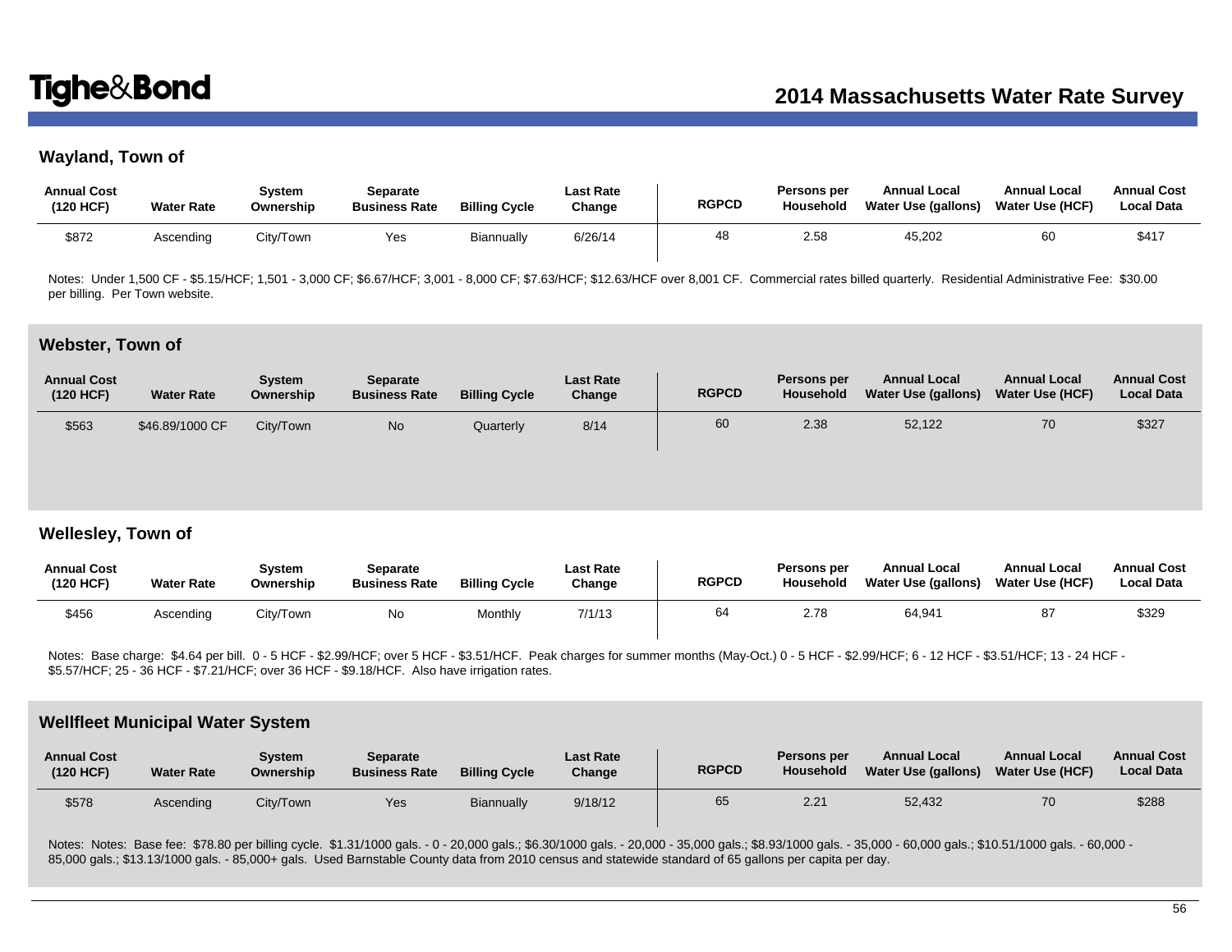## Wayland, Town of

| Annual Cost (120 HCF) | Water Rate | System Ownership | Separate Business Rate | Billing Cycle | Last Rate Change | RGPCD | Persons per Household | Annual Local Water Use (gallons) | Annual Local Water Use (HCF) | Annual Cost Local Data |
|---|---|---|---|---|---|---|---|---|---|---|
| $872 | Ascending | City/Town | Yes | Biannually | 6/26/14 | 48 | 2.58 | 45,202 | 60 | $417 |

Notes: Under 1,500 CF - $5.15/HCF; 1,501 - 3,000 CF; $6.67/HCF; 3,001 - 8,000 CF; $7.63/HCF; $12.63/HCF over 8,001 CF. Commercial rates billed quarterly. Residential Administrative Fee: $30.00 per billing. Per Town website.

## Webster, Town of

| Annual Cost (120 HCF) | Water Rate | System Ownership | Separate Business Rate | Billing Cycle | Last Rate Change | RGPCD | Persons per Household | Annual Local Water Use (gallons) | Annual Local Water Use (HCF) | Annual Cost Local Data |
|---|---|---|---|---|---|---|---|---|---|---|
| $563 | $46.89/1000 CF | City/Town | No | Quarterly | 8/14 | 60 | 2.38 | 52,122 | 70 | $327 |

## Wellesley, Town of

| Annual Cost (120 HCF) | Water Rate | System Ownership | Separate Business Rate | Billing Cycle | Last Rate Change | RGPCD | Persons per Household | Annual Local Water Use (gallons) | Annual Local Water Use (HCF) | Annual Cost Local Data |
|---|---|---|---|---|---|---|---|---|---|---|
| $456 | Ascending | City/Town | No | Monthly | 7/1/13 | 64 | 2.78 | 64,941 | 87 | $329 |

Notes: Base charge: $4.64 per bill. 0 - 5 HCF - $2.99/HCF; over 5 HCF - $3.51/HCF. Peak charges for summer months (May-Oct.) 0 - 5 HCF - $2.99/HCF; 6 - 12 HCF - $3.51/HCF; 13 - 24 HCF - $5.57/HCF; 25 - 36 HCF - $7.21/HCF; over 36 HCF - $9.18/HCF. Also have irrigation rates.

## Wellfleet Municipal Water System

| Annual Cost (120 HCF) | Water Rate | System Ownership | Separate Business Rate | Billing Cycle | Last Rate Change | RGPCD | Persons per Household | Annual Local Water Use (gallons) | Annual Local Water Use (HCF) | Annual Cost Local Data |
|---|---|---|---|---|---|---|---|---|---|---|
| $578 | Ascending | City/Town | Yes | Biannually | 9/18/12 | 65 | 2.21 | 52,432 | 70 | $288 |

Notes: Notes: Base fee: $78.80 per billing cycle. $1.31/1000 gals. - 0 - 20,000 gals.; $6.30/1000 gals. - 20,000 - 35,000 gals.; $8.93/1000 gals. - 35,000 - 60,000 gals.; $10.51/1000 gals. - 60,000 - 85,000 gals.; $13.13/1000 gals. - 85,000+ gals. Used Barnstable County data from 2010 census and statewide standard of 65 gallons per capita per day.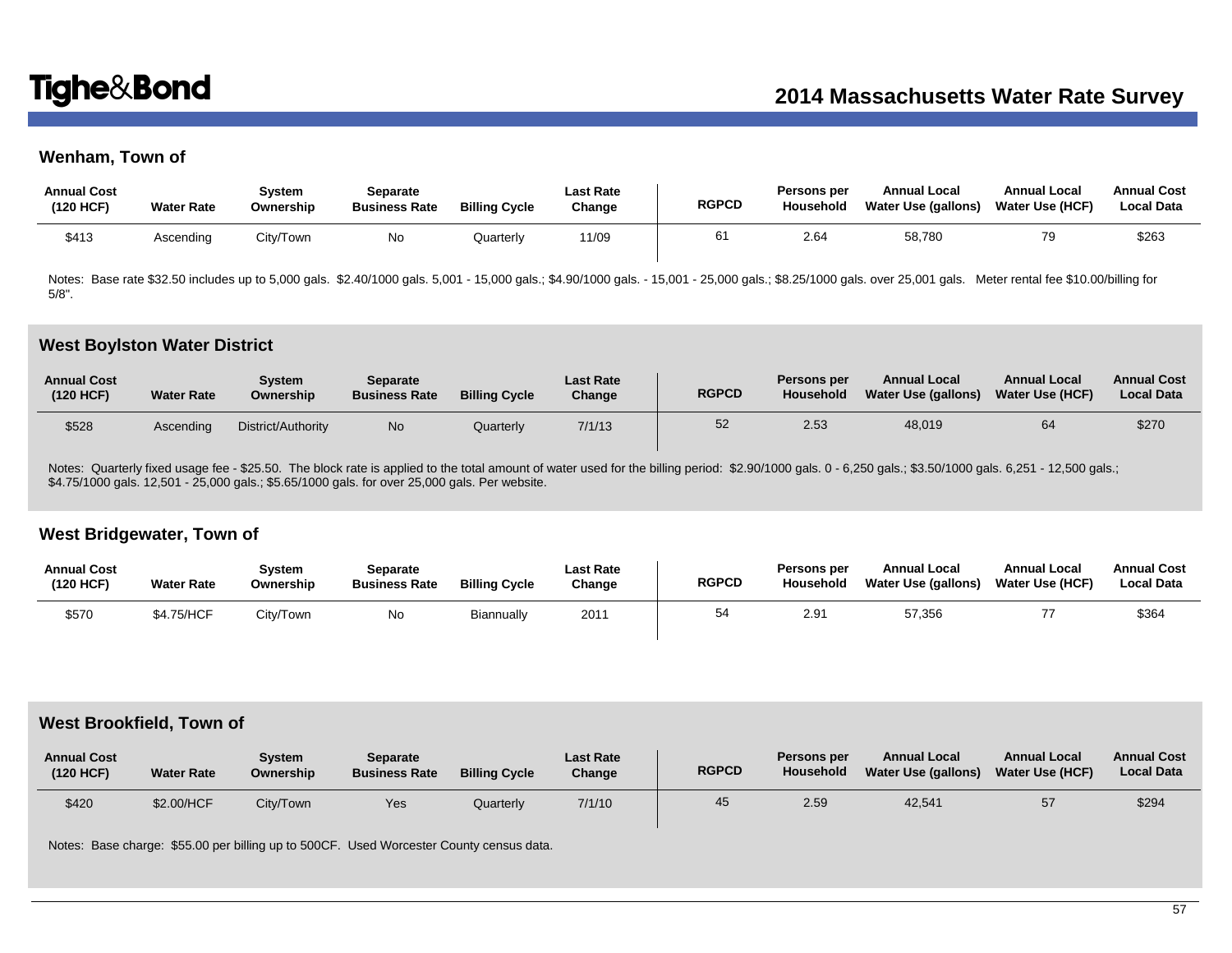## Wenham, Town of

| Annual Cost (120 HCF) | Water Rate | System Ownership | Separate Business Rate | Billing Cycle | Last Rate Change | RGPCD | Persons per Household | Annual Local Water Use (gallons) | Annual Local Water Use (HCF) | Annual Cost Local Data |
|---|---|---|---|---|---|---|---|---|---|---|
| $413 | Ascending | City/Town | No | Quarterly | 11/09 | 61 | 2.64 | 58,780 | 79 | $263 |

Notes: Base rate $32.50 includes up to 5,000 gals. $2.40/1000 gals. 5,001 - 15,000 gals.; $4.90/1000 gals. - 15,001 - 25,000 gals.; $8.25/1000 gals. over 25,001 gals. Meter rental fee $10.00/billing for 5/8".

## West Boylston Water District

| Annual Cost (120 HCF) | Water Rate | System Ownership | Separate Business Rate | Billing Cycle | Last Rate Change | RGPCD | Persons per Household | Annual Local Water Use (gallons) | Annual Local Water Use (HCF) | Annual Cost Local Data |
|---|---|---|---|---|---|---|---|---|---|---|
| $528 | Ascending | District/Authority | No | Quarterly | 7/1/13 | 52 | 2.53 | 48,019 | 64 | $270 |

Notes: Quarterly fixed usage fee - $25.50. The block rate is applied to the total amount of water used for the billing period: $2.90/1000 gals. 0 - 6,250 gals.; $3.50/1000 gals. 6,251 - 12,500 gals.; $4.75/1000 gals. 12,501 - 25,000 gals.; $5.65/1000 gals. for over 25,000 gals. Per website.

## West Bridgewater, Town of

| Annual Cost (120 HCF) | Water Rate | System Ownership | Separate Business Rate | Billing Cycle | Last Rate Change | RGPCD | Persons per Household | Annual Local Water Use (gallons) | Annual Local Water Use (HCF) | Annual Cost Local Data |
|---|---|---|---|---|---|---|---|---|---|---|
| $570 | $4.75/HCF | City/Town | No | Biannually | 2011 | 54 | 2.91 | 57,356 | 77 | $364 |

## West Brookfield, Town of

| Annual Cost (120 HCF) | Water Rate | System Ownership | Separate Business Rate | Billing Cycle | Last Rate Change | RGPCD | Persons per Household | Annual Local Water Use (gallons) | Annual Local Water Use (HCF) | Annual Cost Local Data |
|---|---|---|---|---|---|---|---|---|---|---|
| $420 | $2.00/HCF | City/Town | Yes | Quarterly | 7/1/10 | 45 | 2.59 | 42,541 | 57 | $294 |

Notes: Base charge: $55.00 per billing up to 500CF. Used Worcester County census data.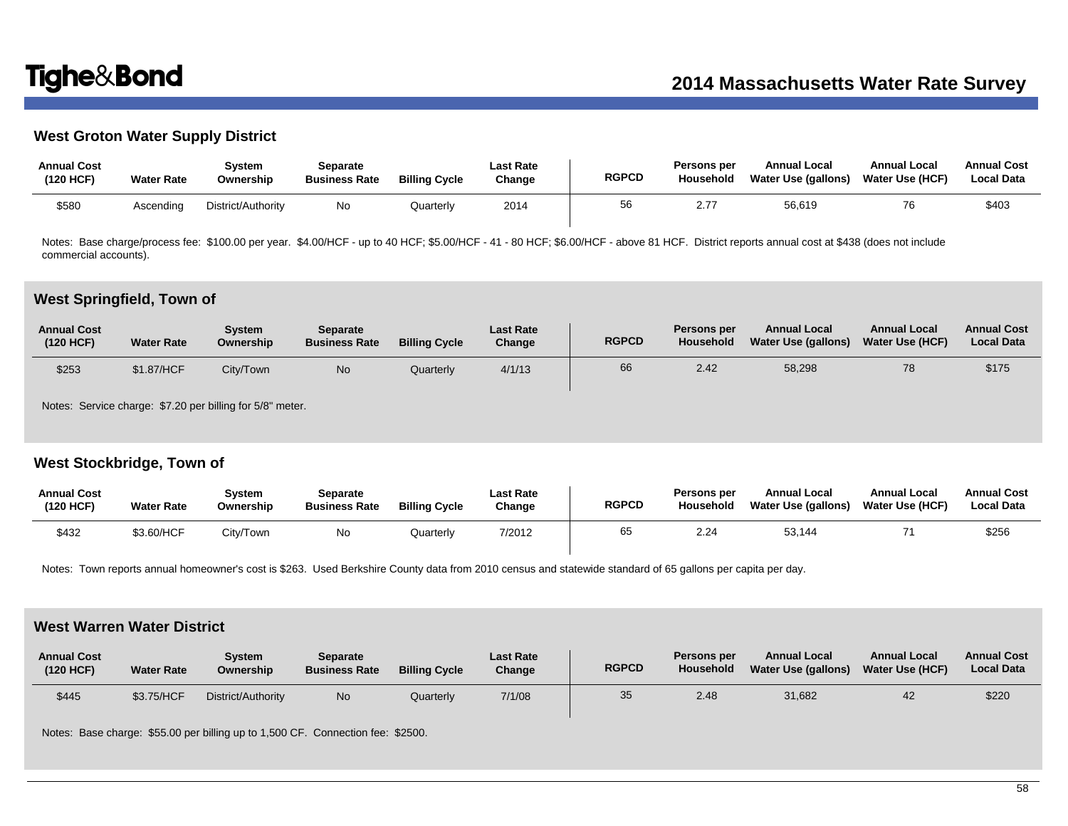## West Groton Water Supply District

| Annual Cost (120 HCF) | Water Rate | System Ownership | Separate Business Rate | Billing Cycle | Last Rate Change | RGPCD | Persons per Household | Annual Local Water Use (gallons) | Annual Local Water Use (HCF) | Annual Cost Local Data |
|---|---|---|---|---|---|---|---|---|---|---|
| $580 | Ascending | District/Authority | No | Quarterly | 2014 | 56 | 2.77 | 56,619 | 76 | $403 |

Notes: Base charge/process fee: $100.00 per year. $4.00/HCF - up to 40 HCF; $5.00/HCF - 41 - 80 HCF; $6.00/HCF - above 81 HCF. District reports annual cost at $438 (does not include commercial accounts).

## West Springfield, Town of

| Annual Cost (120 HCF) | Water Rate | System Ownership | Separate Business Rate | Billing Cycle | Last Rate Change | RGPCD | Persons per Household | Annual Local Water Use (gallons) | Annual Local Water Use (HCF) | Annual Cost Local Data |
|---|---|---|---|---|---|---|---|---|---|---|
| $253 | $1.87/HCF | City/Town | No | Quarterly | 4/1/13 | 66 | 2.42 | 58,298 | 78 | $175 |

Notes: Service charge: $7.20 per billing for 5/8" meter.

## West Stockbridge, Town of

| Annual Cost (120 HCF) | Water Rate | System Ownership | Separate Business Rate | Billing Cycle | Last Rate Change | RGPCD | Persons per Household | Annual Local Water Use (gallons) | Annual Local Water Use (HCF) | Annual Cost Local Data |
|---|---|---|---|---|---|---|---|---|---|---|
| $432 | $3.60/HCF | City/Town | No | Quarterly | 7/2012 | 65 | 2.24 | 53,144 | 71 | $256 |

Notes: Town reports annual homeowner's cost is $263. Used Berkshire County data from 2010 census and statewide standard of 65 gallons per capita per day.

## West Warren Water District

| Annual Cost (120 HCF) | Water Rate | System Ownership | Separate Business Rate | Billing Cycle | Last Rate Change | RGPCD | Persons per Household | Annual Local Water Use (gallons) | Annual Local Water Use (HCF) | Annual Cost Local Data |
|---|---|---|---|---|---|---|---|---|---|---|
| $445 | $3.75/HCF | District/Authority | No | Quarterly | 7/1/08 | 35 | 2.48 | 31,682 | 42 | $220 |

Notes: Base charge: $55.00 per billing up to 1,500 CF. Connection fee: $2500.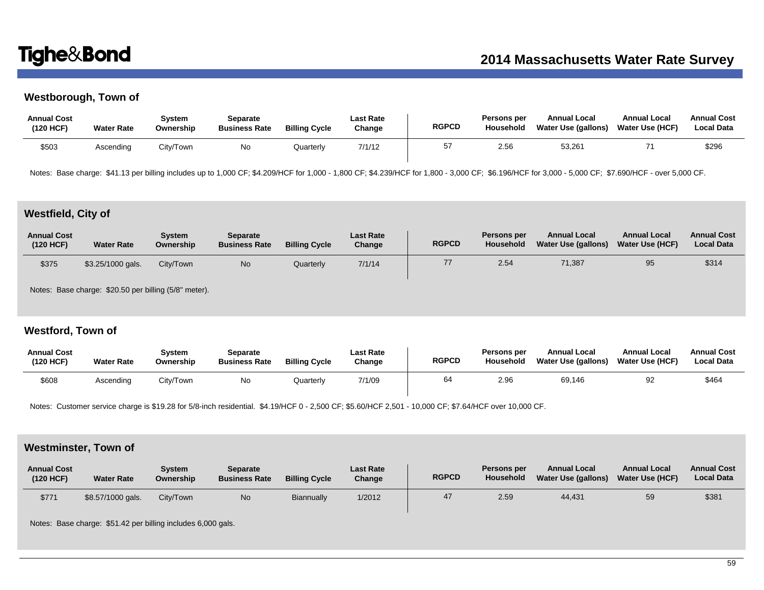## Westborough, Town of

| Annual Cost (120 HCF) | Water Rate | System Ownership | Separate Business Rate | Billing Cycle | Last Rate Change | RGPCD | Persons per Household | Annual Local Water Use (gallons) | Annual Local Water Use (HCF) | Annual Cost Local Data |
|---|---|---|---|---|---|---|---|---|---|---|
| $503 | Ascending | City/Town | No | Quarterly | 7/1/12 | 57 | 2.56 | 53,261 | 71 | $296 |

Notes: Base charge: $41.13 per billing includes up to 1,000 CF; $4.209/HCF for 1,000 - 1,800 CF; $4.239/HCF for 1,800 - 3,000 CF; $6.196/HCF for 3,000 - 5,000 CF; $7.690/HCF - over 5,000 CF.

## Westfield, City of

| Annual Cost (120 HCF) | Water Rate | System Ownership | Separate Business Rate | Billing Cycle | Last Rate Change | RGPCD | Persons per Household | Annual Local Water Use (gallons) | Annual Local Water Use (HCF) | Annual Cost Local Data |
|---|---|---|---|---|---|---|---|---|---|---|
| $375 | $3.25/1000 gals. | City/Town | No | Quarterly | 7/1/14 | 77 | 2.54 | 71,387 | 95 | $314 |

Notes: Base charge: $20.50 per billing (5/8" meter).

## Westford, Town of

| Annual Cost (120 HCF) | Water Rate | System Ownership | Separate Business Rate | Billing Cycle | Last Rate Change | RGPCD | Persons per Household | Annual Local Water Use (gallons) | Annual Local Water Use (HCF) | Annual Cost Local Data |
|---|---|---|---|---|---|---|---|---|---|---|
| $608 | Ascending | City/Town | No | Quarterly | 7/1/09 | 64 | 2.96 | 69,146 | 92 | $464 |

Notes: Customer service charge is $19.28 for 5/8-inch residential. $4.19/HCF 0 - 2,500 CF; $5.60/HCF 2,501 - 10,000 CF; $7.64/HCF over 10,000 CF.

## Westminster, Town of

| Annual Cost (120 HCF) | Water Rate | System Ownership | Separate Business Rate | Billing Cycle | Last Rate Change | RGPCD | Persons per Household | Annual Local Water Use (gallons) | Annual Local Water Use (HCF) | Annual Cost Local Data |
|---|---|---|---|---|---|---|---|---|---|---|
| $771 | $8.57/1000 gals. | City/Town | No | Biannually | 1/2012 | 47 | 2.59 | 44,431 | 59 | $381 |

Notes: Base charge: $51.42 per billing includes 6,000 gals.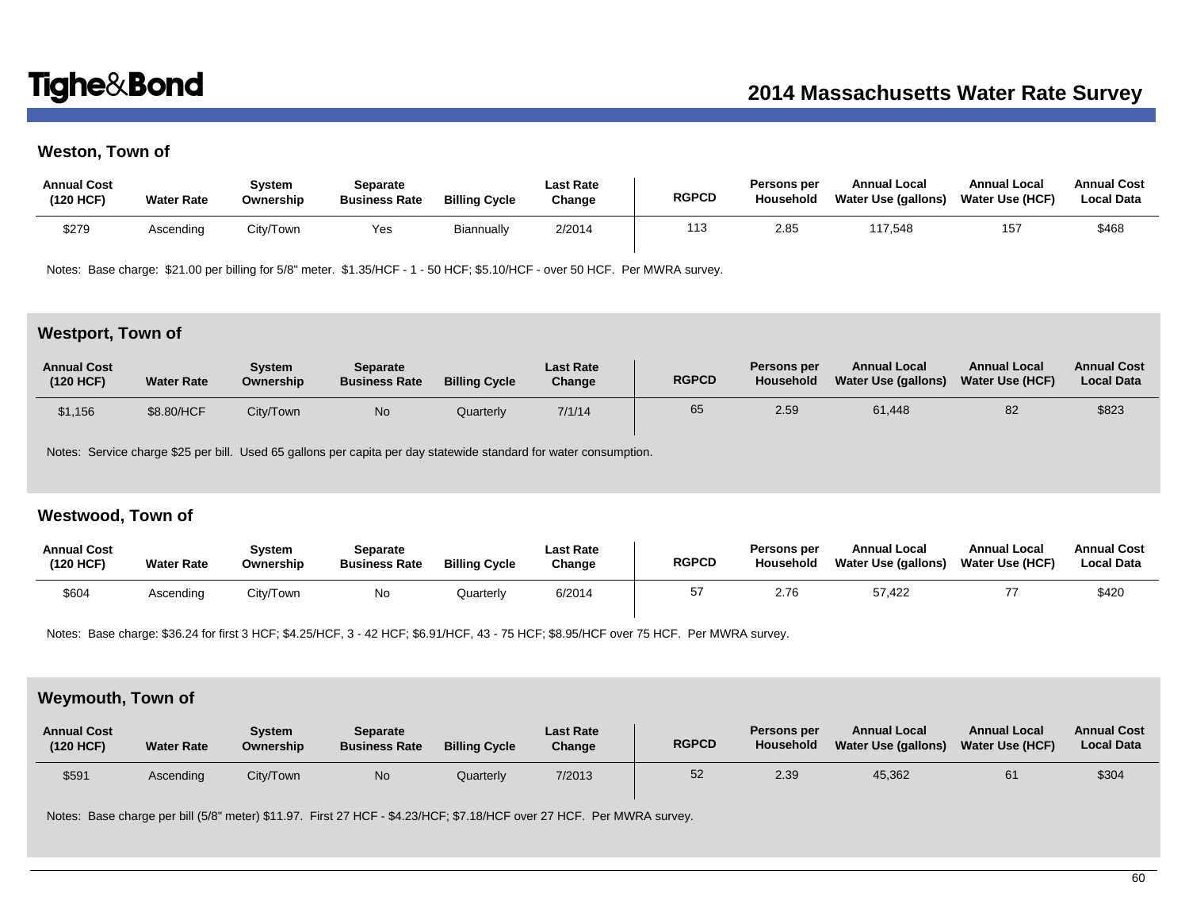## Weston, Town of

| Annual Cost (120 HCF) | Water Rate | System Ownership | Separate Business Rate | Billing Cycle | Last Rate Change | RGPCD | Persons per Household | Annual Local Water Use (gallons) | Annual Local Water Use (HCF) | Annual Cost Local Data |
|---|---|---|---|---|---|---|---|---|---|---|
| $279 | Ascending | City/Town | Yes | Biannually | 2/2014 | 113 | 2.85 | 117,548 | 157 | $468 |

Notes: Base charge: $21.00 per billing for 5/8" meter. $1.35/HCF - 1 - 50 HCF; $5.10/HCF - over 50 HCF. Per MWRA survey.

## Westport, Town of

| Annual Cost (120 HCF) | Water Rate | System Ownership | Separate Business Rate | Billing Cycle | Last Rate Change | RGPCD | Persons per Household | Annual Local Water Use (gallons) | Annual Local Water Use (HCF) | Annual Cost Local Data |
|---|---|---|---|---|---|---|---|---|---|---|
| $1,156 | $8.80/HCF | City/Town | No | Quarterly | 7/1/14 | 65 | 2.59 | 61,448 | 82 | $823 |

Notes: Service charge $25 per bill. Used 65 gallons per capita per day statewide standard for water consumption.

## Westwood, Town of

| Annual Cost (120 HCF) | Water Rate | System Ownership | Separate Business Rate | Billing Cycle | Last Rate Change | RGPCD | Persons per Household | Annual Local Water Use (gallons) | Annual Local Water Use (HCF) | Annual Cost Local Data |
|---|---|---|---|---|---|---|---|---|---|---|
| $604 | Ascending | City/Town | No | Quarterly | 6/2014 | 57 | 2.76 | 57,422 | 77 | $420 |

Notes: Base charge: $36.24 for first 3 HCF; $4.25/HCF, 3 - 42 HCF; $6.91/HCF, 43 - 75 HCF; $8.95/HCF over 75 HCF. Per MWRA survey.

## Weymouth, Town of

| Annual Cost (120 HCF) | Water Rate | System Ownership | Separate Business Rate | Billing Cycle | Last Rate Change | RGPCD | Persons per Household | Annual Local Water Use (gallons) | Annual Local Water Use (HCF) | Annual Cost Local Data |
|---|---|---|---|---|---|---|---|---|---|---|
| $591 | Ascending | City/Town | No | Quarterly | 7/2013 | 52 | 2.39 | 45,362 | 61 | $304 |

Notes: Base charge per bill (5/8" meter) $11.97. First 27 HCF - $4.23/HCF; $7.18/HCF over 27 HCF. Per MWRA survey.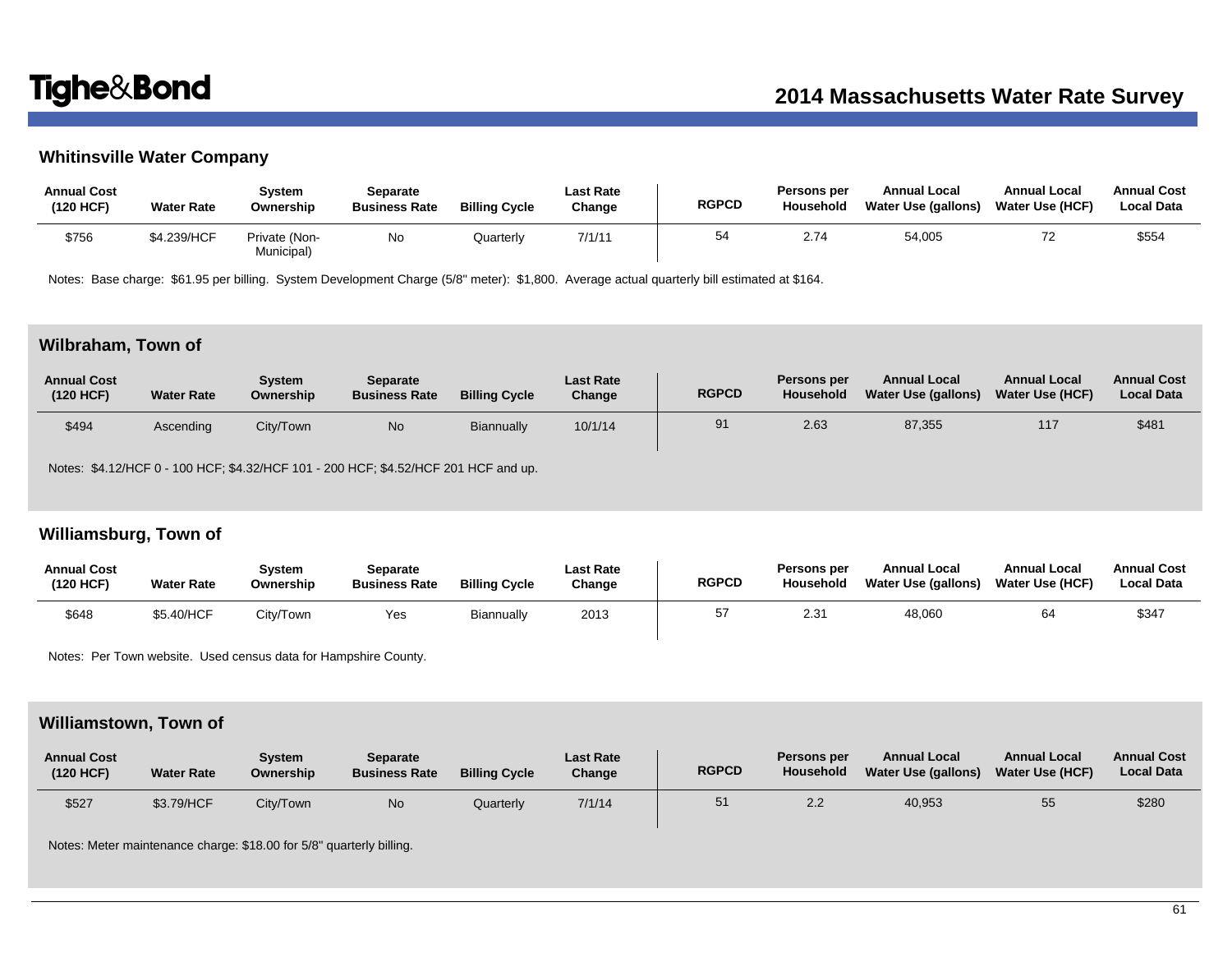## Whitinsville Water Company

| Annual Cost (120 HCF) | Water Rate | System Ownership | Separate Business Rate | Billing Cycle | Last Rate Change | RGPCD | Persons per Household | Annual Local Water Use (gallons) | Annual Local Water Use (HCF) | Annual Cost Local Data |
|---|---|---|---|---|---|---|---|---|---|---|
| $756 | $4.239/HCF | Private (Non-Municipal) | No | Quarterly | 7/1/11 | 54 | 2.74 | 54,005 | 72 | $554 |

Notes: Base charge: $61.95 per billing. System Development Charge (5/8" meter): $1,800. Average actual quarterly bill estimated at $164.

## Wilbraham, Town of

| Annual Cost (120 HCF) | Water Rate | System Ownership | Separate Business Rate | Billing Cycle | Last Rate Change | RGPCD | Persons per Household | Annual Local Water Use (gallons) | Annual Local Water Use (HCF) | Annual Cost Local Data |
|---|---|---|---|---|---|---|---|---|---|---|
| $494 | Ascending | City/Town | No | Biannually | 10/1/14 | 91 | 2.63 | 87,355 | 117 | $481 |

Notes: $4.12/HCF 0 - 100 HCF; $4.32/HCF 101 - 200 HCF; $4.52/HCF 201 HCF and up.

## Williamsburg, Town of

| Annual Cost (120 HCF) | Water Rate | System Ownership | Separate Business Rate | Billing Cycle | Last Rate Change | RGPCD | Persons per Household | Annual Local Water Use (gallons) | Annual Local Water Use (HCF) | Annual Cost Local Data |
|---|---|---|---|---|---|---|---|---|---|---|
| $648 | $5.40/HCF | City/Town | Yes | Biannually | 2013 | 57 | 2.31 | 48,060 | 64 | $347 |

Notes: Per Town website. Used census data for Hampshire County.

## Williamstown, Town of

| Annual Cost (120 HCF) | Water Rate | System Ownership | Separate Business Rate | Billing Cycle | Last Rate Change | RGPCD | Persons per Household | Annual Local Water Use (gallons) | Annual Local Water Use (HCF) | Annual Cost Local Data |
|---|---|---|---|---|---|---|---|---|---|---|
| $527 | $3.79/HCF | City/Town | No | Quarterly | 7/1/14 | 51 | 2.2 | 40,953 | 55 | $280 |

Notes: Meter maintenance charge: $18.00 for 5/8" quarterly billing.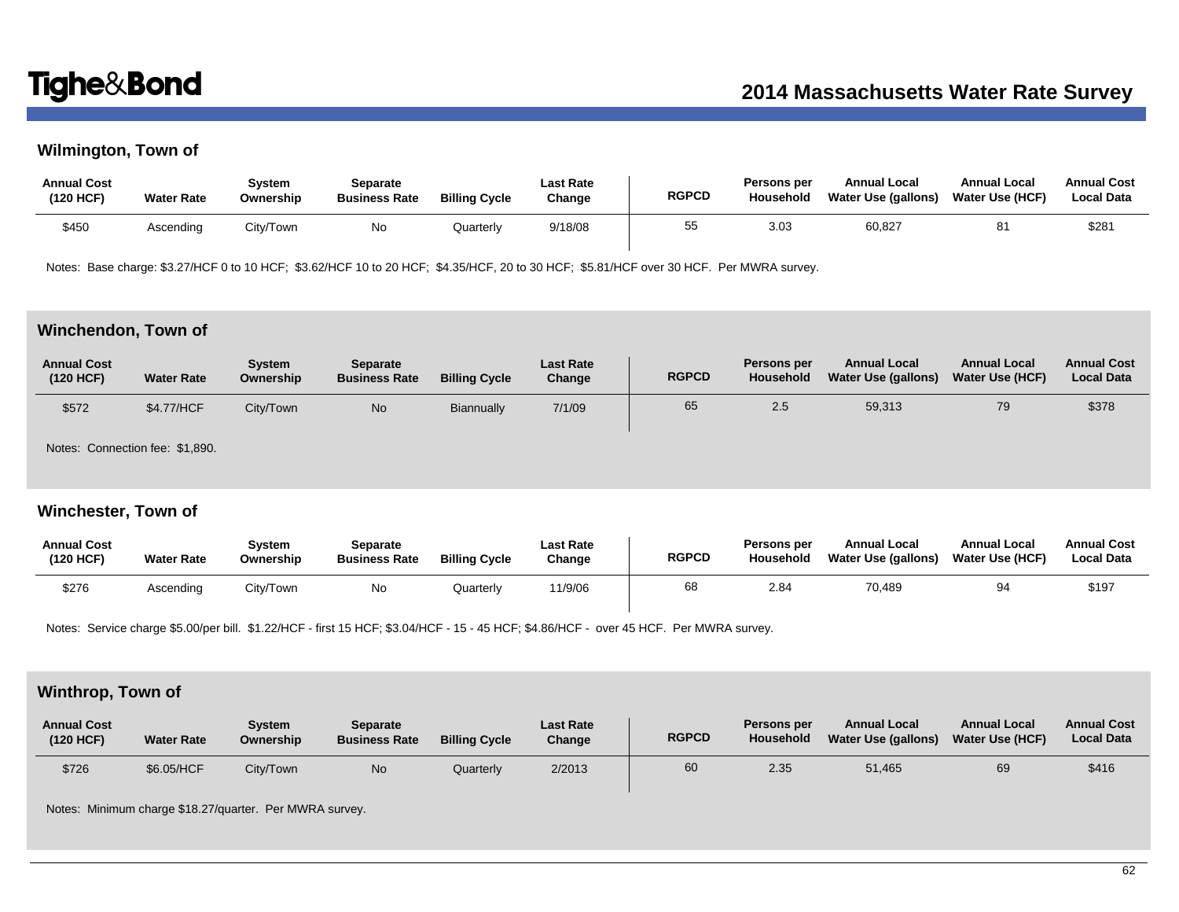## Wilmington, Town of

| Annual Cost (120 HCF) | Water Rate | System Ownership | Separate Business Rate | Billing Cycle | Last Rate Change | RGPCD | Persons per Household | Annual Local Water Use (gallons) | Annual Local Water Use (HCF) | Annual Cost Local Data |
|---|---|---|---|---|---|---|---|---|---|---|
| $450 | Ascending | City/Town | No | Quarterly | 9/18/08 | 55 | 3.03 | 60,827 | 81 | $281 |

Notes: Base charge: $3.27/HCF 0 to 10 HCF; $3.62/HCF 10 to 20 HCF; $4.35/HCF, 20 to 30 HCF; $5.81/HCF over 30 HCF. Per MWRA survey.

## Winchendon, Town of

| Annual Cost (120 HCF) | Water Rate | System Ownership | Separate Business Rate | Billing Cycle | Last Rate Change | RGPCD | Persons per Household | Annual Local Water Use (gallons) | Annual Local Water Use (HCF) | Annual Cost Local Data |
|---|---|---|---|---|---|---|---|---|---|---|
| $572 | $4.77/HCF | City/Town | No | Biannually | 7/1/09 | 65 | 2.5 | 59,313 | 79 | $378 |

Notes: Connection fee: $1,890.

## Winchester, Town of

| Annual Cost (120 HCF) | Water Rate | System Ownership | Separate Business Rate | Billing Cycle | Last Rate Change | RGPCD | Persons per Household | Annual Local Water Use (gallons) | Annual Local Water Use (HCF) | Annual Cost Local Data |
|---|---|---|---|---|---|---|---|---|---|---|
| $276 | Ascending | City/Town | No | Quarterly | 11/9/06 | 68 | 2.84 | 70,489 | 94 | $197 |

Notes: Service charge $5.00/per bill. $1.22/HCF - first 15 HCF; $3.04/HCF - 15 - 45 HCF; $4.86/HCF - over 45 HCF. Per MWRA survey.

## Winthrop, Town of

| Annual Cost (120 HCF) | Water Rate | System Ownership | Separate Business Rate | Billing Cycle | Last Rate Change | RGPCD | Persons per Household | Annual Local Water Use (gallons) | Annual Local Water Use (HCF) | Annual Cost Local Data |
|---|---|---|---|---|---|---|---|---|---|---|
| $726 | $6.05/HCF | City/Town | No | Quarterly | 2/2013 | 60 | 2.35 | 51,465 | 69 | $416 |

Notes: Minimum charge $18.27/quarter. Per MWRA survey.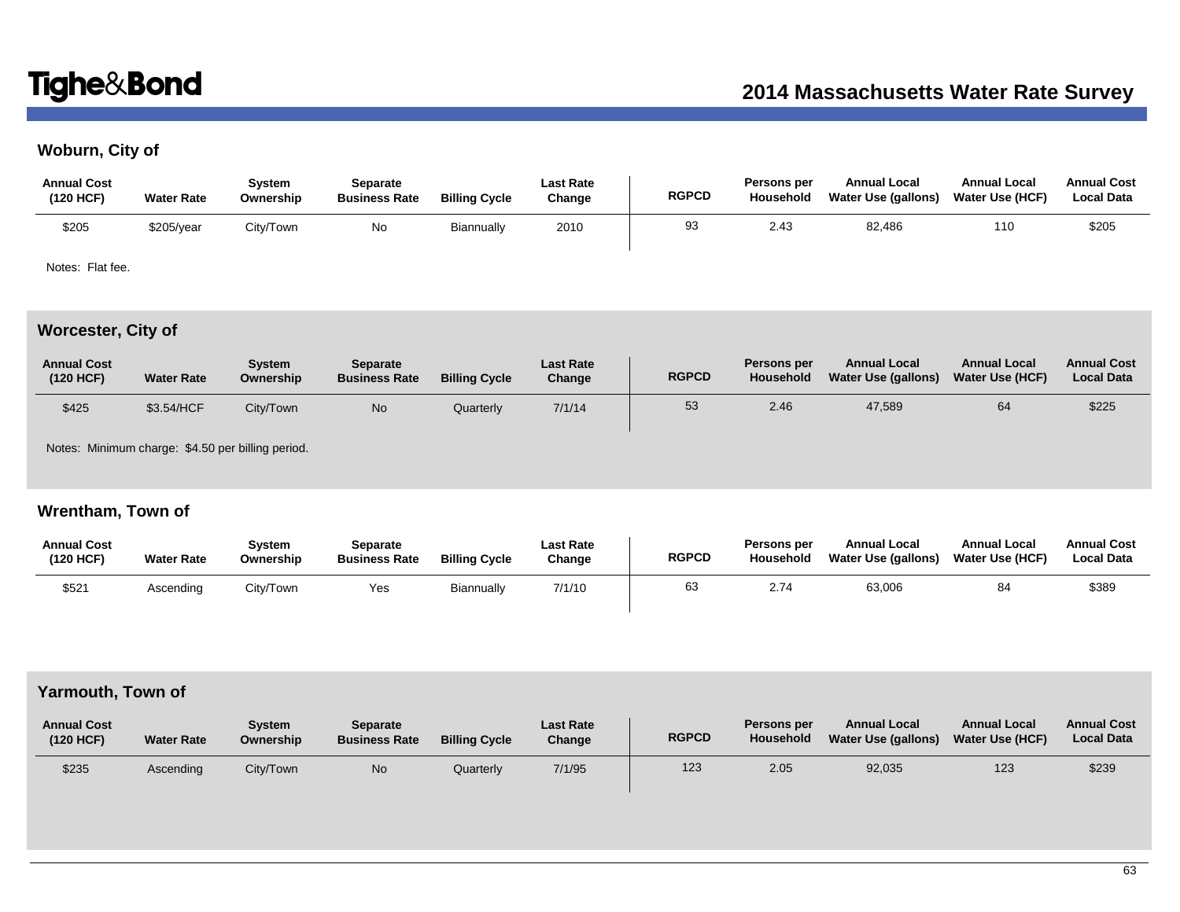## Woburn, City of

| Annual Cost (120 HCF) | Water Rate | System Ownership | Separate Business Rate | Billing Cycle | Last Rate Change | RGPCD | Persons per Household | Annual Local Water Use (gallons) | Annual Local Water Use (HCF) | Annual Cost Local Data |
|---|---|---|---|---|---|---|---|---|---|---|
| $205 | $205/year | City/Town | No | Biannually | 2010 | 93 | 2.43 | 82,486 | 110 | $205 |

Notes: Flat fee.

## Worcester, City of

| Annual Cost (120 HCF) | Water Rate | System Ownership | Separate Business Rate | Billing Cycle | Last Rate Change | RGPCD | Persons per Household | Annual Local Water Use (gallons) | Annual Local Water Use (HCF) | Annual Cost Local Data |
|---|---|---|---|---|---|---|---|---|---|---|
| $425 | $3.54/HCF | City/Town | No | Quarterly | 7/1/14 | 53 | 2.46 | 47,589 | 64 | $225 |

Notes: Minimum charge: $4.50 per billing period.

## Wrentham, Town of

| Annual Cost (120 HCF) | Water Rate | System Ownership | Separate Business Rate | Billing Cycle | Last Rate Change | RGPCD | Persons per Household | Annual Local Water Use (gallons) | Annual Local Water Use (HCF) | Annual Cost Local Data |
|---|---|---|---|---|---|---|---|---|---|---|
| $521 | Ascending | City/Town | Yes | Biannually | 7/1/10 | 63 | 2.74 | 63,006 | 84 | $389 |

## Yarmouth, Town of

| Annual Cost (120 HCF) | Water Rate | System Ownership | Separate Business Rate | Billing Cycle | Last Rate Change | RGPCD | Persons per Household | Annual Local Water Use (gallons) | Annual Local Water Use (HCF) | Annual Cost Local Data |
|---|---|---|---|---|---|---|---|---|---|---|
| $235 | Ascending | City/Town | No | Quarterly | 7/1/95 | 123 | 2.05 | 92,035 | 123 | $239 |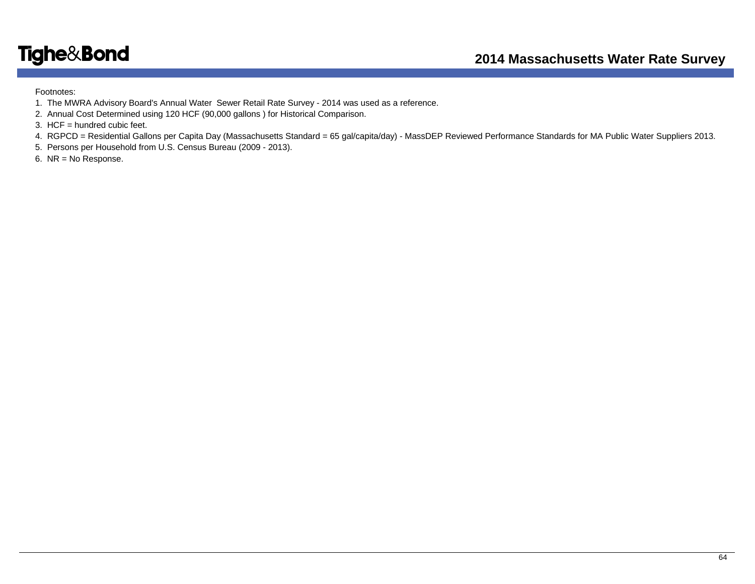Footnotes:

1. The MWRA Advisory Board's Annual Water  Sewer Retail Rate Survey - 2014 was used as a reference.
2. Annual Cost Determined using 120 HCF (90,000 gallons ) for Historical Comparison.
3. HCF = hundred cubic feet.
4. RGPCD = Residential Gallons per Capita Day (Massachusetts Standard = 65 gal/capita/day) - MassDEP Reviewed Performance Standards for MA Public Water Suppliers 2013.
5. Persons per Household from U.S. Census Bureau (2009 - 2013).
6. NR = No Response.